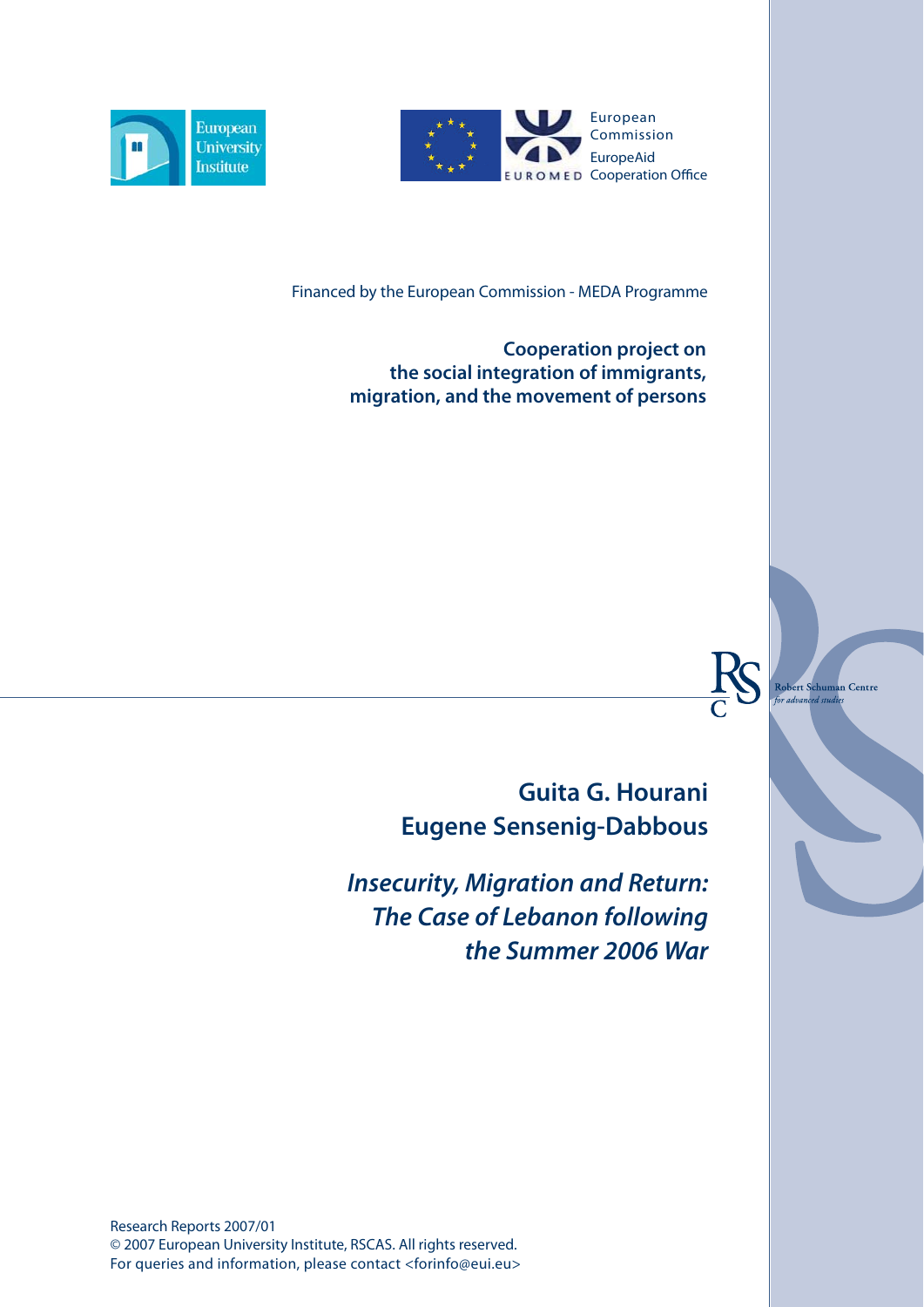European University Institute

European Commission
EuropeAid
Cooperation Office
EUROMED

Financed by the European Commission - MEDA Programme

**Cooperation project on the social integration of immigrants, migration, and the movement of persons**

Robert Schuman Centre *for advanced studies*

## Guita G. Hourani
## Eugene Sensenig-Dabbous

# *Insecurity, Migration and Return: The Case of Lebanon following the Summer 2006 War*

Research Reports 2007/01
© 2007 European University Institute, RSCAS. All rights reserved.
For queries and information, please contact <forinfo@eui.eu>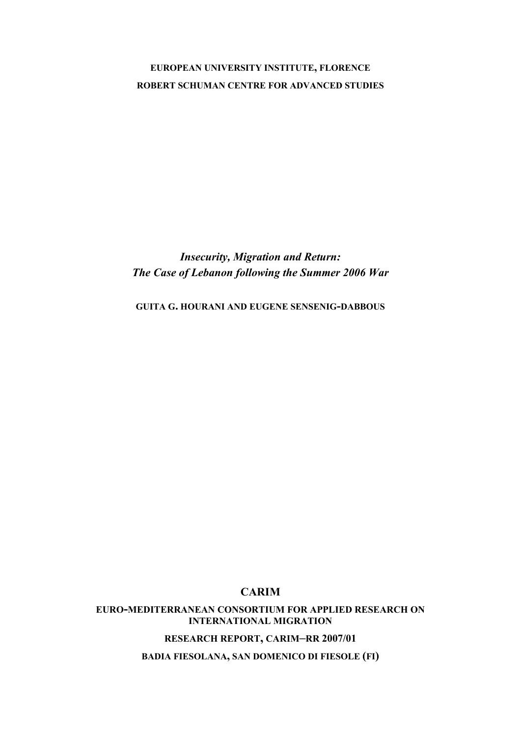**EUROPEAN UNIVERSITY INSTITUTE, FLORENCE**

**ROBERT SCHUMAN CENTRE FOR ADVANCED STUDIES**

# *Insecurity, Migration and Return: The Case of Lebanon following the Summer 2006 War*

**GUITA G. HOURANI AND EUGENE SENSENIG-DABBOUS**

**CARIM**

**EURO-MEDITERRANEAN CONSORTIUM FOR APPLIED RESEARCH ON INTERNATIONAL MIGRATION**

**RESEARCH REPORT, CARIM–RR 2007/01**

**BADIA FIESOLANA, SAN DOMENICO DI FIESOLE (FI)**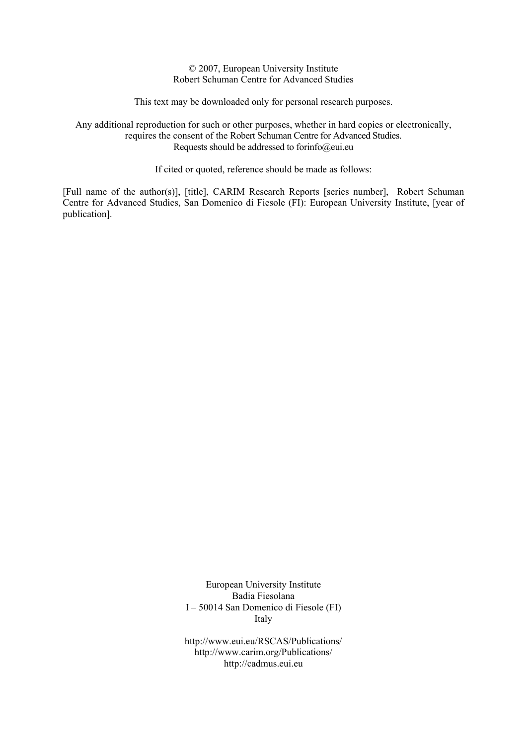© 2007, European University Institute
Robert Schuman Centre for Advanced Studies

This text may be downloaded only for personal research purposes.

Any additional reproduction for such or other purposes, whether in hard copies or electronically, requires the consent of the Robert Schuman Centre for Advanced Studies.
Requests should be addressed to forinfo@eui.eu

If cited or quoted, reference should be made as follows:

[Full name of the author(s)], [title], CARIM Research Reports [series number], Robert Schuman Centre for Advanced Studies, San Domenico di Fiesole (FI): European University Institute, [year of publication].

European University Institute
Badia Fiesolana
I – 50014 San Domenico di Fiesole (FI)
Italy

http://www.eui.eu/RSCAS/Publications/
http://www.carim.org/Publications/
http://cadmus.eui.eu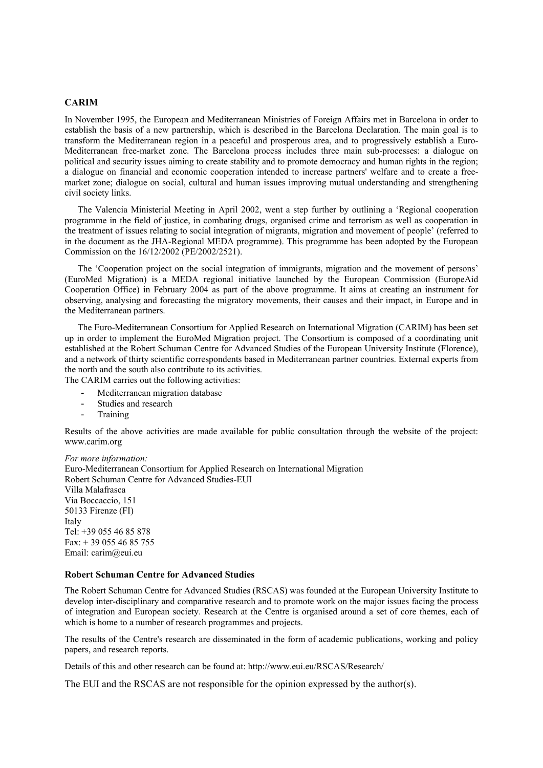**CARIM**

In November 1995, the European and Mediterranean Ministries of Foreign Affairs met in Barcelona in order to establish the basis of a new partnership, which is described in the Barcelona Declaration. The main goal is to transform the Mediterranean region in a peaceful and prosperous area, and to progressively establish a Euro-Mediterranean free-market zone. The Barcelona process includes three main sub-processes: a dialogue on political and security issues aiming to create stability and to promote democracy and human rights in the region; a dialogue on financial and economic cooperation intended to increase partners' welfare and to create a free-market zone; dialogue on social, cultural and human issues improving mutual understanding and strengthening civil society links.

The Valencia Ministerial Meeting in April 2002, went a step further by outlining a 'Regional cooperation programme in the field of justice, in combating drugs, organised crime and terrorism as well as cooperation in the treatment of issues relating to social integration of migrants, migration and movement of people' (referred to in the document as the JHA-Regional MEDA programme). This programme has been adopted by the European Commission on the 16/12/2002 (PE/2002/2521).

The 'Cooperation project on the social integration of immigrants, migration and the movement of persons' (EuroMed Migration) is a MEDA regional initiative launched by the European Commission (EuropeAid Cooperation Office) in February 2004 as part of the above programme. It aims at creating an instrument for observing, analysing and forecasting the migratory movements, their causes and their impact, in Europe and in the Mediterranean partners.

The Euro-Mediterranean Consortium for Applied Research on International Migration (CARIM) has been set up in order to implement the EuroMed Migration project. The Consortium is composed of a coordinating unit established at the Robert Schuman Centre for Advanced Studies of the European University Institute (Florence), and a network of thirty scientific correspondents based in Mediterranean partner countries. External experts from the north and the south also contribute to its activities.
The CARIM carries out the following activities:

- Mediterranean migration database
- Studies and research
- Training

Results of the above activities are made available for public consultation through the website of the project: www.carim.org

*For more information:*
Euro-Mediterranean Consortium for Applied Research on International Migration
Robert Schuman Centre for Advanced Studies-EUI
Villa Malafrasca
Via Boccaccio, 151
50133 Firenze (FI)
Italy
Tel: +39 055 46 85 878
Fax: + 39 055 46 85 755
Email: carim@eui.eu

**Robert Schuman Centre for Advanced Studies**

The Robert Schuman Centre for Advanced Studies (RSCAS) was founded at the European University Institute to develop inter-disciplinary and comparative research and to promote work on the major issues facing the process of integration and European society. Research at the Centre is organised around a set of core themes, each of which is home to a number of research programmes and projects.

The results of the Centre's research are disseminated in the form of academic publications, working and policy papers, and research reports.

Details of this and other research can be found at: http://www.eui.eu/RSCAS/Research/

The EUI and the RSCAS are not responsible for the opinion expressed by the author(s).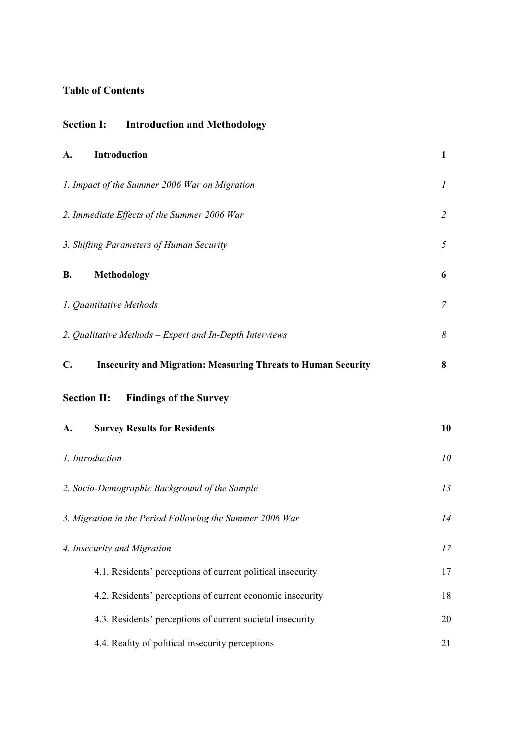## Table of Contents

### Section I: Introduction and Methodology

| | |
|---|---|
| **A. Introduction** | **1** |
| *1. Impact of the Summer 2006 War on Migration* | *1* |
| *2. Immediate Effects of the Summer 2006 War* | *2* |
| *3. Shifting Parameters of Human Security* | *5* |
| **B. Methodology** | **6** |
| *1. Quantitative Methods* | *7* |
| *2. Qualitative Methods – Expert and In-Depth Interviews* | *8* |
| **C. Insecurity and Migration: Measuring Threats to Human Security** | **8** |

### Section II: Findings of the Survey

| | |
|---|---|
| **A. Survey Results for Residents** | **10** |
| *1. Introduction* | *10* |
| *2. Socio-Demographic Background of the Sample* | *13* |
| *3. Migration in the Period Following the Summer 2006 War* | *14* |
| *4. Insecurity and Migration* | *17* |
| 4.1. Residents' perceptions of current political insecurity | 17 |
| 4.2. Residents' perceptions of current economic insecurity | 18 |
| 4.3. Residents' perceptions of current societal insecurity | 20 |
| 4.4. Reality of political insecurity perceptions | 21 |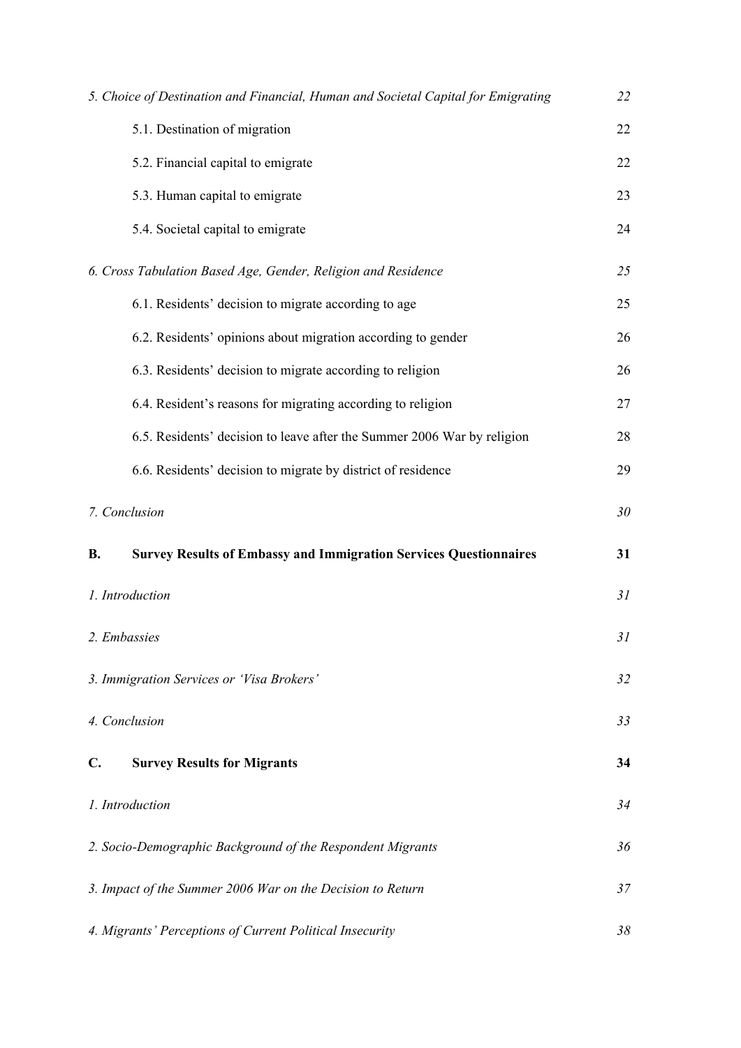| | |
|---|---|
| *5. Choice of Destination and Financial, Human and Societal Capital for Emigrating* | *22* |
| 5.1. Destination of migration | 22 |
| 5.2. Financial capital to emigrate | 22 |
| 5.3. Human capital to emigrate | 23 |
| 5.4. Societal capital to emigrate | 24 |
| *6. Cross Tabulation Based Age, Gender, Religion and Residence* | *25* |
| 6.1. Residents' decision to migrate according to age | 25 |
| 6.2. Residents' opinions about migration according to gender | 26 |
| 6.3. Residents' decision to migrate according to religion | 26 |
| 6.4. Resident's reasons for migrating according to religion | 27 |
| 6.5. Residents' decision to leave after the Summer 2006 War by religion | 28 |
| 6.6. Residents' decision to migrate by district of residence | 29 |
| *7. Conclusion* | *30* |
| **B. Survey Results of Embassy and Immigration Services Questionnaires** | **31** |
| *1. Introduction* | *31* |
| *2. Embassies* | *31* |
| *3. Immigration Services or 'Visa Brokers'* | *32* |
| *4. Conclusion* | *33* |
| **C. Survey Results for Migrants** | **34** |
| *1. Introduction* | *34* |
| *2. Socio-Demographic Background of the Respondent Migrants* | *36* |
| *3. Impact of the Summer 2006 War on the Decision to Return* | *37* |
| *4. Migrants' Perceptions of Current Political Insecurity* | *38* |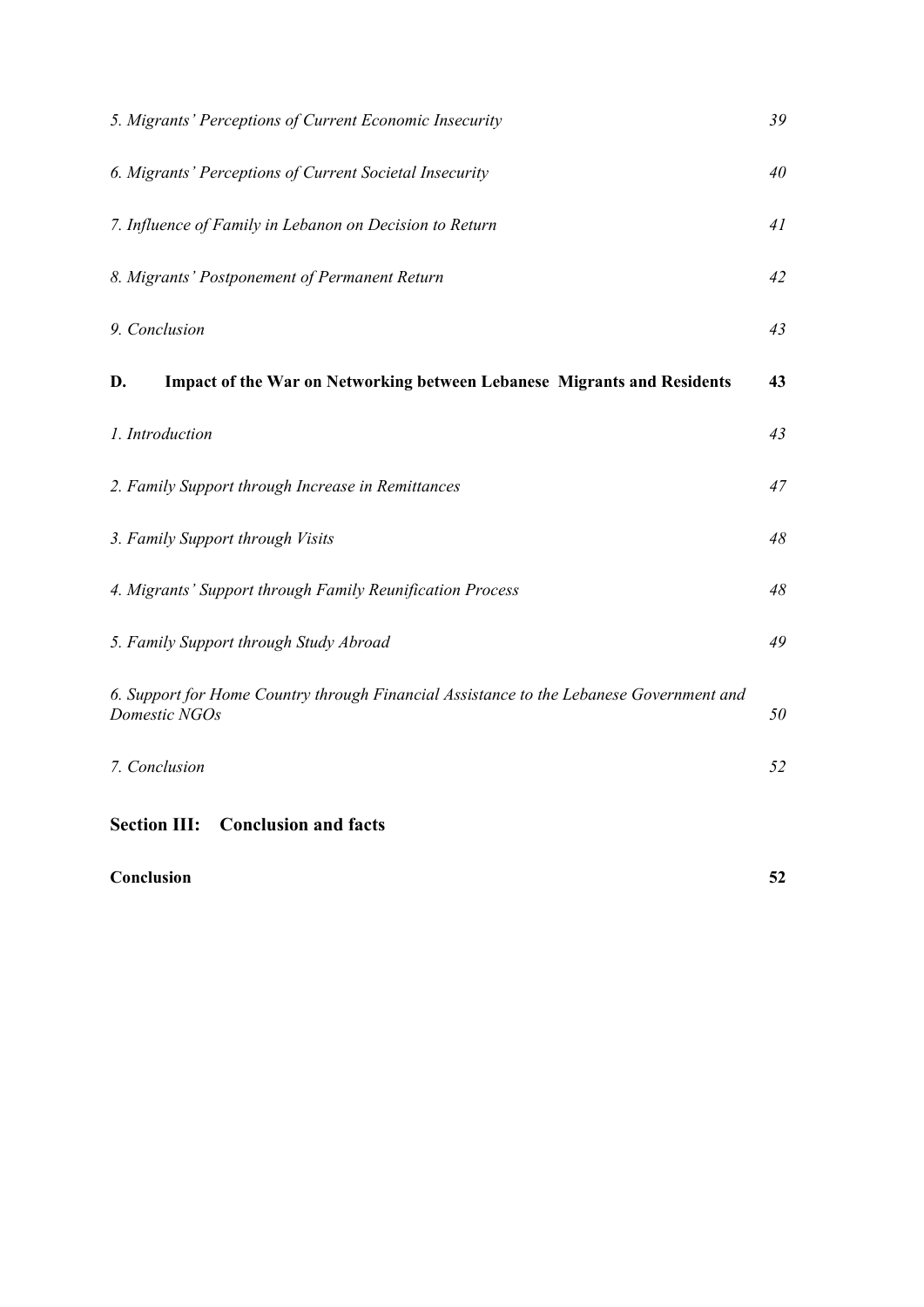*5. Migrants' Perceptions of Current Economic Insecurity* *39*

*6. Migrants' Perceptions of Current Societal Insecurity* *40*

*7. Influence of Family in Lebanon on Decision to Return* *41*

*8. Migrants' Postponement of Permanent Return* *42*

*9. Conclusion* *43*

**D. Impact of the War on Networking between Lebanese Migrants and Residents** **43**

*1. Introduction* *43*

*2. Family Support through Increase in Remittances* *47*

*3. Family Support through Visits* *48*

*4. Migrants' Support through Family Reunification Process* *48*

*5. Family Support through Study Abroad* *49*

*6. Support for Home Country through Financial Assistance to the Lebanese Government and Domestic NGOs* *50*

*7. Conclusion* *52*

**Section III: Conclusion and facts**

**Conclusion** **52**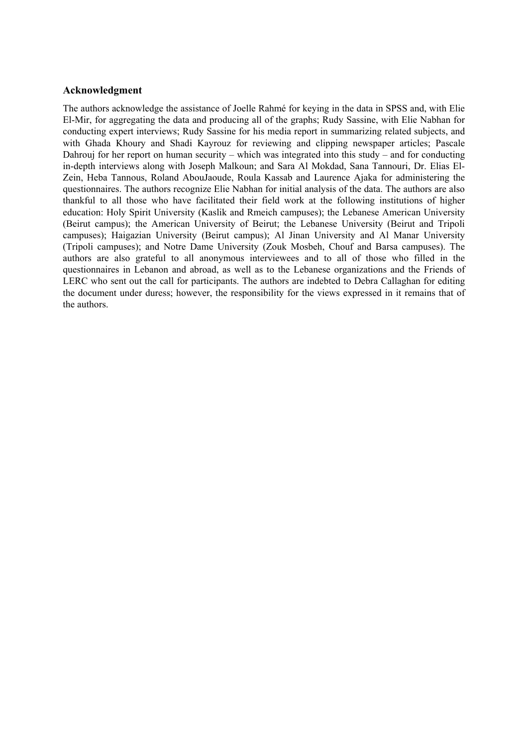### Acknowledgment

The authors acknowledge the assistance of Joelle Rahmé for keying in the data in SPSS and, with Elie El-Mir, for aggregating the data and producing all of the graphs; Rudy Sassine, with Elie Nabhan for conducting expert interviews; Rudy Sassine for his media report in summarizing related subjects, and with Ghada Khoury and Shadi Kayrouz for reviewing and clipping newspaper articles; Pascale Dahrouj for her report on human security – which was integrated into this study – and for conducting in-depth interviews along with Joseph Malkoun; and Sara Al Mokdad, Sana Tannouri, Dr. Elias El-Zein, Heba Tannous, Roland AbouJaoude, Roula Kassab and Laurence Ajaka for administering the questionnaires. The authors recognize Elie Nabhan for initial analysis of the data. The authors are also thankful to all those who have facilitated their field work at the following institutions of higher education: Holy Spirit University (Kaslik and Rmeich campuses); the Lebanese American University (Beirut campus); the American University of Beirut; the Lebanese University (Beirut and Tripoli campuses); Haigazian University (Beirut campus); Al Jinan University and Al Manar University (Tripoli campuses); and Notre Dame University (Zouk Mosbeh, Chouf and Barsa campuses). The authors are also grateful to all anonymous interviewees and to all of those who filled in the questionnaires in Lebanon and abroad, as well as to the Lebanese organizations and the Friends of LERC who sent out the call for participants. The authors are indebted to Debra Callaghan for editing the document under duress; however, the responsibility for the views expressed in it remains that of the authors.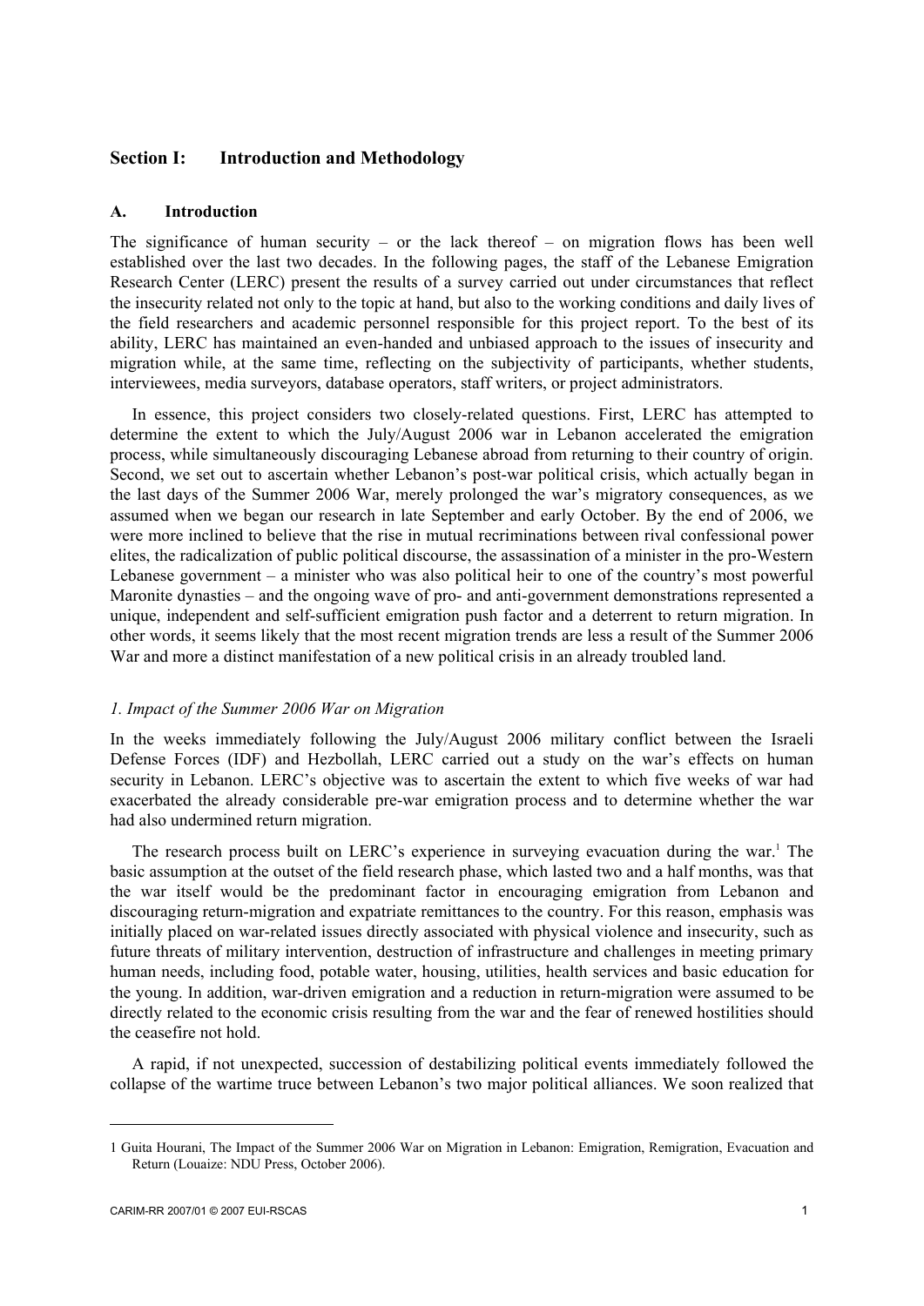## Section I: Introduction and Methodology

### A. Introduction

The significance of human security – or the lack thereof – on migration flows has been well established over the last two decades. In the following pages, the staff of the Lebanese Emigration Research Center (LERC) present the results of a survey carried out under circumstances that reflect the insecurity related not only to the topic at hand, but also to the working conditions and daily lives of the field researchers and academic personnel responsible for this project report. To the best of its ability, LERC has maintained an even-handed and unbiased approach to the issues of insecurity and migration while, at the same time, reflecting on the subjectivity of participants, whether students, interviewees, media surveyors, database operators, staff writers, or project administrators.

In essence, this project considers two closely-related questions. First, LERC has attempted to determine the extent to which the July/August 2006 war in Lebanon accelerated the emigration process, while simultaneously discouraging Lebanese abroad from returning to their country of origin. Second, we set out to ascertain whether Lebanon's post-war political crisis, which actually began in the last days of the Summer 2006 War, merely prolonged the war's migratory consequences, as we assumed when we began our research in late September and early October. By the end of 2006, we were more inclined to believe that the rise in mutual recriminations between rival confessional power elites, the radicalization of public political discourse, the assassination of a minister in the pro-Western Lebanese government – a minister who was also political heir to one of the country's most powerful Maronite dynasties – and the ongoing wave of pro- and anti-government demonstrations represented a unique, independent and self-sufficient emigration push factor and a deterrent to return migration. In other words, it seems likely that the most recent migration trends are less a result of the Summer 2006 War and more a distinct manifestation of a new political crisis in an already troubled land.

#### *1. Impact of the Summer 2006 War on Migration*

In the weeks immediately following the July/August 2006 military conflict between the Israeli Defense Forces (IDF) and Hezbollah, LERC carried out a study on the war's effects on human security in Lebanon. LERC's objective was to ascertain the extent to which five weeks of war had exacerbated the already considerable pre-war emigration process and to determine whether the war had also undermined return migration.

The research process built on LERC's experience in surveying evacuation during the war.[1] The basic assumption at the outset of the field research phase, which lasted two and a half months, was that the war itself would be the predominant factor in encouraging emigration from Lebanon and discouraging return-migration and expatriate remittances to the country. For this reason, emphasis was initially placed on war-related issues directly associated with physical violence and insecurity, such as future threats of military intervention, destruction of infrastructure and challenges in meeting primary human needs, including food, potable water, housing, utilities, health services and basic education for the young. In addition, war-driven emigration and a reduction in return-migration were assumed to be directly related to the economic crisis resulting from the war and the fear of renewed hostilities should the ceasefire not hold.

A rapid, if not unexpected, succession of destabilizing political events immediately followed the collapse of the wartime truce between Lebanon's two major political alliances. We soon realized that

---

1 Guita Hourani, The Impact of the Summer 2006 War on Migration in Lebanon: Emigration, Remigration, Evacuation and Return (Louaize: NDU Press, October 2006).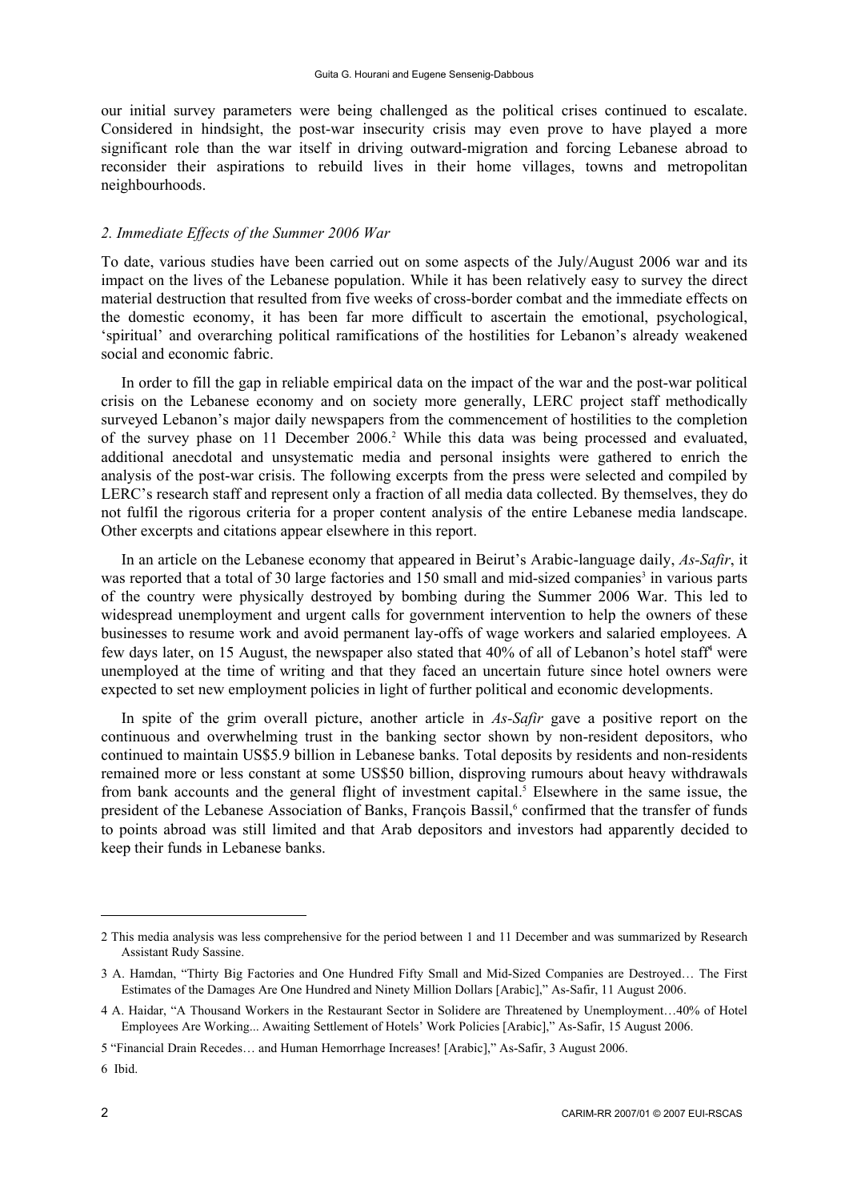our initial survey parameters were being challenged as the political crises continued to escalate. Considered in hindsight, the post-war insecurity crisis may even prove to have played a more significant role than the war itself in driving outward-migration and forcing Lebanese abroad to reconsider their aspirations to rebuild lives in their home villages, towns and metropolitan neighbourhoods.

### *2. Immediate Effects of the Summer 2006 War*

To date, various studies have been carried out on some aspects of the July/August 2006 war and its impact on the lives of the Lebanese population. While it has been relatively easy to survey the direct material destruction that resulted from five weeks of cross-border combat and the immediate effects on the domestic economy, it has been far more difficult to ascertain the emotional, psychological, 'spiritual' and overarching political ramifications of the hostilities for Lebanon's already weakened social and economic fabric.

In order to fill the gap in reliable empirical data on the impact of the war and the post-war political crisis on the Lebanese economy and on society more generally, LERC project staff methodically surveyed Lebanon's major daily newspapers from the commencement of hostilities to the completion of the survey phase on 11 December 2006.[2] While this data was being processed and evaluated, additional anecdotal and unsystematic media and personal insights were gathered to enrich the analysis of the post-war crisis. The following excerpts from the press were selected and compiled by LERC's research staff and represent only a fraction of all media data collected. By themselves, they do not fulfil the rigorous criteria for a proper content analysis of the entire Lebanese media landscape. Other excerpts and citations appear elsewhere in this report.

In an article on the Lebanese economy that appeared in Beirut's Arabic-language daily, *As-Safir*, it was reported that a total of 30 large factories and 150 small and mid-sized companies[3] in various parts of the country were physically destroyed by bombing during the Summer 2006 War. This led to widespread unemployment and urgent calls for government intervention to help the owners of these businesses to resume work and avoid permanent lay-offs of wage workers and salaried employees. A few days later, on 15 August, the newspaper also stated that 40% of all of Lebanon's hotel staff[4] were unemployed at the time of writing and that they faced an uncertain future since hotel owners were expected to set new employment policies in light of further political and economic developments.

In spite of the grim overall picture, another article in *As-Safir* gave a positive report on the continuous and overwhelming trust in the banking sector shown by non-resident depositors, who continued to maintain US$5.9 billion in Lebanese banks. Total deposits by residents and non-residents remained more or less constant at some US$50 billion, disproving rumours about heavy withdrawals from bank accounts and the general flight of investment capital.[5] Elsewhere in the same issue, the president of the Lebanese Association of Banks, François Bassil,[6] confirmed that the transfer of funds to points abroad was still limited and that Arab depositors and investors had apparently decided to keep their funds in Lebanese banks.

---

2 This media analysis was less comprehensive for the period between 1 and 11 December and was summarized by Research Assistant Rudy Sassine.

3 A. Hamdan, "Thirty Big Factories and One Hundred Fifty Small and Mid-Sized Companies are Destroyed… The First Estimates of the Damages Are One Hundred and Ninety Million Dollars [Arabic]," As-Safir, 11 August 2006.

4 A. Haidar, "A Thousand Workers in the Restaurant Sector in Solidere are Threatened by Unemployment…40% of Hotel Employees Are Working... Awaiting Settlement of Hotels' Work Policies [Arabic]," As-Safir, 15 August 2006.

5 "Financial Drain Recedes… and Human Hemorrhage Increases! [Arabic]," As-Safir, 3 August 2006.

6 Ibid.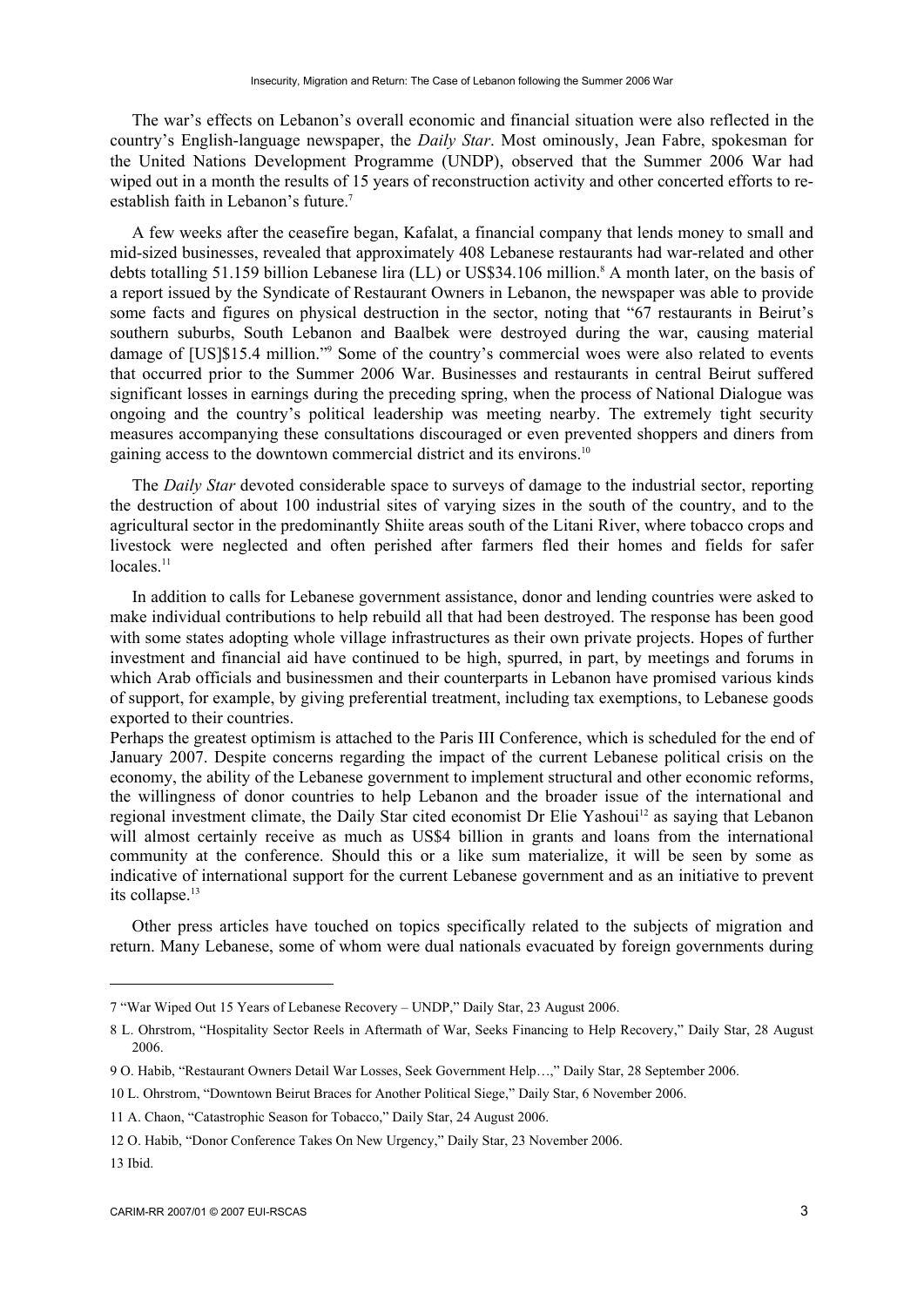The war's effects on Lebanon's overall economic and financial situation were also reflected in the country's English-language newspaper, the *Daily Star*. Most ominously, Jean Fabre, spokesman for the United Nations Development Programme (UNDP), observed that the Summer 2006 War had wiped out in a month the results of 15 years of reconstruction activity and other concerted efforts to re-establish faith in Lebanon's future.[7]

A few weeks after the ceasefire began, Kafalat, a financial company that lends money to small and mid-sized businesses, revealed that approximately 408 Lebanese restaurants had war-related and other debts totalling 51.159 billion Lebanese lira (LL) or US$34.106 million.[8] A month later, on the basis of a report issued by the Syndicate of Restaurant Owners in Lebanon, the newspaper was able to provide some facts and figures on physical destruction in the sector, noting that "67 restaurants in Beirut's southern suburbs, South Lebanon and Baalbek were destroyed during the war, causing material damage of [US]$15.4 million."[9] Some of the country's commercial woes were also related to events that occurred prior to the Summer 2006 War. Businesses and restaurants in central Beirut suffered significant losses in earnings during the preceding spring, when the process of National Dialogue was ongoing and the country's political leadership was meeting nearby. The extremely tight security measures accompanying these consultations discouraged or even prevented shoppers and diners from gaining access to the downtown commercial district and its environs.[10]

The *Daily Star* devoted considerable space to surveys of damage to the industrial sector, reporting the destruction of about 100 industrial sites of varying sizes in the south of the country, and to the agricultural sector in the predominantly Shiite areas south of the Litani River, where tobacco crops and livestock were neglected and often perished after farmers fled their homes and fields for safer locales.[11]

In addition to calls for Lebanese government assistance, donor and lending countries were asked to make individual contributions to help rebuild all that had been destroyed. The response has been good with some states adopting whole village infrastructures as their own private projects. Hopes of further investment and financial aid have continued to be high, spurred, in part, by meetings and forums in which Arab officials and businessmen and their counterparts in Lebanon have promised various kinds of support, for example, by giving preferential treatment, including tax exemptions, to Lebanese goods exported to their countries.

Perhaps the greatest optimism is attached to the Paris III Conference, which is scheduled for the end of January 2007. Despite concerns regarding the impact of the current Lebanese political crisis on the economy, the ability of the Lebanese government to implement structural and other economic reforms, the willingness of donor countries to help Lebanon and the broader issue of the international and regional investment climate, the Daily Star cited economist Dr Elie Yashoui[12] as saying that Lebanon will almost certainly receive as much as US$4 billion in grants and loans from the international community at the conference. Should this or a like sum materialize, it will be seen by some as indicative of international support for the current Lebanese government and as an initiative to prevent its collapse.[13]

Other press articles have touched on topics specifically related to the subjects of migration and return. Many Lebanese, some of whom were dual nationals evacuated by foreign governments during

---

7 "War Wiped Out 15 Years of Lebanese Recovery – UNDP," Daily Star, 23 August 2006.

8 L. Ohrstrom, "Hospitality Sector Reels in Aftermath of War, Seeks Financing to Help Recovery," Daily Star, 28 August 2006.

9 O. Habib, "Restaurant Owners Detail War Losses, Seek Government Help…," Daily Star, 28 September 2006.

10 L. Ohrstrom, "Downtown Beirut Braces for Another Political Siege," Daily Star, 6 November 2006.

11 A. Chaon, "Catastrophic Season for Tobacco," Daily Star, 24 August 2006.

12 O. Habib, "Donor Conference Takes On New Urgency," Daily Star, 23 November 2006.

13 Ibid.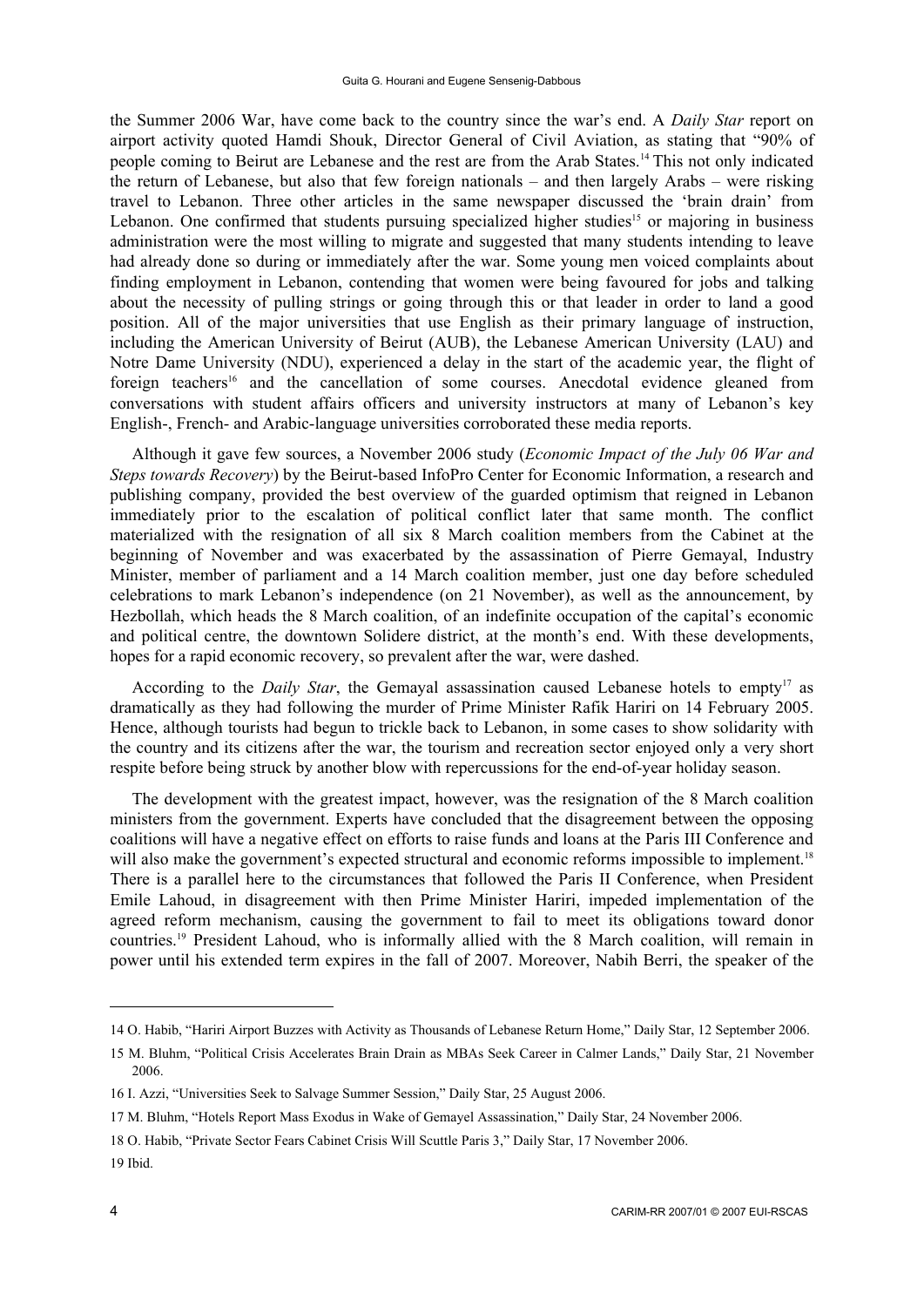the Summer 2006 War, have come back to the country since the war's end. A *Daily Star* report on airport activity quoted Hamdi Shouk, Director General of Civil Aviation, as stating that "90% of people coming to Beirut are Lebanese and the rest are from the Arab States.[14] This not only indicated the return of Lebanese, but also that few foreign nationals – and then largely Arabs – were risking travel to Lebanon. Three other articles in the same newspaper discussed the 'brain drain' from Lebanon. One confirmed that students pursuing specialized higher studies[15] or majoring in business administration were the most willing to migrate and suggested that many students intending to leave had already done so during or immediately after the war. Some young men voiced complaints about finding employment in Lebanon, contending that women were being favoured for jobs and talking about the necessity of pulling strings or going through this or that leader in order to land a good position. All of the major universities that use English as their primary language of instruction, including the American University of Beirut (AUB), the Lebanese American University (LAU) and Notre Dame University (NDU), experienced a delay in the start of the academic year, the flight of foreign teachers[16] and the cancellation of some courses. Anecdotal evidence gleaned from conversations with student affairs officers and university instructors at many of Lebanon's key English-, French- and Arabic-language universities corroborated these media reports.

Although it gave few sources, a November 2006 study (*Economic Impact of the July 06 War and Steps towards Recovery*) by the Beirut-based InfoPro Center for Economic Information, a research and publishing company, provided the best overview of the guarded optimism that reigned in Lebanon immediately prior to the escalation of political conflict later that same month. The conflict materialized with the resignation of all six 8 March coalition members from the Cabinet at the beginning of November and was exacerbated by the assassination of Pierre Gemayal, Industry Minister, member of parliament and a 14 March coalition member, just one day before scheduled celebrations to mark Lebanon's independence (on 21 November), as well as the announcement, by Hezbollah, which heads the 8 March coalition, of an indefinite occupation of the capital's economic and political centre, the downtown Solidere district, at the month's end. With these developments, hopes for a rapid economic recovery, so prevalent after the war, were dashed.

According to the *Daily Star*, the Gemayal assassination caused Lebanese hotels to empty[17] as dramatically as they had following the murder of Prime Minister Rafik Hariri on 14 February 2005. Hence, although tourists had begun to trickle back to Lebanon, in some cases to show solidarity with the country and its citizens after the war, the tourism and recreation sector enjoyed only a very short respite before being struck by another blow with repercussions for the end-of-year holiday season.

The development with the greatest impact, however, was the resignation of the 8 March coalition ministers from the government. Experts have concluded that the disagreement between the opposing coalitions will have a negative effect on efforts to raise funds and loans at the Paris III Conference and will also make the government's expected structural and economic reforms impossible to implement.[18] There is a parallel here to the circumstances that followed the Paris II Conference, when President Emile Lahoud, in disagreement with then Prime Minister Hariri, impeded implementation of the agreed reform mechanism, causing the government to fail to meet its obligations toward donor countries.[19] President Lahoud, who is informally allied with the 8 March coalition, will remain in power until his extended term expires in the fall of 2007. Moreover, Nabih Berri, the speaker of the

---

14 O. Habib, "Hariri Airport Buzzes with Activity as Thousands of Lebanese Return Home," Daily Star, 12 September 2006.

15 M. Bluhm, "Political Crisis Accelerates Brain Drain as MBAs Seek Career in Calmer Lands," Daily Star, 21 November 2006.

16 I. Azzi, "Universities Seek to Salvage Summer Session," Daily Star, 25 August 2006.

17 M. Bluhm, "Hotels Report Mass Exodus in Wake of Gemayel Assassination," Daily Star, 24 November 2006.

18 O. Habib, "Private Sector Fears Cabinet Crisis Will Scuttle Paris 3," Daily Star, 17 November 2006.

19 Ibid.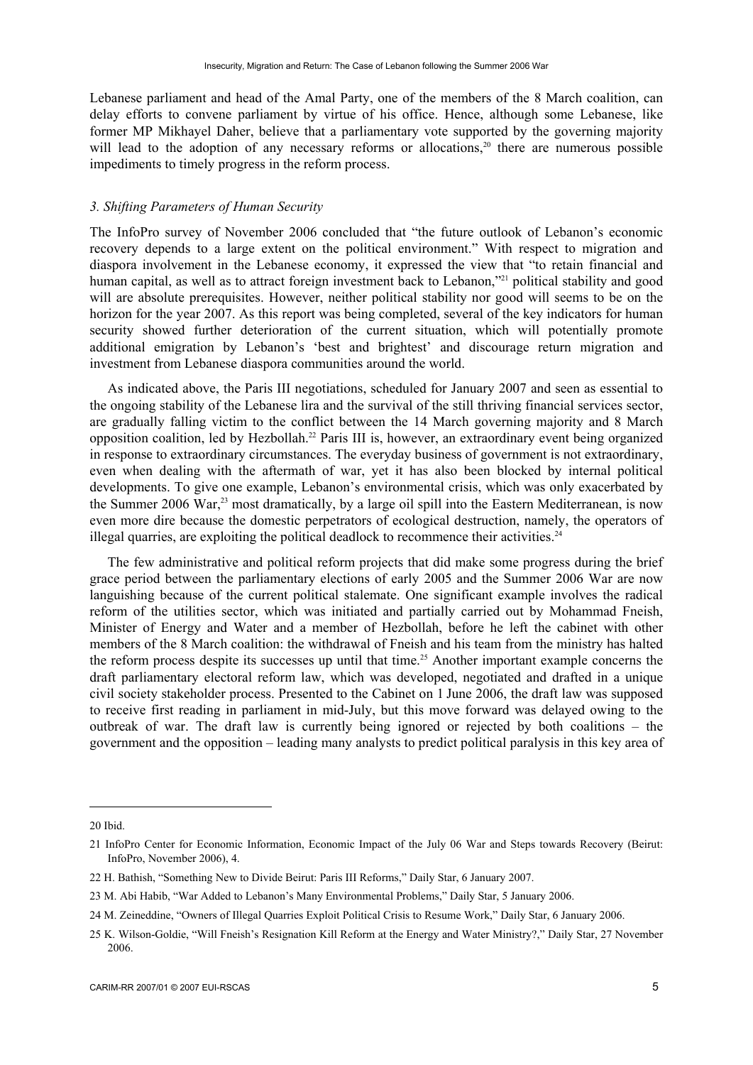Lebanese parliament and head of the Amal Party, one of the members of the 8 March coalition, can delay efforts to convene parliament by virtue of his office. Hence, although some Lebanese, like former MP Mikhayel Daher, believe that a parliamentary vote supported by the governing majority will lead to the adoption of any necessary reforms or allocations,[20] there are numerous possible impediments to timely progress in the reform process.

### *3. Shifting Parameters of Human Security*

The InfoPro survey of November 2006 concluded that "the future outlook of Lebanon's economic recovery depends to a large extent on the political environment." With respect to migration and diaspora involvement in the Lebanese economy, it expressed the view that "to retain financial and human capital, as well as to attract foreign investment back to Lebanon,"[21] political stability and good will are absolute prerequisites. However, neither political stability nor good will seems to be on the horizon for the year 2007. As this report was being completed, several of the key indicators for human security showed further deterioration of the current situation, which will potentially promote additional emigration by Lebanon's 'best and brightest' and discourage return migration and investment from Lebanese diaspora communities around the world.

As indicated above, the Paris III negotiations, scheduled for January 2007 and seen as essential to the ongoing stability of the Lebanese lira and the survival of the still thriving financial services sector, are gradually falling victim to the conflict between the 14 March governing majority and 8 March opposition coalition, led by Hezbollah.[22] Paris III is, however, an extraordinary event being organized in response to extraordinary circumstances. The everyday business of government is not extraordinary, even when dealing with the aftermath of war, yet it has also been blocked by internal political developments. To give one example, Lebanon's environmental crisis, which was only exacerbated by the Summer 2006 War,[23] most dramatically, by a large oil spill into the Eastern Mediterranean, is now even more dire because the domestic perpetrators of ecological destruction, namely, the operators of illegal quarries, are exploiting the political deadlock to recommence their activities.[24]

The few administrative and political reform projects that did make some progress during the brief grace period between the parliamentary elections of early 2005 and the Summer 2006 War are now languishing because of the current political stalemate. One significant example involves the radical reform of the utilities sector, which was initiated and partially carried out by Mohammad Fneish, Minister of Energy and Water and a member of Hezbollah, before he left the cabinet with other members of the 8 March coalition: the withdrawal of Fneish and his team from the ministry has halted the reform process despite its successes up until that time.[25] Another important example concerns the draft parliamentary electoral reform law, which was developed, negotiated and drafted in a unique civil society stakeholder process. Presented to the Cabinet on 1 June 2006, the draft law was supposed to receive first reading in parliament in mid-July, but this move forward was delayed owing to the outbreak of war. The draft law is currently being ignored or rejected by both coalitions – the government and the opposition – leading many analysts to predict political paralysis in this key area of

---

20 Ibid.

21 InfoPro Center for Economic Information, Economic Impact of the July 06 War and Steps towards Recovery (Beirut: InfoPro, November 2006), 4.

22 H. Bathish, "Something New to Divide Beirut: Paris III Reforms," Daily Star, 6 January 2007.

23 M. Abi Habib, "War Added to Lebanon's Many Environmental Problems," Daily Star, 5 January 2006.

24 M. Zeineddine, "Owners of Illegal Quarries Exploit Political Crisis to Resume Work," Daily Star, 6 January 2006.

25 K. Wilson-Goldie, "Will Fneish's Resignation Kill Reform at the Energy and Water Ministry?," Daily Star, 27 November 2006.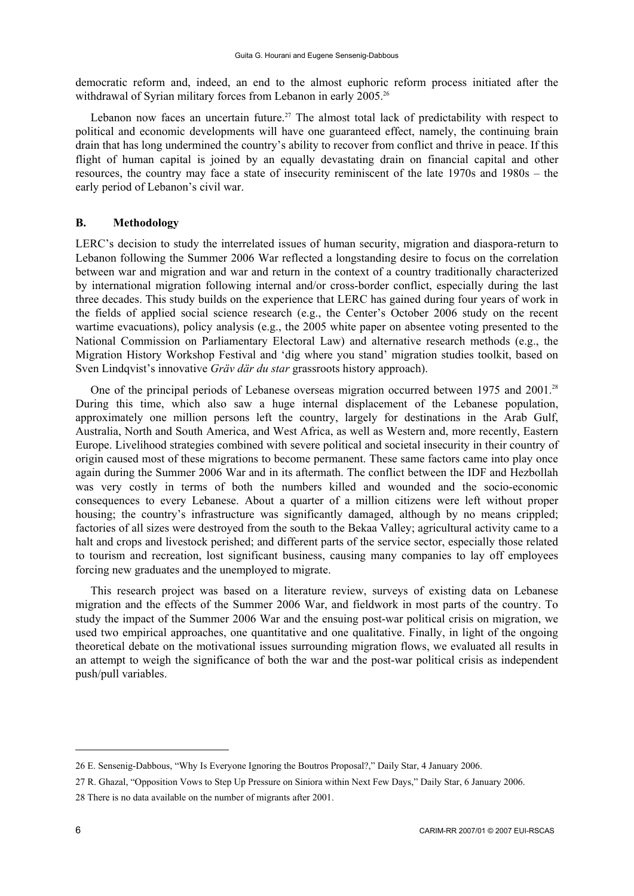democratic reform and, indeed, an end to the almost euphoric reform process initiated after the withdrawal of Syrian military forces from Lebanon in early 2005.[26]

Lebanon now faces an uncertain future.[27] The almost total lack of predictability with respect to political and economic developments will have one guaranteed effect, namely, the continuing brain drain that has long undermined the country's ability to recover from conflict and thrive in peace. If this flight of human capital is joined by an equally devastating drain on financial capital and other resources, the country may face a state of insecurity reminiscent of the late 1970s and 1980s – the early period of Lebanon's civil war.

## B. Methodology

LERC's decision to study the interrelated issues of human security, migration and diaspora-return to Lebanon following the Summer 2006 War reflected a longstanding desire to focus on the correlation between war and migration and war and return in the context of a country traditionally characterized by international migration following internal and/or cross-border conflict, especially during the last three decades. This study builds on the experience that LERC has gained during four years of work in the fields of applied social science research (e.g., the Center's October 2006 study on the recent wartime evacuations), policy analysis (e.g., the 2005 white paper on absentee voting presented to the National Commission on Parliamentary Electoral Law) and alternative research methods (e.g., the Migration History Workshop Festival and 'dig where you stand' migration studies toolkit, based on Sven Lindqvist's innovative *Gräv där du star* grassroots history approach).

One of the principal periods of Lebanese overseas migration occurred between 1975 and 2001.[28] During this time, which also saw a huge internal displacement of the Lebanese population, approximately one million persons left the country, largely for destinations in the Arab Gulf, Australia, North and South America, and West Africa, as well as Western and, more recently, Eastern Europe. Livelihood strategies combined with severe political and societal insecurity in their country of origin caused most of these migrations to become permanent. These same factors came into play once again during the Summer 2006 War and in its aftermath. The conflict between the IDF and Hezbollah was very costly in terms of both the numbers killed and wounded and the socio-economic consequences to every Lebanese. About a quarter of a million citizens were left without proper housing; the country's infrastructure was significantly damaged, although by no means crippled; factories of all sizes were destroyed from the south to the Bekaa Valley; agricultural activity came to a halt and crops and livestock perished; and different parts of the service sector, especially those related to tourism and recreation, lost significant business, causing many companies to lay off employees forcing new graduates and the unemployed to migrate.

This research project was based on a literature review, surveys of existing data on Lebanese migration and the effects of the Summer 2006 War, and fieldwork in most parts of the country. To study the impact of the Summer 2006 War and the ensuing post-war political crisis on migration, we used two empirical approaches, one quantitative and one qualitative. Finally, in light of the ongoing theoretical debate on the motivational issues surrounding migration flows, we evaluated all results in an attempt to weigh the significance of both the war and the post-war political crisis as independent push/pull variables.

---

26 E. Sensenig-Dabbous, "Why Is Everyone Ignoring the Boutros Proposal?," Daily Star, 4 January 2006.

27 R. Ghazal, "Opposition Vows to Step Up Pressure on Siniora within Next Few Days," Daily Star, 6 January 2006.

28 There is no data available on the number of migrants after 2001.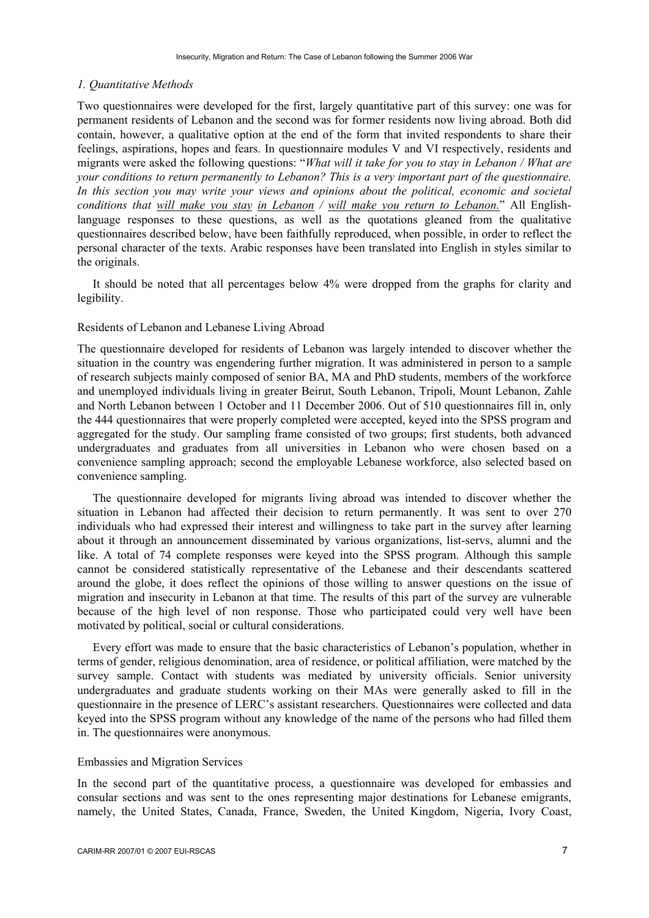*1. Quantitative Methods*

Two questionnaires were developed for the first, largely quantitative part of this survey: one was for permanent residents of Lebanon and the second was for former residents now living abroad. Both did contain, however, a qualitative option at the end of the form that invited respondents to share their feelings, aspirations, hopes and fears. In questionnaire modules V and VI respectively, residents and migrants were asked the following questions: "*What will it take for you to stay in Lebanon / What are your conditions to return permanently to Lebanon? This is a very important part of the questionnaire. In this section you may write your views and opinions about the political, economic and societal conditions that <u>will make you stay</u> <u>in Lebanon</u> / <u>will make you return to Lebanon.</u>*" All English-language responses to these questions, as well as the quotations gleaned from the qualitative questionnaires described below, have been faithfully reproduced, when possible, in order to reflect the personal character of the texts. Arabic responses have been translated into English in styles similar to the originals.

It should be noted that all percentages below 4% were dropped from the graphs for clarity and legibility.

Residents of Lebanon and Lebanese Living Abroad

The questionnaire developed for residents of Lebanon was largely intended to discover whether the situation in the country was engendering further migration. It was administered in person to a sample of research subjects mainly composed of senior BA, MA and PhD students, members of the workforce and unemployed individuals living in greater Beirut, South Lebanon, Tripoli, Mount Lebanon, Zahle and North Lebanon between 1 October and 11 December 2006. Out of 510 questionnaires fill in, only the 444 questionnaires that were properly completed were accepted, keyed into the SPSS program and aggregated for the study. Our sampling frame consisted of two groups; first students, both advanced undergraduates and graduates from all universities in Lebanon who were chosen based on a convenience sampling approach; second the employable Lebanese workforce, also selected based on convenience sampling.

The questionnaire developed for migrants living abroad was intended to discover whether the situation in Lebanon had affected their decision to return permanently. It was sent to over 270 individuals who had expressed their interest and willingness to take part in the survey after learning about it through an announcement disseminated by various organizations, list-servs, alumni and the like. A total of 74 complete responses were keyed into the SPSS program. Although this sample cannot be considered statistically representative of the Lebanese and their descendants scattered around the globe, it does reflect the opinions of those willing to answer questions on the issue of migration and insecurity in Lebanon at that time. The results of this part of the survey are vulnerable because of the high level of non response. Those who participated could very well have been motivated by political, social or cultural considerations.

Every effort was made to ensure that the basic characteristics of Lebanon's population, whether in terms of gender, religious denomination, area of residence, or political affiliation, were matched by the survey sample. Contact with students was mediated by university officials. Senior university undergraduates and graduate students working on their MAs were generally asked to fill in the questionnaire in the presence of LERC's assistant researchers. Questionnaires were collected and data keyed into the SPSS program without any knowledge of the name of the persons who had filled them in. The questionnaires were anonymous.

Embassies and Migration Services

In the second part of the quantitative process, a questionnaire was developed for embassies and consular sections and was sent to the ones representing major destinations for Lebanese emigrants, namely, the United States, Canada, France, Sweden, the United Kingdom, Nigeria, Ivory Coast,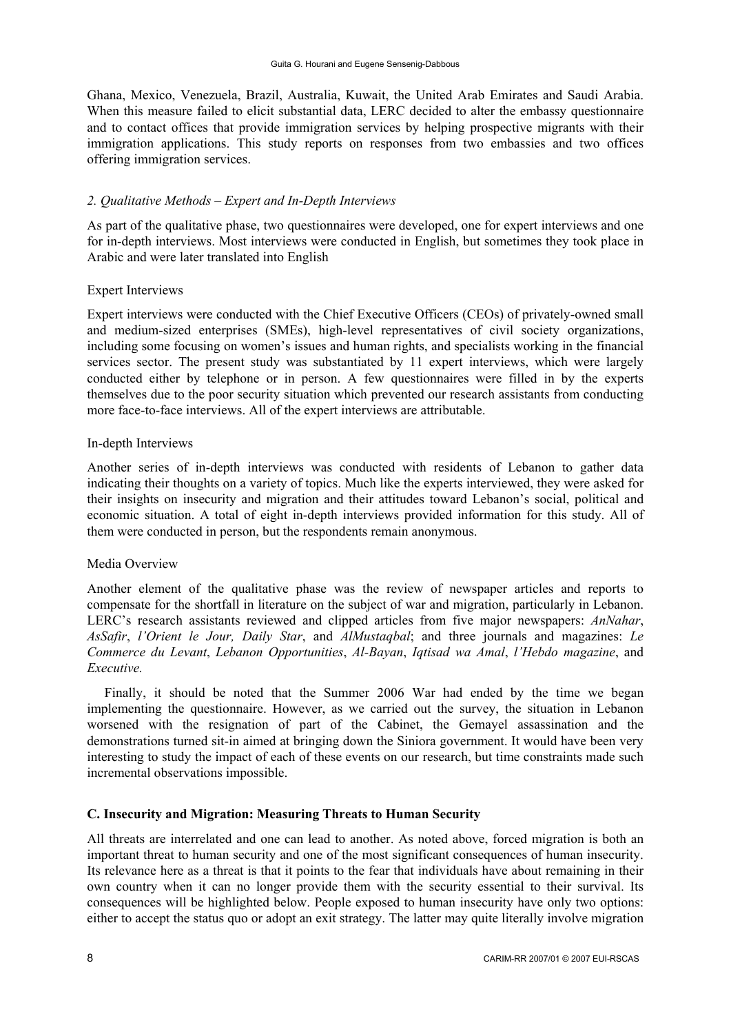Ghana, Mexico, Venezuela, Brazil, Australia, Kuwait, the United Arab Emirates and Saudi Arabia. When this measure failed to elicit substantial data, LERC decided to alter the embassy questionnaire and to contact offices that provide immigration services by helping prospective migrants with their immigration applications. This study reports on responses from two embassies and two offices offering immigration services.

### *2. Qualitative Methods – Expert and In-Depth Interviews*

As part of the qualitative phase, two questionnaires were developed, one for expert interviews and one for in-depth interviews. Most interviews were conducted in English, but sometimes they took place in Arabic and were later translated into English

#### Expert Interviews

Expert interviews were conducted with the Chief Executive Officers (CEOs) of privately-owned small and medium-sized enterprises (SMEs), high-level representatives of civil society organizations, including some focusing on women's issues and human rights, and specialists working in the financial services sector. The present study was substantiated by 11 expert interviews, which were largely conducted either by telephone or in person. A few questionnaires were filled in by the experts themselves due to the poor security situation which prevented our research assistants from conducting more face-to-face interviews. All of the expert interviews are attributable.

#### In-depth Interviews

Another series of in-depth interviews was conducted with residents of Lebanon to gather data indicating their thoughts on a variety of topics. Much like the experts interviewed, they were asked for their insights on insecurity and migration and their attitudes toward Lebanon's social, political and economic situation. A total of eight in-depth interviews provided information for this study. All of them were conducted in person, but the respondents remain anonymous.

#### Media Overview

Another element of the qualitative phase was the review of newspaper articles and reports to compensate for the shortfall in literature on the subject of war and migration, particularly in Lebanon. LERC's research assistants reviewed and clipped articles from five major newspapers: *AnNahar*, *AsSafir*, *l'Orient le Jour, Daily Star*, and *AlMustaqbal*; and three journals and magazines: *Le Commerce du Levant*, *Lebanon Opportunities*, *Al-Bayan*, *Iqtisad wa Amal*, *l'Hebdo magazine*, and *Executive.*

Finally, it should be noted that the Summer 2006 War had ended by the time we began implementing the questionnaire. However, as we carried out the survey, the situation in Lebanon worsened with the resignation of part of the Cabinet, the Gemayel assassination and the demonstrations turned sit-in aimed at bringing down the Siniora government. It would have been very interesting to study the impact of each of these events on our research, but time constraints made such incremental observations impossible.

## C. Insecurity and Migration: Measuring Threats to Human Security

All threats are interrelated and one can lead to another. As noted above, forced migration is both an important threat to human security and one of the most significant consequences of human insecurity. Its relevance here as a threat is that it points to the fear that individuals have about remaining in their own country when it can no longer provide them with the security essential to their survival. Its consequences will be highlighted below. People exposed to human insecurity have only two options: either to accept the status quo or adopt an exit strategy. The latter may quite literally involve migration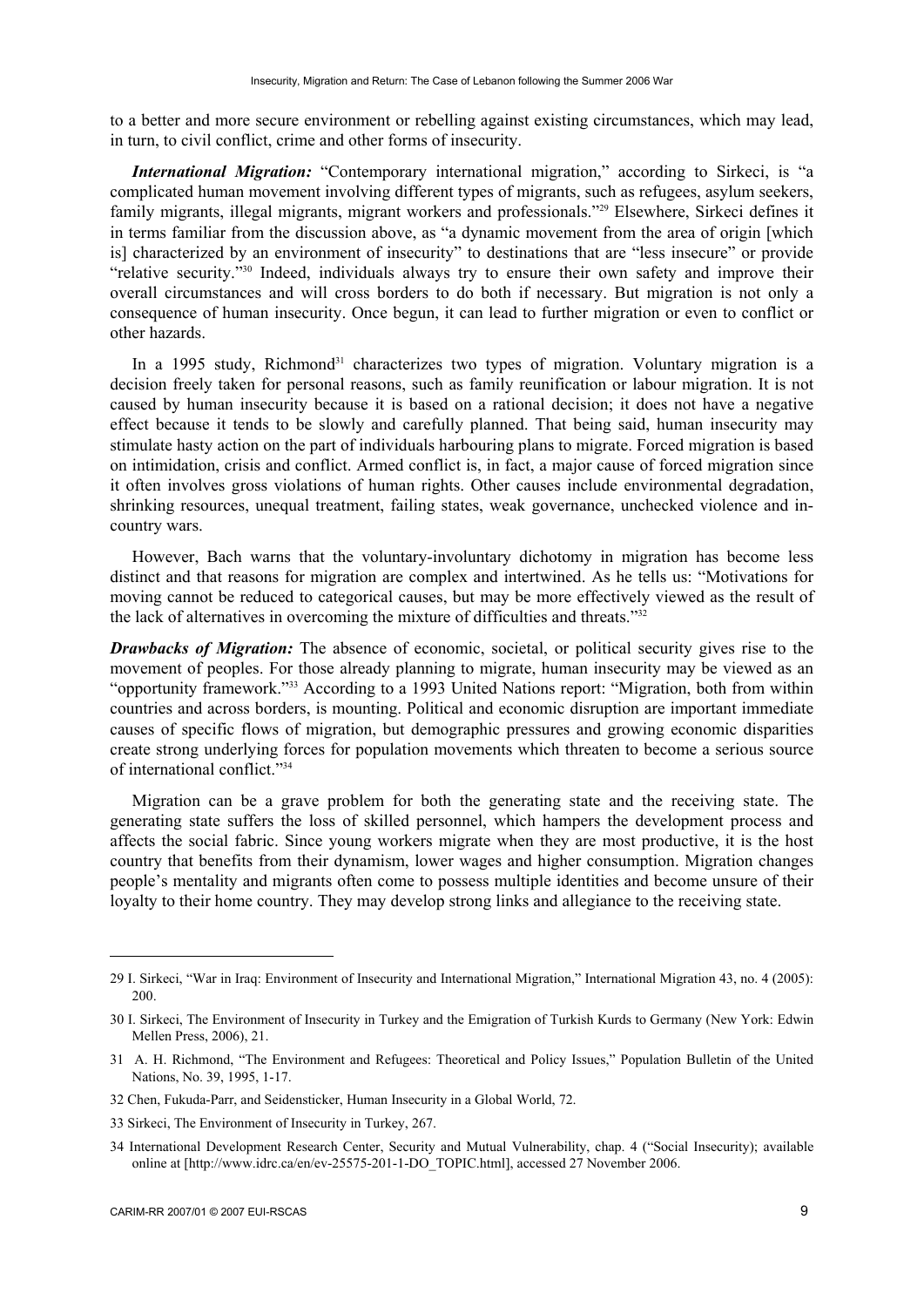to a better and more secure environment or rebelling against existing circumstances, which may lead, in turn, to civil conflict, crime and other forms of insecurity.

***International Migration:*** "Contemporary international migration," according to Sirkeci, is "a complicated human movement involving different types of migrants, such as refugees, asylum seekers, family migrants, illegal migrants, migrant workers and professionals."[29] Elsewhere, Sirkeci defines it in terms familiar from the discussion above, as "a dynamic movement from the area of origin [which is] characterized by an environment of insecurity" to destinations that are "less insecure" or provide "relative security."[30] Indeed, individuals always try to ensure their own safety and improve their overall circumstances and will cross borders to do both if necessary. But migration is not only a consequence of human insecurity. Once begun, it can lead to further migration or even to conflict or other hazards.

In a 1995 study, Richmond[31] characterizes two types of migration. Voluntary migration is a decision freely taken for personal reasons, such as family reunification or labour migration. It is not caused by human insecurity because it is based on a rational decision; it does not have a negative effect because it tends to be slowly and carefully planned. That being said, human insecurity may stimulate hasty action on the part of individuals harbouring plans to migrate. Forced migration is based on intimidation, crisis and conflict. Armed conflict is, in fact, a major cause of forced migration since it often involves gross violations of human rights. Other causes include environmental degradation, shrinking resources, unequal treatment, failing states, weak governance, unchecked violence and in-country wars.

However, Bach warns that the voluntary-involuntary dichotomy in migration has become less distinct and that reasons for migration are complex and intertwined. As he tells us: "Motivations for moving cannot be reduced to categorical causes, but may be more effectively viewed as the result of the lack of alternatives in overcoming the mixture of difficulties and threats."[32]

***Drawbacks of Migration:*** The absence of economic, societal, or political security gives rise to the movement of peoples. For those already planning to migrate, human insecurity may be viewed as an "opportunity framework."[33] According to a 1993 United Nations report: "Migration, both from within countries and across borders, is mounting. Political and economic disruption are important immediate causes of specific flows of migration, but demographic pressures and growing economic disparities create strong underlying forces for population movements which threaten to become a serious source of international conflict."[34]

Migration can be a grave problem for both the generating state and the receiving state. The generating state suffers the loss of skilled personnel, which hampers the development process and affects the social fabric. Since young workers migrate when they are most productive, it is the host country that benefits from their dynamism, lower wages and higher consumption. Migration changes people's mentality and migrants often come to possess multiple identities and become unsure of their loyalty to their home country. They may develop strong links and allegiance to the receiving state.

---

29 I. Sirkeci, "War in Iraq: Environment of Insecurity and International Migration," International Migration 43, no. 4 (2005): 200.

30 I. Sirkeci, The Environment of Insecurity in Turkey and the Emigration of Turkish Kurds to Germany (New York: Edwin Mellen Press, 2006), 21.

31 A. H. Richmond, "The Environment and Refugees: Theoretical and Policy Issues," Population Bulletin of the United Nations, No. 39, 1995, 1-17.

32 Chen, Fukuda-Parr, and Seidensticker, Human Insecurity in a Global World, 72.

33 Sirkeci, The Environment of Insecurity in Turkey, 267.

34 International Development Research Center, Security and Mutual Vulnerability, chap. 4 ("Social Insecurity); available online at [http://www.idrc.ca/en/ev-25575-201-1-DO_TOPIC.html], accessed 27 November 2006.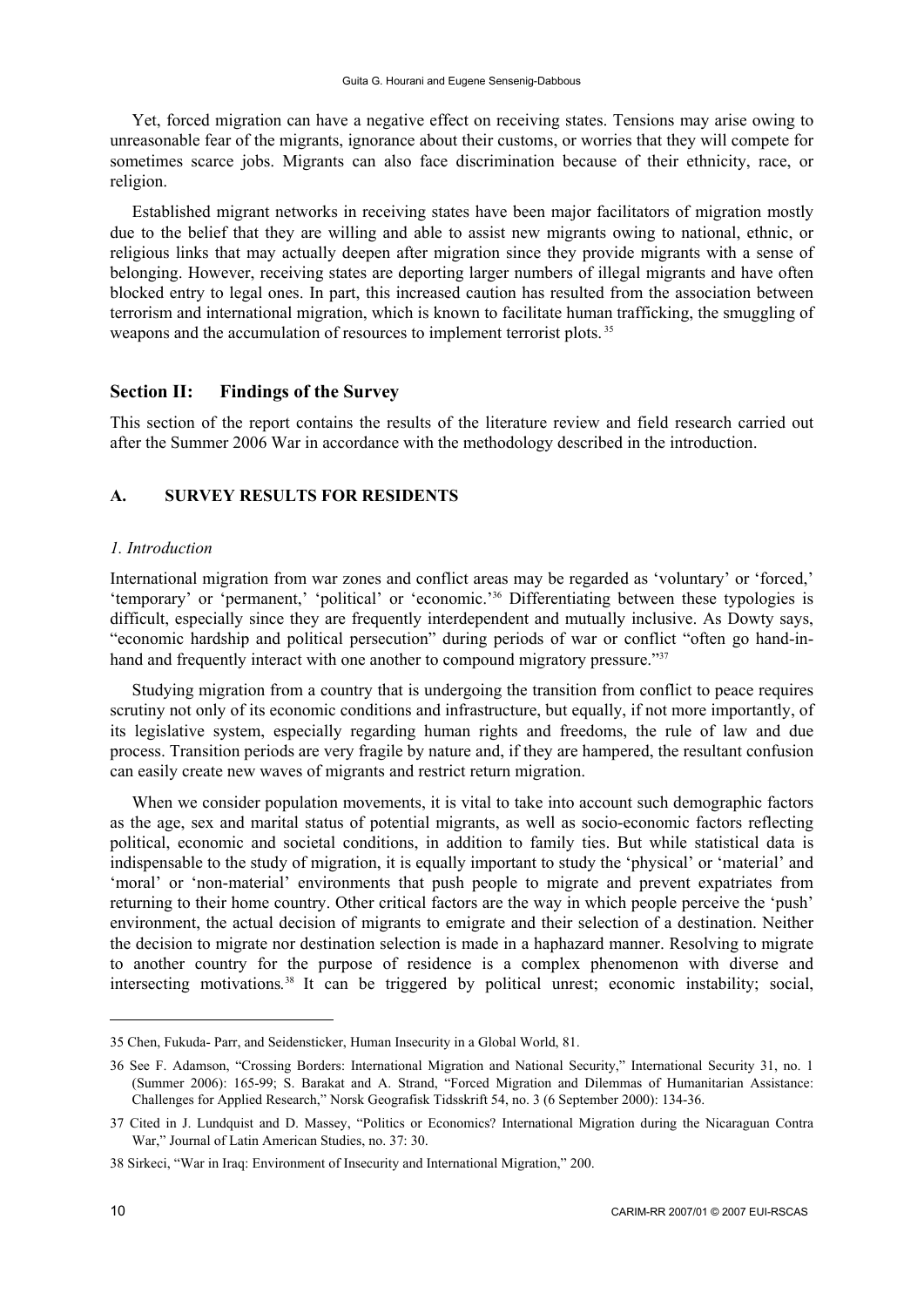Yet, forced migration can have a negative effect on receiving states. Tensions may arise owing to unreasonable fear of the migrants, ignorance about their customs, or worries that they will compete for sometimes scarce jobs. Migrants can also face discrimination because of their ethnicity, race, or religion.

Established migrant networks in receiving states have been major facilitators of migration mostly due to the belief that they are willing and able to assist new migrants owing to national, ethnic, or religious links that may actually deepen after migration since they provide migrants with a sense of belonging. However, receiving states are deporting larger numbers of illegal migrants and have often blocked entry to legal ones. In part, this increased caution has resulted from the association between terrorism and international migration, which is known to facilitate human trafficking, the smuggling of weapons and the accumulation of resources to implement terrorist plots. [35]

## Section II: Findings of the Survey

This section of the report contains the results of the literature review and field research carried out after the Summer 2006 War in accordance with the methodology described in the introduction.

### A. SURVEY RESULTS FOR RESIDENTS

#### *1. Introduction*

International migration from war zones and conflict areas may be regarded as 'voluntary' or 'forced,' 'temporary' or 'permanent,' 'political' or 'economic.'[36] Differentiating between these typologies is difficult, especially since they are frequently interdependent and mutually inclusive. As Dowty says, "economic hardship and political persecution" during periods of war or conflict "often go hand-in-hand and frequently interact with one another to compound migratory pressure."[37]

Studying migration from a country that is undergoing the transition from conflict to peace requires scrutiny not only of its economic conditions and infrastructure, but equally, if not more importantly, of its legislative system, especially regarding human rights and freedoms, the rule of law and due process. Transition periods are very fragile by nature and, if they are hampered, the resultant confusion can easily create new waves of migrants and restrict return migration.

When we consider population movements, it is vital to take into account such demographic factors as the age, sex and marital status of potential migrants, as well as socio-economic factors reflecting political, economic and societal conditions, in addition to family ties. But while statistical data is indispensable to the study of migration, it is equally important to study the 'physical' or 'material' and 'moral' or 'non-material' environments that push people to migrate and prevent expatriates from returning to their home country. Other critical factors are the way in which people perceive the 'push' environment, the actual decision of migrants to emigrate and their selection of a destination. Neither the decision to migrate nor destination selection is made in a haphazard manner. Resolving to migrate to another country for the purpose of residence is a complex phenomenon with diverse and intersecting motivations.[38] It can be triggered by political unrest; economic instability; social,

---

35 Chen, Fukuda- Parr, and Seidensticker, Human Insecurity in a Global World, 81.

36 See F. Adamson, "Crossing Borders: International Migration and National Security," International Security 31, no. 1 (Summer 2006): 165-99; S. Barakat and A. Strand, "Forced Migration and Dilemmas of Humanitarian Assistance: Challenges for Applied Research," Norsk Geografisk Tidsskrift 54, no. 3 (6 September 2000): 134-36.

37 Cited in J. Lundquist and D. Massey, "Politics or Economics? International Migration during the Nicaraguan Contra War," Journal of Latin American Studies, no. 37: 30.

38 Sirkeci, "War in Iraq: Environment of Insecurity and International Migration," 200.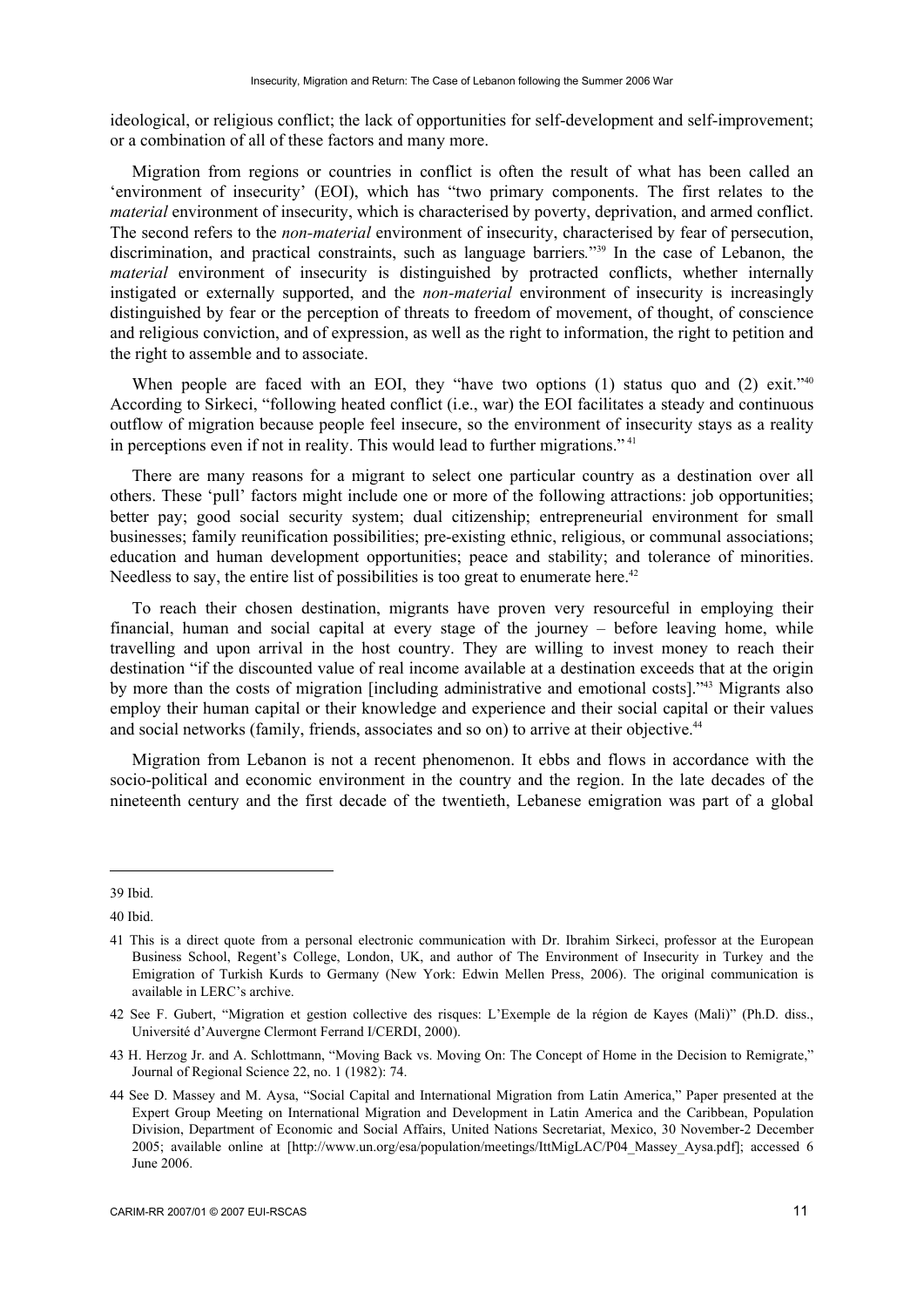ideological, or religious conflict; the lack of opportunities for self-development and self-improvement; or a combination of all of these factors and many more.

Migration from regions or countries in conflict is often the result of what has been called an 'environment of insecurity' (EOI), which has "two primary components. The first relates to the *material* environment of insecurity, which is characterised by poverty, deprivation, and armed conflict. The second refers to the *non-material* environment of insecurity, characterised by fear of persecution, discrimination, and practical constraints, such as language barriers."[39] In the case of Lebanon, the *material* environment of insecurity is distinguished by protracted conflicts, whether internally instigated or externally supported, and the *non-material* environment of insecurity is increasingly distinguished by fear or the perception of threats to freedom of movement, of thought, of conscience and religious conviction, and of expression, as well as the right to information, the right to petition and the right to assemble and to associate.

When people are faced with an EOI, they "have two options (1) status quo and (2) exit."[40] According to Sirkeci, "following heated conflict (i.e., war) the EOI facilitates a steady and continuous outflow of migration because people feel insecure, so the environment of insecurity stays as a reality in perceptions even if not in reality. This would lead to further migrations."[41]

There are many reasons for a migrant to select one particular country as a destination over all others. These 'pull' factors might include one or more of the following attractions: job opportunities; better pay; good social security system; dual citizenship; entrepreneurial environment for small businesses; family reunification possibilities; pre-existing ethnic, religious, or communal associations; education and human development opportunities; peace and stability; and tolerance of minorities. Needless to say, the entire list of possibilities is too great to enumerate here.[42]

To reach their chosen destination, migrants have proven very resourceful in employing their financial, human and social capital at every stage of the journey – before leaving home, while travelling and upon arrival in the host country. They are willing to invest money to reach their destination "if the discounted value of real income available at a destination exceeds that at the origin by more than the costs of migration [including administrative and emotional costs]."[43] Migrants also employ their human capital or their knowledge and experience and their social capital or their values and social networks (family, friends, associates and so on) to arrive at their objective.[44]

Migration from Lebanon is not a recent phenomenon. It ebbs and flows in accordance with the socio-political and economic environment in the country and the region. In the late decades of the nineteenth century and the first decade of the twentieth, Lebanese emigration was part of a global

---

39 Ibid.

40 Ibid.

41 This is a direct quote from a personal electronic communication with Dr. Ibrahim Sirkeci, professor at the European Business School, Regent's College, London, UK, and author of The Environment of Insecurity in Turkey and the Emigration of Turkish Kurds to Germany (New York: Edwin Mellen Press, 2006). The original communication is available in LERC's archive.

42 See F. Gubert, "Migration et gestion collective des risques: L'Exemple de la région de Kayes (Mali)" (Ph.D. diss., Université d'Auvergne Clermont Ferrand I/CERDI, 2000).

43 H. Herzog Jr. and A. Schlottmann, "Moving Back vs. Moving On: The Concept of Home in the Decision to Remigrate," Journal of Regional Science 22, no. 1 (1982): 74.

44 See D. Massey and M. Aysa, "Social Capital and International Migration from Latin America," Paper presented at the Expert Group Meeting on International Migration and Development in Latin America and the Caribbean, Population Division, Department of Economic and Social Affairs, United Nations Secretariat, Mexico, 30 November-2 December 2005; available online at [http://www.un.org/esa/population/meetings/IttMigLAC/P04_Massey_Aysa.pdf]; accessed 6 June 2006.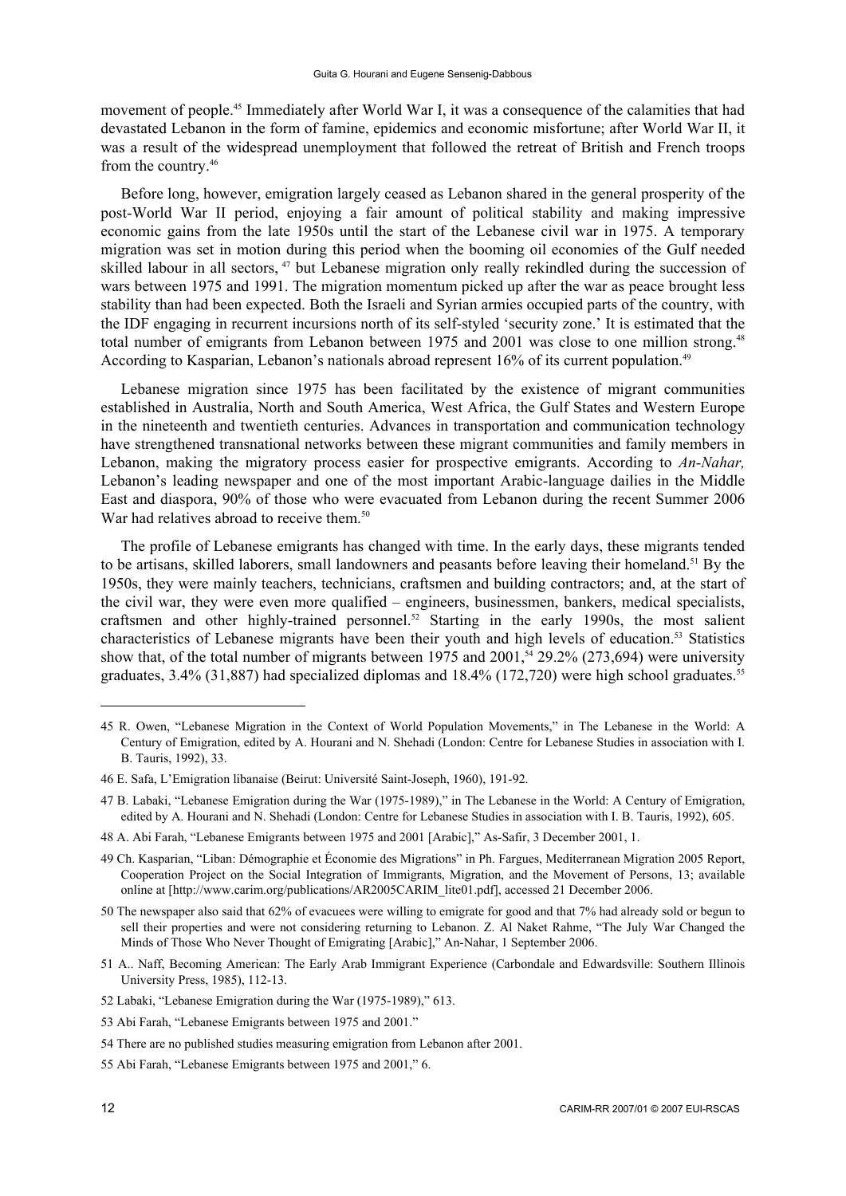movement of people.[45] Immediately after World War I, it was a consequence of the calamities that had devastated Lebanon in the form of famine, epidemics and economic misfortune; after World War II, it was a result of the widespread unemployment that followed the retreat of British and French troops from the country.[46]

Before long, however, emigration largely ceased as Lebanon shared in the general prosperity of the post-World War II period, enjoying a fair amount of political stability and making impressive economic gains from the late 1950s until the start of the Lebanese civil war in 1975. A temporary migration was set in motion during this period when the booming oil economies of the Gulf needed skilled labour in all sectors, [47] but Lebanese migration only really rekindled during the succession of wars between 1975 and 1991. The migration momentum picked up after the war as peace brought less stability than had been expected. Both the Israeli and Syrian armies occupied parts of the country, with the IDF engaging in recurrent incursions north of its self-styled 'security zone.' It is estimated that the total number of emigrants from Lebanon between 1975 and 2001 was close to one million strong.[48] According to Kasparian, Lebanon's nationals abroad represent 16% of its current population.[49]

Lebanese migration since 1975 has been facilitated by the existence of migrant communities established in Australia, North and South America, West Africa, the Gulf States and Western Europe in the nineteenth and twentieth centuries. Advances in transportation and communication technology have strengthened transnational networks between these migrant communities and family members in Lebanon, making the migratory process easier for prospective emigrants. According to *An-Nahar,* Lebanon's leading newspaper and one of the most important Arabic-language dailies in the Middle East and diaspora, 90% of those who were evacuated from Lebanon during the recent Summer 2006 War had relatives abroad to receive them.[50]

The profile of Lebanese emigrants has changed with time. In the early days, these migrants tended to be artisans, skilled laborers, small landowners and peasants before leaving their homeland.[51] By the 1950s, they were mainly teachers, technicians, craftsmen and building contractors; and, at the start of the civil war, they were even more qualified – engineers, businessmen, bankers, medical specialists, craftsmen and other highly-trained personnel.[52] Starting in the early 1990s, the most salient characteristics of Lebanese migrants have been their youth and high levels of education.[53] Statistics show that, of the total number of migrants between 1975 and 2001,[54] 29.2% (273,694) were university graduates, 3.4% (31,887) had specialized diplomas and 18.4% (172,720) were high school graduates.[55]

---

45 R. Owen, "Lebanese Migration in the Context of World Population Movements," in The Lebanese in the World: A Century of Emigration, edited by A. Hourani and N. Shehadi (London: Centre for Lebanese Studies in association with I. B. Tauris, 1992), 33.

46 E. Safa, L'Emigration libanaise (Beirut: Université Saint-Joseph, 1960), 191-92.

47 B. Labaki, "Lebanese Emigration during the War (1975-1989)," in The Lebanese in the World: A Century of Emigration, edited by A. Hourani and N. Shehadi (London: Centre for Lebanese Studies in association with I. B. Tauris, 1992), 605.

48 A. Abi Farah, "Lebanese Emigrants between 1975 and 2001 [Arabic]," As-Safir, 3 December 2001, 1.

49 Ch. Kasparian, "Liban: Démographie et Économie des Migrations" in Ph. Fargues, Mediterranean Migration 2005 Report, Cooperation Project on the Social Integration of Immigrants, Migration, and the Movement of Persons, 13; available online at [http://www.carim.org/publications/AR2005CARIM_lite01.pdf], accessed 21 December 2006.

50 The newspaper also said that 62% of evacuees were willing to emigrate for good and that 7% had already sold or begun to sell their properties and were not considering returning to Lebanon. Z. Al Naket Rahme, "The July War Changed the Minds of Those Who Never Thought of Emigrating [Arabic]," An-Nahar, 1 September 2006.

51 A.. Naff, Becoming American: The Early Arab Immigrant Experience (Carbondale and Edwardsville: Southern Illinois University Press, 1985), 112-13.

52 Labaki, "Lebanese Emigration during the War (1975-1989)," 613.

53 Abi Farah, "Lebanese Emigrants between 1975 and 2001."

54 There are no published studies measuring emigration from Lebanon after 2001.

55 Abi Farah, "Lebanese Emigrants between 1975 and 2001," 6.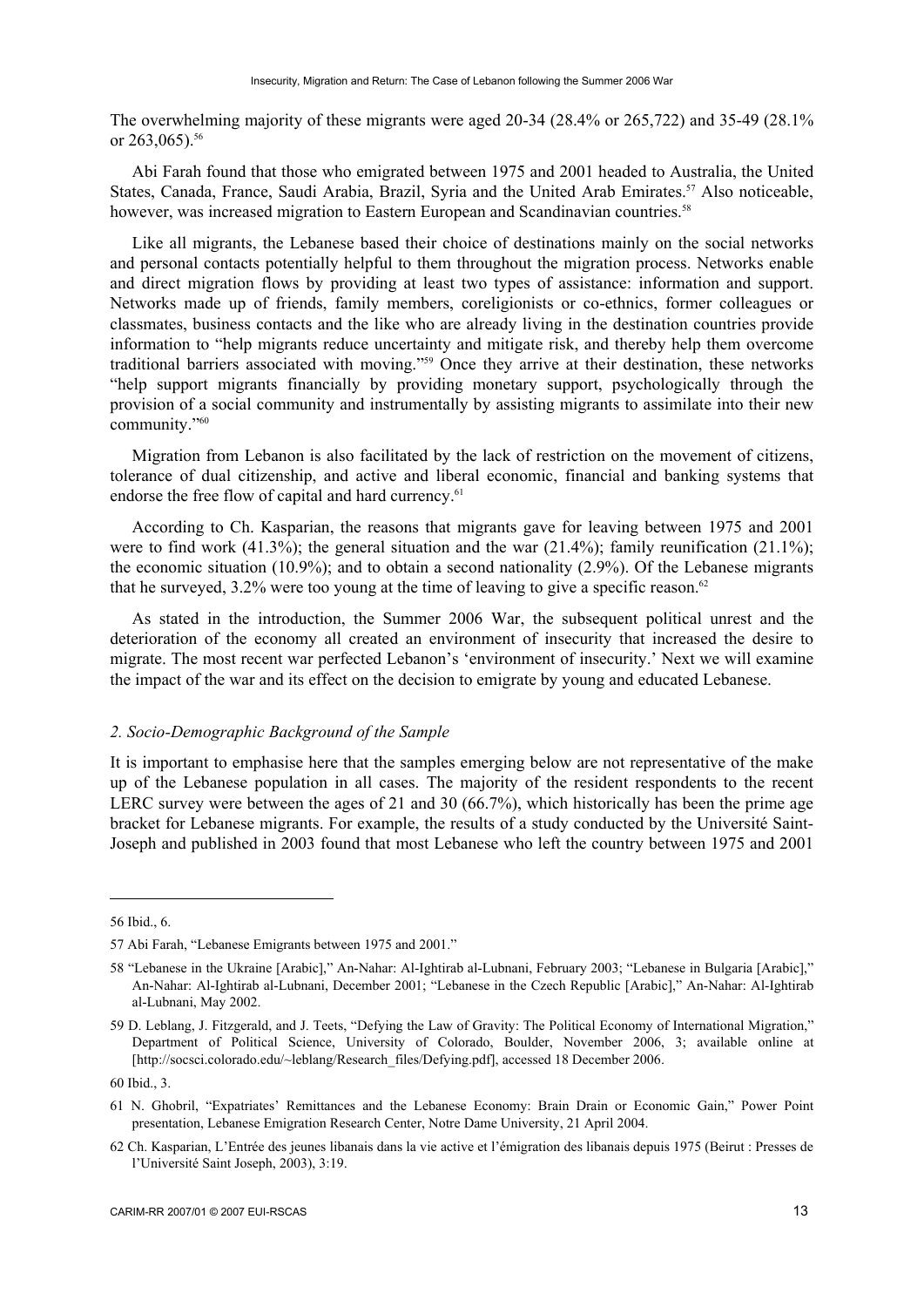The overwhelming majority of these migrants were aged 20-34 (28.4% or 265,722) and 35-49 (28.1% or 263,065).[56]

Abi Farah found that those who emigrated between 1975 and 2001 headed to Australia, the United States, Canada, France, Saudi Arabia, Brazil, Syria and the United Arab Emirates.[57] Also noticeable, however, was increased migration to Eastern European and Scandinavian countries.[58]

Like all migrants, the Lebanese based their choice of destinations mainly on the social networks and personal contacts potentially helpful to them throughout the migration process. Networks enable and direct migration flows by providing at least two types of assistance: information and support. Networks made up of friends, family members, coreligionists or co-ethnics, former colleagues or classmates, business contacts and the like who are already living in the destination countries provide information to "help migrants reduce uncertainty and mitigate risk, and thereby help them overcome traditional barriers associated with moving."[59] Once they arrive at their destination, these networks "help support migrants financially by providing monetary support, psychologically through the provision of a social community and instrumentally by assisting migrants to assimilate into their new community."[60]

Migration from Lebanon is also facilitated by the lack of restriction on the movement of citizens, tolerance of dual citizenship, and active and liberal economic, financial and banking systems that endorse the free flow of capital and hard currency.[61]

According to Ch. Kasparian, the reasons that migrants gave for leaving between 1975 and 2001 were to find work (41.3%); the general situation and the war (21.4%); family reunification (21.1%); the economic situation (10.9%); and to obtain a second nationality (2.9%). Of the Lebanese migrants that he surveyed, 3.2% were too young at the time of leaving to give a specific reason.[62]

As stated in the introduction, the Summer 2006 War, the subsequent political unrest and the deterioration of the economy all created an environment of insecurity that increased the desire to migrate. The most recent war perfected Lebanon's 'environment of insecurity.' Next we will examine the impact of the war and its effect on the decision to emigrate by young and educated Lebanese.

### *2. Socio-Demographic Background of the Sample*

It is important to emphasise here that the samples emerging below are not representative of the make up of the Lebanese population in all cases. The majority of the resident respondents to the recent LERC survey were between the ages of 21 and 30 (66.7%), which historically has been the prime age bracket for Lebanese migrants. For example, the results of a study conducted by the Université Saint-Joseph and published in 2003 found that most Lebanese who left the country between 1975 and 2001

---

56 Ibid., 6.

57 Abi Farah, "Lebanese Emigrants between 1975 and 2001."

58 "Lebanese in the Ukraine [Arabic]," An-Nahar: Al-Ightirab al-Lubnani, February 2003; "Lebanese in Bulgaria [Arabic]," An-Nahar: Al-Ightirab al-Lubnani, December 2001; "Lebanese in the Czech Republic [Arabic]," An-Nahar: Al-Ightirab al-Lubnani, May 2002.

59 D. Leblang, J. Fitzgerald, and J. Teets, "Defying the Law of Gravity: The Political Economy of International Migration," Department of Political Science, University of Colorado, Boulder, November 2006, 3; available online at [http://socsci.colorado.edu/~leblang/Research_files/Defying.pdf], accessed 18 December 2006.

60 Ibid., 3.

61 N. Ghobril, "Expatriates' Remittances and the Lebanese Economy: Brain Drain or Economic Gain," Power Point presentation, Lebanese Emigration Research Center, Notre Dame University, 21 April 2004.

62 Ch. Kasparian, L'Entrée des jeunes libanais dans la vie active et l'émigration des libanais depuis 1975 (Beirut : Presses de l'Université Saint Joseph, 2003), 3:19.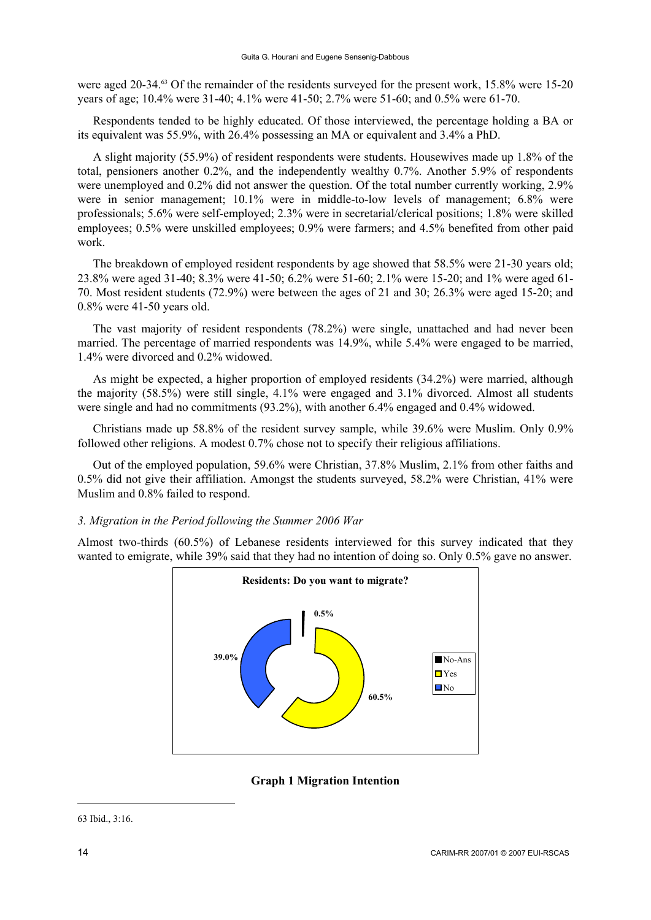were aged 20-34.[63] Of the remainder of the residents surveyed for the present work, 15.8% were 15-20 years of age; 10.4% were 31-40; 4.1% were 41-50; 2.7% were 51-60; and 0.5% were 61-70.

Respondents tended to be highly educated. Of those interviewed, the percentage holding a BA or its equivalent was 55.9%, with 26.4% possessing an MA or equivalent and 3.4% a PhD.

A slight majority (55.9%) of resident respondents were students. Housewives made up 1.8% of the total, pensioners another 0.2%, and the independently wealthy 0.7%. Another 5.9% of respondents were unemployed and 0.2% did not answer the question. Of the total number currently working, 2.9% were in senior management; 10.1% were in middle-to-low levels of management; 6.8% were professionals; 5.6% were self-employed; 2.3% were in secretarial/clerical positions; 1.8% were skilled employees; 0.5% were unskilled employees; 0.9% were farmers; and 4.5% benefited from other paid work.

The breakdown of employed resident respondents by age showed that 58.5% were 21-30 years old; 23.8% were aged 31-40; 8.3% were 41-50; 6.2% were 51-60; 2.1% were 15-20; and 1% were aged 61-70. Most resident students (72.9%) were between the ages of 21 and 30; 26.3% were aged 15-20; and 0.8% were 41-50 years old.

The vast majority of resident respondents (78.2%) were single, unattached and had never been married. The percentage of married respondents was 14.9%, while 5.4% were engaged to be married, 1.4% were divorced and 0.2% widowed.

As might be expected, a higher proportion of employed residents (34.2%) were married, although the majority (58.5%) were still single, 4.1% were engaged and 3.1% divorced. Almost all students were single and had no commitments (93.2%), with another 6.4% engaged and 0.4% widowed.

Christians made up 58.8% of the resident survey sample, while 39.6% were Muslim. Only 0.9% followed other religions. A modest 0.7% chose not to specify their religious affiliations.

Out of the employed population, 59.6% were Christian, 37.8% Muslim, 2.1% from other faiths and 0.5% did not give their affiliation. Amongst the students surveyed, 58.2% were Christian, 41% were Muslim and 0.8% failed to respond.

### *3. Migration in the Period following the Summer 2006 War*

Almost two-thirds (60.5%) of Lebanese residents interviewed for this survey indicated that they wanted to emigrate, while 39% said that they had no intention of doing so. Only 0.5% gave no answer.

**Residents: Do you want to migrate?**

| Response | Percentage |
|---|---|
| No-Ans | 0.5% |
| Yes | 60.5% |
| No | 39.0% |

**Graph 1 Migration Intention**

---

63 Ibid., 3:16.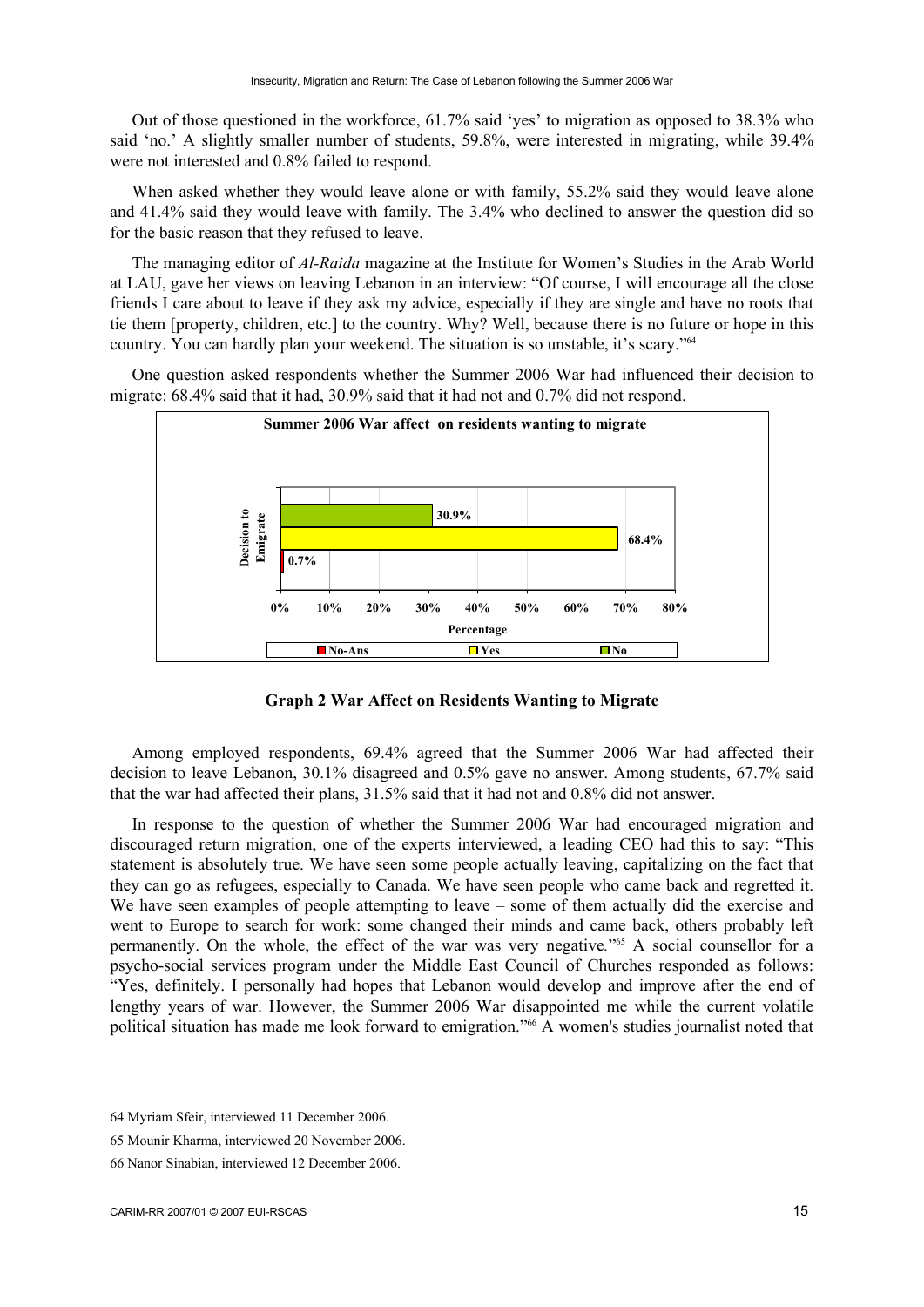Out of those questioned in the workforce, 61.7% said 'yes' to migration as opposed to 38.3% who said 'no.' A slightly smaller number of students, 59.8%, were interested in migrating, while 39.4% were not interested and 0.8% failed to respond.

When asked whether they would leave alone or with family, 55.2% said they would leave alone and 41.4% said they would leave with family. The 3.4% who declined to answer the question did so for the basic reason that they refused to leave.

The managing editor of *Al-Raida* magazine at the Institute for Women's Studies in the Arab World at LAU, gave her views on leaving Lebanon in an interview: "Of course, I will encourage all the close friends I care about to leave if they ask my advice, especially if they are single and have no roots that tie them [property, children, etc.] to the country. Why? Well, because there is no future or hope in this country. You can hardly plan your weekend. The situation is so unstable, it's scary."[64]

One question asked respondents whether the Summer 2006 War had influenced their decision to migrate: 68.4% said that it had, 30.9% said that it had not and 0.7% did not respond.

**Graph 2 War Affect on Residents Wanting to Migrate**

Among employed respondents, 69.4% agreed that the Summer 2006 War had affected their decision to leave Lebanon, 30.1% disagreed and 0.5% gave no answer. Among students, 67.7% said that the war had affected their plans, 31.5% said that it had not and 0.8% did not answer.

In response to the question of whether the Summer 2006 War had encouraged migration and discouraged return migration, one of the experts interviewed, a leading CEO had this to say: "This statement is absolutely true. We have seen some people actually leaving, capitalizing on the fact that they can go as refugees, especially to Canada. We have seen people who came back and regretted it. We have seen examples of people attempting to leave – some of them actually did the exercise and went to Europe to search for work: some changed their minds and came back, others probably left permanently. On the whole, the effect of the war was very negative."[65] A social counsellor for a psycho-social services program under the Middle East Council of Churches responded as follows: "Yes, definitely. I personally had hopes that Lebanon would develop and improve after the end of lengthy years of war. However, the Summer 2006 War disappointed me while the current volatile political situation has made me look forward to emigration."[66] A women's studies journalist noted that

---

64 Myriam Sfeir, interviewed 11 December 2006.

65 Mounir Kharma, interviewed 20 November 2006.

66 Nanor Sinabian, interviewed 12 December 2006.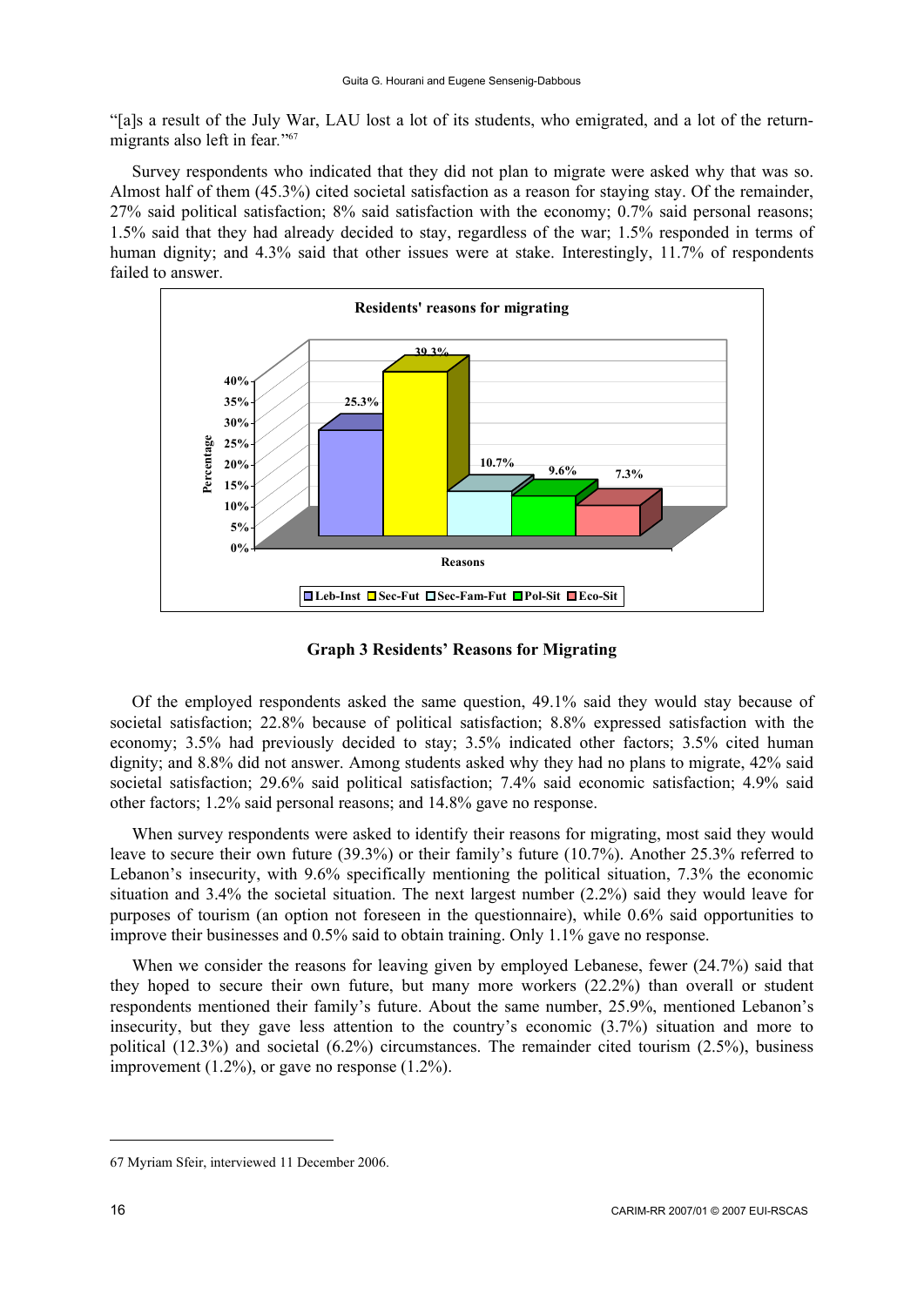"[a]s a result of the July War, LAU lost a lot of its students, who emigrated, and a lot of the return-migrants also left in fear."[67]

Survey respondents who indicated that they did not plan to migrate were asked why that was so. Almost half of them (45.3%) cited societal satisfaction as a reason for staying stay. Of the remainder, 27% said political satisfaction; 8% said satisfaction with the economy; 0.7% said personal reasons; 1.5% said that they had already decided to stay, regardless of the war; 1.5% responded in terms of human dignity; and 4.3% said that other issues were at stake. Interestingly, 11.7% of respondents failed to answer.

**Graph 3 Residents' Reasons for Migrating**

Of the employed respondents asked the same question, 49.1% said they would stay because of societal satisfaction; 22.8% because of political satisfaction; 8.8% expressed satisfaction with the economy; 3.5% had previously decided to stay; 3.5% indicated other factors; 3.5% cited human dignity; and 8.8% did not answer. Among students asked why they had no plans to migrate, 42% said societal satisfaction; 29.6% said political satisfaction; 7.4% said economic satisfaction; 4.9% said other factors; 1.2% said personal reasons; and 14.8% gave no response.

When survey respondents were asked to identify their reasons for migrating, most said they would leave to secure their own future (39.3%) or their family's future (10.7%). Another 25.3% referred to Lebanon's insecurity, with 9.6% specifically mentioning the political situation, 7.3% the economic situation and 3.4% the societal situation. The next largest number (2.2%) said they would leave for purposes of tourism (an option not foreseen in the questionnaire), while 0.6% said opportunities to improve their businesses and 0.5% said to obtain training. Only 1.1% gave no response.

When we consider the reasons for leaving given by employed Lebanese, fewer (24.7%) said that they hoped to secure their own future, but many more workers (22.2%) than overall or student respondents mentioned their family's future. About the same number, 25.9%, mentioned Lebanon's insecurity, but they gave less attention to the country's economic (3.7%) situation and more to political (12.3%) and societal (6.2%) circumstances. The remainder cited tourism (2.5%), business improvement (1.2%), or gave no response (1.2%).

---

[67] Myriam Sfeir, interviewed 11 December 2006.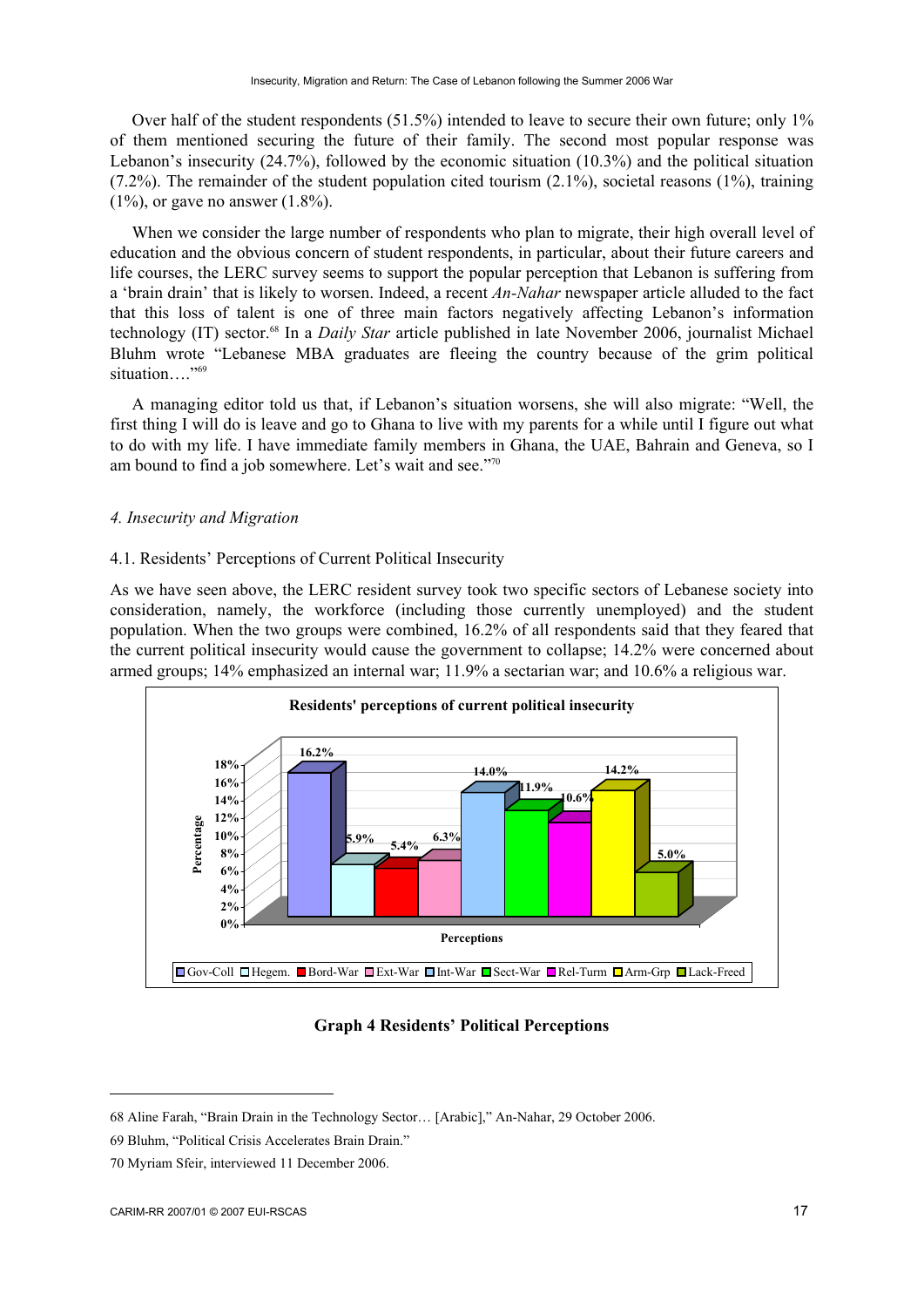Over half of the student respondents (51.5%) intended to leave to secure their own future; only 1% of them mentioned securing the future of their family. The second most popular response was Lebanon's insecurity (24.7%), followed by the economic situation (10.3%) and the political situation (7.2%). The remainder of the student population cited tourism (2.1%), societal reasons (1%), training (1%), or gave no answer (1.8%).

When we consider the large number of respondents who plan to migrate, their high overall level of education and the obvious concern of student respondents, in particular, about their future careers and life courses, the LERC survey seems to support the popular perception that Lebanon is suffering from a 'brain drain' that is likely to worsen. Indeed, a recent *An-Nahar* newspaper article alluded to the fact that this loss of talent is one of three main factors negatively affecting Lebanon's information technology (IT) sector.[68] In a *Daily Star* article published in late November 2006, journalist Michael Bluhm wrote "Lebanese MBA graduates are fleeing the country because of the grim political situation…."[69]

A managing editor told us that, if Lebanon's situation worsens, she will also migrate: "Well, the first thing I will do is leave and go to Ghana to live with my parents for a while until I figure out what to do with my life. I have immediate family members in Ghana, the UAE, Bahrain and Geneva, so I am bound to find a job somewhere. Let's wait and see."[70]

### *4. Insecurity and Migration*

#### 4.1. Residents' Perceptions of Current Political Insecurity

As we have seen above, the LERC resident survey took two specific sectors of Lebanese society into consideration, namely, the workforce (including those currently unemployed) and the student population. When the two groups were combined, 16.2% of all respondents said that they feared that the current political insecurity would cause the government to collapse; 14.2% were concerned about armed groups; 14% emphasized an internal war; 11.9% a sectarian war; and 10.6% a religious war.

**Residents' perceptions of current political insecurity**

| Perceptions | Percentage |
|---|---|
| Gov-Coll | 16.2% |
| Hegem. | 5.9% |
| Bord-War | 5.4% |
| Ext-War | 6.3% |
| Int-War | 14.0% |
| Sect-War | 11.9% |
| Rel-Turm | 10.6% |
| Arm-Grp | 14.2% |
| Lack-Freed | 5.0% |

**Graph 4 Residents' Political Perceptions**

---

68 Aline Farah, "Brain Drain in the Technology Sector… [Arabic]," An-Nahar, 29 October 2006.

69 Bluhm, "Political Crisis Accelerates Brain Drain."

70 Myriam Sfeir, interviewed 11 December 2006.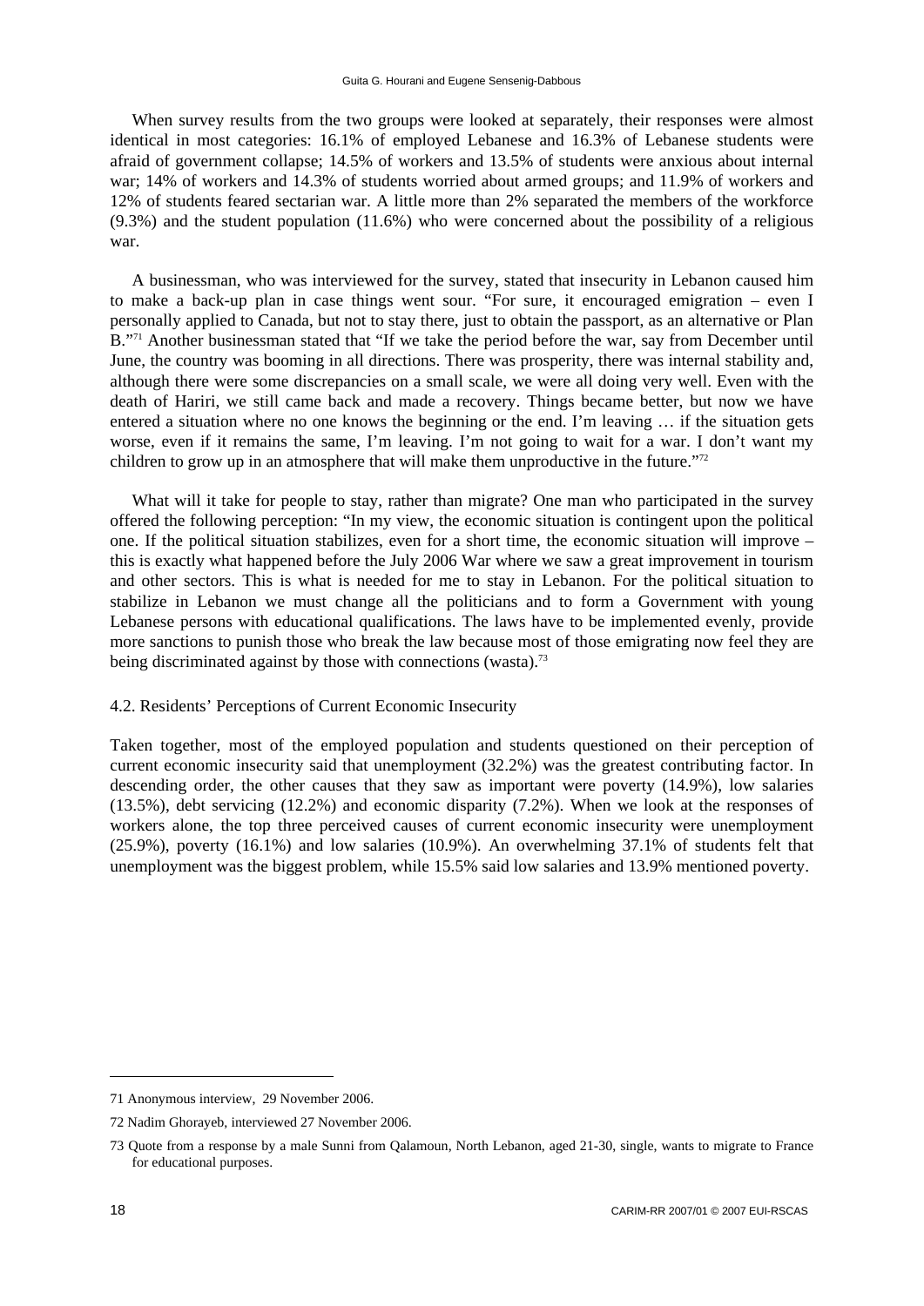When survey results from the two groups were looked at separately, their responses were almost identical in most categories: 16.1% of employed Lebanese and 16.3% of Lebanese students were afraid of government collapse; 14.5% of workers and 13.5% of students were anxious about internal war; 14% of workers and 14.3% of students worried about armed groups; and 11.9% of workers and 12% of students feared sectarian war. A little more than 2% separated the members of the workforce (9.3%) and the student population (11.6%) who were concerned about the possibility of a religious war.

A businessman, who was interviewed for the survey, stated that insecurity in Lebanon caused him to make a back-up plan in case things went sour. "For sure, it encouraged emigration – even I personally applied to Canada, but not to stay there, just to obtain the passport, as an alternative or Plan B."[71] Another businessman stated that "If we take the period before the war, say from December until June, the country was booming in all directions. There was prosperity, there was internal stability and, although there were some discrepancies on a small scale, we were all doing very well. Even with the death of Hariri, we still came back and made a recovery. Things became better, but now we have entered a situation where no one knows the beginning or the end. I'm leaving … if the situation gets worse, even if it remains the same, I'm leaving. I'm not going to wait for a war. I don't want my children to grow up in an atmosphere that will make them unproductive in the future."[72]

What will it take for people to stay, rather than migrate? One man who participated in the survey offered the following perception: "In my view, the economic situation is contingent upon the political one. If the political situation stabilizes, even for a short time, the economic situation will improve – this is exactly what happened before the July 2006 War where we saw a great improvement in tourism and other sectors. This is what is needed for me to stay in Lebanon. For the political situation to stabilize in Lebanon we must change all the politicians and to form a Government with young Lebanese persons with educational qualifications. The laws have to be implemented evenly, provide more sanctions to punish those who break the law because most of those emigrating now feel they are being discriminated against by those with connections (wasta).[73]

### 4.2. Residents' Perceptions of Current Economic Insecurity

Taken together, most of the employed population and students questioned on their perception of current economic insecurity said that unemployment (32.2%) was the greatest contributing factor. In descending order, the other causes that they saw as important were poverty (14.9%), low salaries (13.5%), debt servicing (12.2%) and economic disparity (7.2%). When we look at the responses of workers alone, the top three perceived causes of current economic insecurity were unemployment (25.9%), poverty (16.1%) and low salaries (10.9%). An overwhelming 37.1% of students felt that unemployment was the biggest problem, while 15.5% said low salaries and 13.9% mentioned poverty.

---

71 Anonymous interview, 29 November 2006.

72 Nadim Ghorayeb, interviewed 27 November 2006.

73 Quote from a response by a male Sunni from Qalamoun, North Lebanon, aged 21-30, single, wants to migrate to France for educational purposes.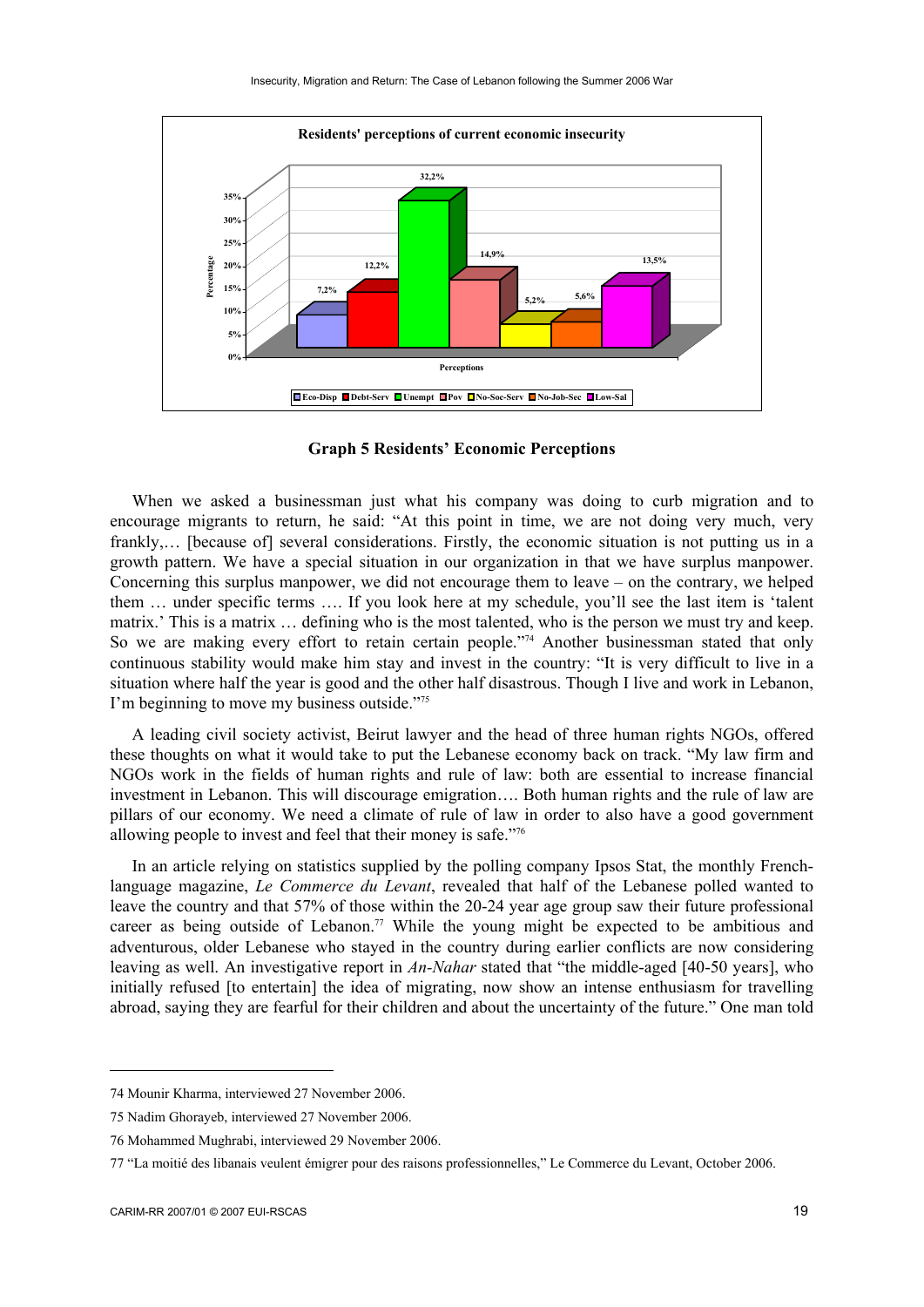**Residents' perceptions of current economic insecurity**

| Perception | Percentage |
|---|---|
| Eco-Disp | 7,2% |
| Debt-Serv | 12,2% |
| Unempt | 32,2% |
| Pov | 14,9% |
| No-Soc-Serv | 5,2% |
| No-Job-Sec | 5,6% |
| Low-Sal | 13,5% |

**Graph 5 Residents' Economic Perceptions**

When we asked a businessman just what his company was doing to curb migration and to encourage migrants to return, he said: "At this point in time, we are not doing very much, very frankly,… [because of] several considerations. Firstly, the economic situation is not putting us in a growth pattern. We have a special situation in our organization in that we have surplus manpower. Concerning this surplus manpower, we did not encourage them to leave – on the contrary, we helped them … under specific terms …. If you look here at my schedule, you'll see the last item is 'talent matrix.' This is a matrix … defining who is the most talented, who is the person we must try and keep. So we are making every effort to retain certain people."[74] Another businessman stated that only continuous stability would make him stay and invest in the country: "It is very difficult to live in a situation where half the year is good and the other half disastrous. Though I live and work in Lebanon, I'm beginning to move my business outside."[75]

A leading civil society activist, Beirut lawyer and the head of three human rights NGOs, offered these thoughts on what it would take to put the Lebanese economy back on track. "My law firm and NGOs work in the fields of human rights and rule of law: both are essential to increase financial investment in Lebanon. This will discourage emigration…. Both human rights and the rule of law are pillars of our economy. We need a climate of rule of law in order to also have a good government allowing people to invest and feel that their money is safe."[76]

In an article relying on statistics supplied by the polling company Ipsos Stat, the monthly French-language magazine, *Le Commerce du Levant*, revealed that half of the Lebanese polled wanted to leave the country and that 57% of those within the 20-24 year age group saw their future professional career as being outside of Lebanon.[77] While the young might be expected to be ambitious and adventurous, older Lebanese who stayed in the country during earlier conflicts are now considering leaving as well. An investigative report in *An-Nahar* stated that "the middle-aged [40-50 years], who initially refused [to entertain] the idea of migrating, now show an intense enthusiasm for travelling abroad, saying they are fearful for their children and about the uncertainty of the future." One man told

---

74 Mounir Kharma, interviewed 27 November 2006.

75 Nadim Ghorayeb, interviewed 27 November 2006.

76 Mohammed Mughrabi, interviewed 29 November 2006.

77 "La moitié des libanais veulent émigrer pour des raisons professionnelles," Le Commerce du Levant, October 2006.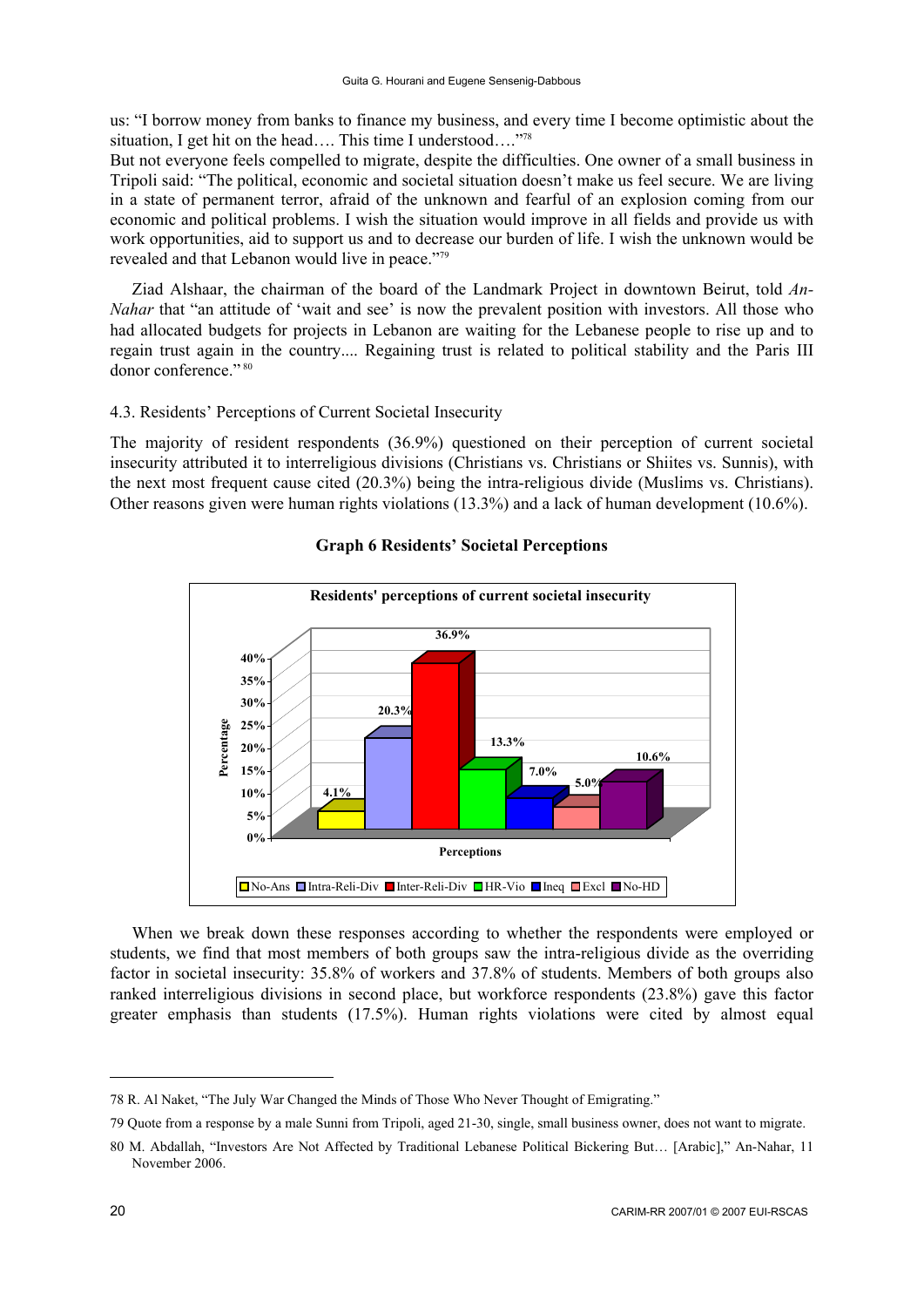us: "I borrow money from banks to finance my business, and every time I become optimistic about the situation, I get hit on the head…. This time I understood…."[78]

But not everyone feels compelled to migrate, despite the difficulties. One owner of a small business in Tripoli said: "The political, economic and societal situation doesn't make us feel secure. We are living in a state of permanent terror, afraid of the unknown and fearful of an explosion coming from our economic and political problems. I wish the situation would improve in all fields and provide us with work opportunities, aid to support us and to decrease our burden of life. I wish the unknown would be revealed and that Lebanon would live in peace."[79]

Ziad Alshaar, the chairman of the board of the Landmark Project in downtown Beirut, told *An-Nahar* that "an attitude of 'wait and see' is now the prevalent position with investors. All those who had allocated budgets for projects in Lebanon are waiting for the Lebanese people to rise up and to regain trust again in the country.... Regaining trust is related to political stability and the Paris III donor conference."[80]

### 4.3. Residents' Perceptions of Current Societal Insecurity

The majority of resident respondents (36.9%) questioned on their perception of current societal insecurity attributed it to interreligious divisions (Christians vs. Christians or Shiites vs. Sunnis), with the next most frequent cause cited (20.3%) being the intra-religious divide (Muslims vs. Christians). Other reasons given were human rights violations (13.3%) and a lack of human development (10.6%).

**Graph 6 Residents' Societal Perceptions**

**Residents' perceptions of current societal insecurity**

| Perceptions | Percentage |
|---|---|
| No-Ans | 4.1% |
| Intra-Reli-Div | 20.3% |
| Inter-Reli-Div | 36.9% |
| HR-Vio | 13.3% |
| Ineq | 7.0% |
| Excl | 5.0% |
| No-HD | 10.6% |

When we break down these responses according to whether the respondents were employed or students, we find that most members of both groups saw the intra-religious divide as the overriding factor in societal insecurity: 35.8% of workers and 37.8% of students. Members of both groups also ranked interreligious divisions in second place, but workforce respondents (23.8%) gave this factor greater emphasis than students (17.5%). Human rights violations were cited by almost equal

---

78 R. Al Naket, "The July War Changed the Minds of Those Who Never Thought of Emigrating."

79 Quote from a response by a male Sunni from Tripoli, aged 21-30, single, small business owner, does not want to migrate.

80 M. Abdallah, "Investors Are Not Affected by Traditional Lebanese Political Bickering But… [Arabic]," An-Nahar, 11 November 2006.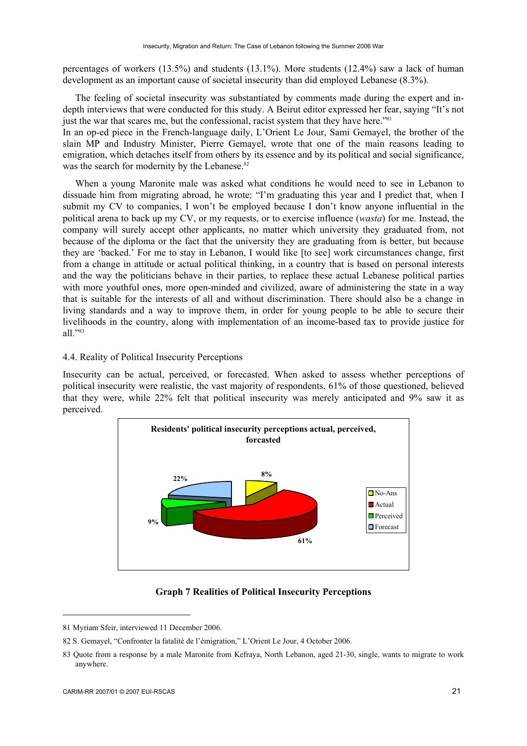percentages of workers (13.5%) and students (13.1%). More students (12.4%) saw a lack of human development as an important cause of societal insecurity than did employed Lebanese (8.3%).

The feeling of societal insecurity was substantiated by comments made during the expert and in-depth interviews that were conducted for this study. A Beirut editor expressed her fear, saying "It's not just the war that scares me, but the confessional, racist system that they have here."[81]
In an op-ed piece in the French-language daily, L'Orient Le Jour, Sami Gemayel, the brother of the slain MP and Industry Minister, Pierre Gemayel, wrote that one of the main reasons leading to emigration, which detaches itself from others by its essence and by its political and social significance, was the search for modernity by the Lebanese.[82]

When a young Maronite male was asked what conditions he would need to see in Lebanon to dissuade him from migrating abroad, he wrote: "I'm graduating this year and I predict that, when I submit my CV to companies, I won't be employed because I don't know anyone influential in the political arena to back up my CV, or my requests, or to exercise influence (*wasta*) for me. Instead, the company will surely accept other applicants, no matter which university they graduated from, not because of the diploma or the fact that the university they are graduating from is better, but because they are 'backed.' For me to stay in Lebanon, I would like [to see] work circumstances change, first from a change in attitude or actual political thinking, in a country that is based on personal interests and the way the politicians behave in their parties, to replace these actual Lebanese political parties with more youthful ones, more open-minded and civilized, aware of administering the state in a way that is suitable for the interests of all and without discrimination. There should also be a change in living standards and a way to improve them, in order for young people to be able to secure their livelihoods in the country, along with implementation of an income-based tax to provide justice for all."[83]

### 4.4. Reality of Political Insecurity Perceptions

Insecurity can be actual, perceived, or forecasted. When asked to assess whether perceptions of political insecurity were realistic, the vast majority of respondents, 61% of those questioned, believed that they were, while 22% felt that political insecurity was merely anticipated and 9% saw it as perceived.

**Residents' political insecurity perceptions actual, perceived, forcasted**

| Category | Percentage |
|---|---|
| No-Ans | 8% |
| Actual | 61% |
| Perceived | 9% |
| Forecast | 22% |

**Graph 7 Realities of Political Insecurity Perceptions**

---

81 Myriam Sfeir, interviewed 11 December 2006.

82 S. Gemayel, "Confronter la fatalité de l'émigration," L'Orient Le Jour, 4 October 2006.

83 Quote from a response by a male Maronite from Kefraya, North Lebanon, aged 21-30, single, wants to migrate to work anywhere.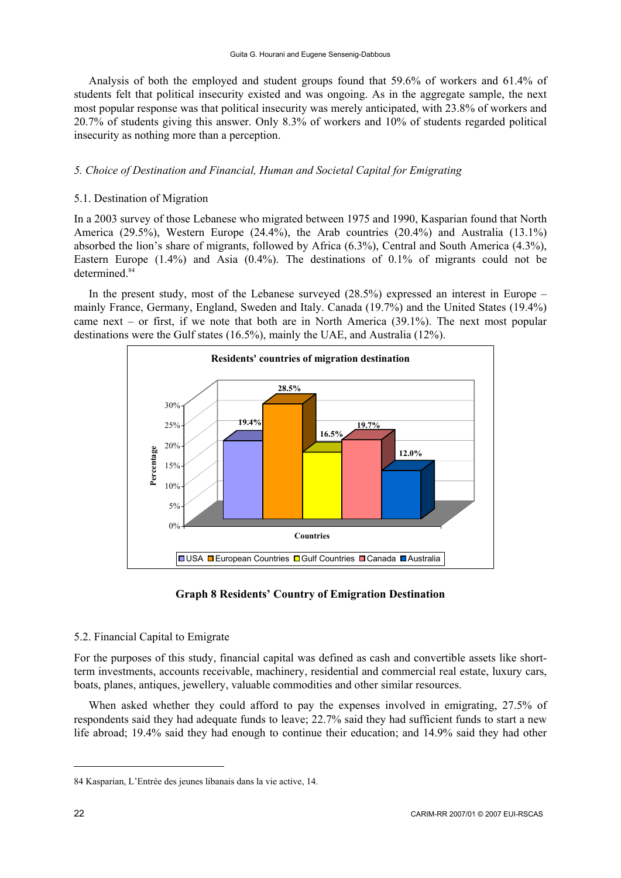Analysis of both the employed and student groups found that 59.6% of workers and 61.4% of students felt that political insecurity existed and was ongoing. As in the aggregate sample, the next most popular response was that political insecurity was merely anticipated, with 23.8% of workers and 20.7% of students giving this answer. Only 8.3% of workers and 10% of students regarded political insecurity as nothing more than a perception.

*5. Choice of Destination and Financial, Human and Societal Capital for Emigrating*

5.1. Destination of Migration

In a 2003 survey of those Lebanese who migrated between 1975 and 1990, Kasparian found that North America (29.5%), Western Europe (24.4%), the Arab countries (20.4%) and Australia (13.1%) absorbed the lion's share of migrants, followed by Africa (6.3%), Central and South America (4.3%), Eastern Europe (1.4%) and Asia (0.4%). The destinations of 0.1% of migrants could not be determined.[84]

In the present study, most of the Lebanese surveyed (28.5%) expressed an interest in Europe – mainly France, Germany, England, Sweden and Italy. Canada (19.7%) and the United States (19.4%) came next – or first, if we note that both are in North America (39.1%). The next most popular destinations were the Gulf states (16.5%), mainly the UAE, and Australia (12%).

**Residents' countries of migration destination**

| Countries | Percentage |
|---|---|
| USA | 19.4% |
| European Countries | 28.5% |
| Gulf Countries | 16.5% |
| Canada | 19.7% |
| Australia | 12.0% |

**Graph 8 Residents' Country of Emigration Destination**

5.2. Financial Capital to Emigrate

For the purposes of this study, financial capital was defined as cash and convertible assets like short-term investments, accounts receivable, machinery, residential and commercial real estate, luxury cars, boats, planes, antiques, jewellery, valuable commodities and other similar resources.

When asked whether they could afford to pay the expenses involved in emigrating, 27.5% of respondents said they had adequate funds to leave; 22.7% said they had sufficient funds to start a new life abroad; 19.4% said they had enough to continue their education; and 14.9% said they had other

84 Kasparian, L'Entrée des jeunes libanais dans la vie active, 14.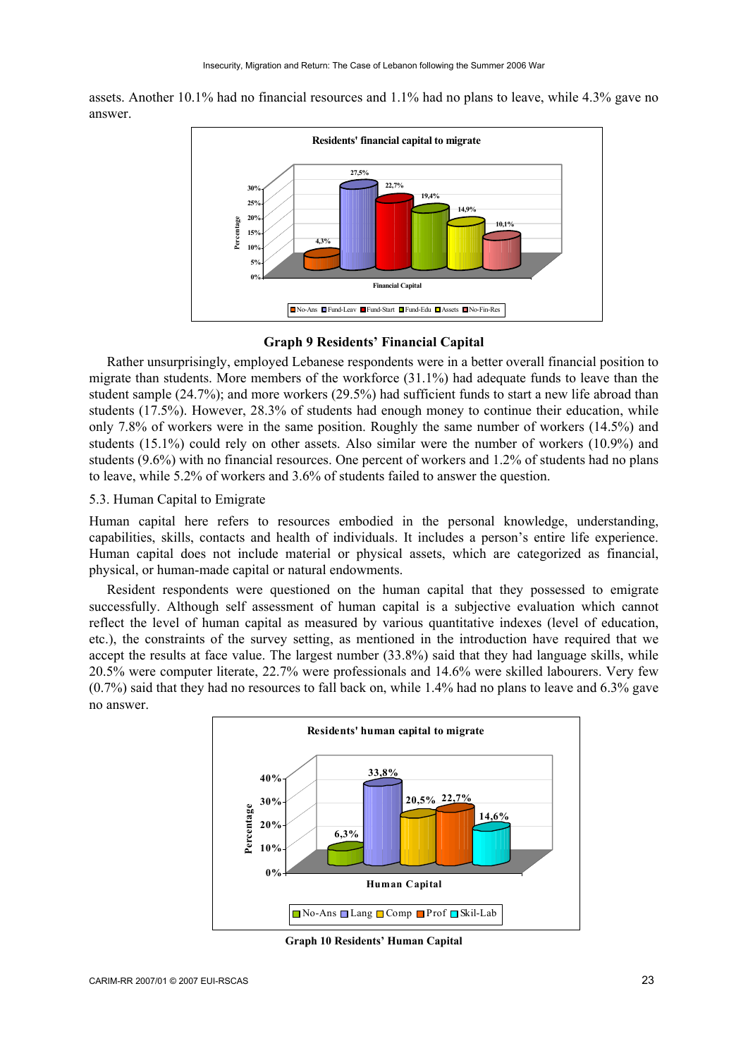assets. Another 10.1% had no financial resources and 1.1% had no plans to leave, while 4.3% gave no answer.

**Graph 9 Residents' Financial Capital**

Rather unsurprisingly, employed Lebanese respondents were in a better overall financial position to migrate than students. More members of the workforce (31.1%) had adequate funds to leave than the student sample (24.7%); and more workers (29.5%) had sufficient funds to start a new life abroad than students (17.5%). However, 28.3% of students had enough money to continue their education, while only 7.8% of workers were in the same position. Roughly the same number of workers (14.5%) and students (15.1%) could rely on other assets. Also similar were the number of workers (10.9%) and students (9.6%) with no financial resources. One percent of workers and 1.2% of students had no plans to leave, while 5.2% of workers and 3.6% of students failed to answer the question.

### 5.3. Human Capital to Emigrate

Human capital here refers to resources embodied in the personal knowledge, understanding, capabilities, skills, contacts and health of individuals. It includes a person's entire life experience. Human capital does not include material or physical assets, which are categorized as financial, physical, or human-made capital or natural endowments.

Resident respondents were questioned on the human capital that they possessed to emigrate successfully. Although self assessment of human capital is a subjective evaluation which cannot reflect the level of human capital as measured by various quantitative indexes (level of education, etc.), the constraints of the survey setting, as mentioned in the introduction have required that we accept the results at face value. The largest number (33.8%) said that they had language skills, while 20.5% were computer literate, 22.7% were professionals and 14.6% were skilled labourers. Very few (0.7%) said that they had no resources to fall back on, while 1.4% had no plans to leave and 6.3% gave no answer.

**Graph 10 Residents' Human Capital**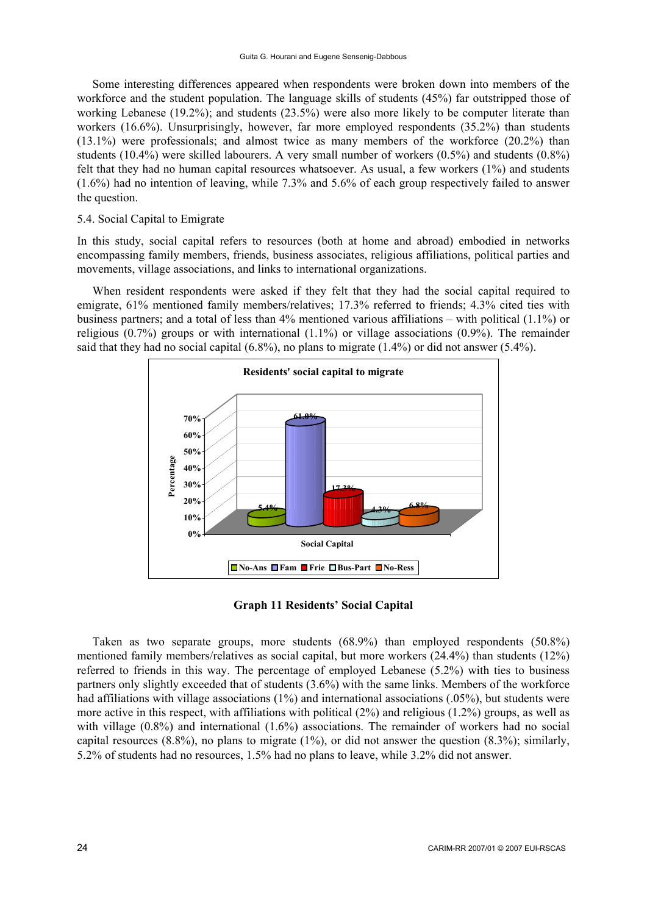Some interesting differences appeared when respondents were broken down into members of the workforce and the student population. The language skills of students (45%) far outstripped those of working Lebanese (19.2%); and students (23.5%) were also more likely to be computer literate than workers (16.6%). Unsurprisingly, however, far more employed respondents (35.2%) than students (13.1%) were professionals; and almost twice as many members of the workforce (20.2%) than students (10.4%) were skilled labourers. A very small number of workers (0.5%) and students (0.8%) felt that they had no human capital resources whatsoever. As usual, a few workers (1%) and students (1.6%) had no intention of leaving, while 7.3% and 5.6% of each group respectively failed to answer the question.

5.4. Social Capital to Emigrate

In this study, social capital refers to resources (both at home and abroad) embodied in networks encompassing family members, friends, business associates, religious affiliations, political parties and movements, village associations, and links to international organizations.

When resident respondents were asked if they felt that they had the social capital required to emigrate, 61% mentioned family members/relatives; 17.3% referred to friends; 4.3% cited ties with business partners; and a total of less than 4% mentioned various affiliations – with political (1.1%) or religious (0.7%) groups or with international (1.1%) or village associations (0.9%). The remainder said that they had no social capital (6.8%), no plans to migrate (1.4%) or did not answer (5.4%).

**Residents' social capital to migrate**

| Social Capital | Percentage |
|---|---|
| No-Ans | 5.4% |
| Fam | 61.0% |
| Frie | 17.3% |
| Bus-Part | 4.3% |
| No-Ress | 6.8% |

**Graph 11 Residents' Social Capital**

Taken as two separate groups, more students (68.9%) than employed respondents (50.8%) mentioned family members/relatives as social capital, but more workers (24.4%) than students (12%) referred to friends in this way. The percentage of employed Lebanese (5.2%) with ties to business partners only slightly exceeded that of students (3.6%) with the same links. Members of the workforce had affiliations with village associations (1%) and international associations (.05%), but students were more active in this respect, with affiliations with political (2%) and religious (1.2%) groups, as well as with village (0.8%) and international (1.6%) associations. The remainder of workers had no social capital resources (8.8%), no plans to migrate (1%), or did not answer the question (8.3%); similarly, 5.2% of students had no resources, 1.5% had no plans to leave, while 3.2% did not answer.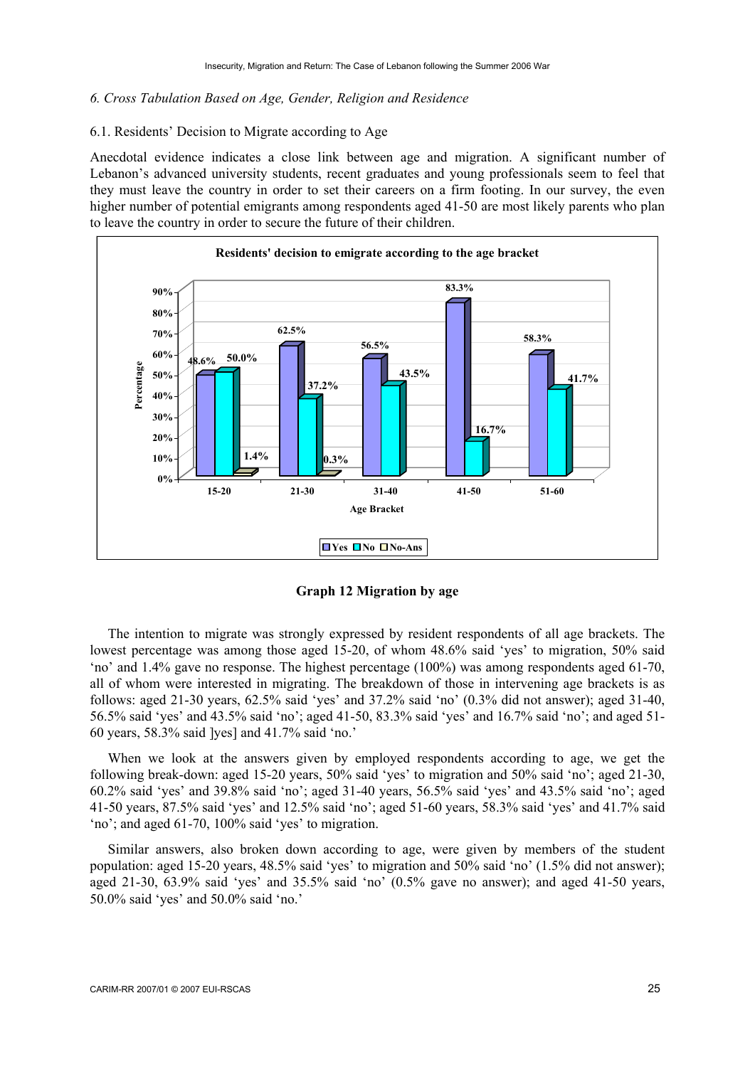*6. Cross Tabulation Based on Age, Gender, Religion and Residence*

6.1. Residents' Decision to Migrate according to Age

Anecdotal evidence indicates a close link between age and migration. A significant number of Lebanon's advanced university students, recent graduates and young professionals seem to feel that they must leave the country in order to set their careers on a firm footing. In our survey, the even higher number of potential emigrants among respondents aged 41-50 are most likely parents who plan to leave the country in order to secure the future of their children.

**Residents' decision to emigrate according to the age bracket**

| Age Bracket | Yes | No | No-Ans |
|---|---|---|---|
| 15-20 | 48.6% | 50.0% | 1.4% |
| 21-30 | 62.5% | 37.2% | 0.3% |
| 31-40 | 56.5% | 43.5% | |
| 41-50 | 83.3% | 16.7% | |
| 51-60 | 58.3% | 41.7% | |

**Graph 12 Migration by age**

The intention to migrate was strongly expressed by resident respondents of all age brackets. The lowest percentage was among those aged 15-20, of whom 48.6% said 'yes' to migration, 50% said 'no' and 1.4% gave no response. The highest percentage (100%) was among respondents aged 61-70, all of whom were interested in migrating. The breakdown of those in intervening age brackets is as follows: aged 21-30 years, 62.5% said 'yes' and 37.2% said 'no' (0.3% did not answer); aged 31-40, 56.5% said 'yes' and 43.5% said 'no'; aged 41-50, 83.3% said 'yes' and 16.7% said 'no'; and aged 51-60 years, 58.3% said ]yes] and 41.7% said 'no.'

When we look at the answers given by employed respondents according to age, we get the following break-down: aged 15-20 years, 50% said 'yes' to migration and 50% said 'no'; aged 21-30, 60.2% said 'yes' and 39.8% said 'no'; aged 31-40 years, 56.5% said 'yes' and 43.5% said 'no'; aged 41-50 years, 87.5% said 'yes' and 12.5% said 'no'; aged 51-60 years, 58.3% said 'yes' and 41.7% said 'no'; and aged 61-70, 100% said 'yes' to migration.

Similar answers, also broken down according to age, were given by members of the student population: aged 15-20 years, 48.5% said 'yes' to migration and 50% said 'no' (1.5% did not answer); aged 21-30, 63.9% said 'yes' and 35.5% said 'no' (0.5% gave no answer); and aged 41-50 years, 50.0% said 'yes' and 50.0% said 'no.'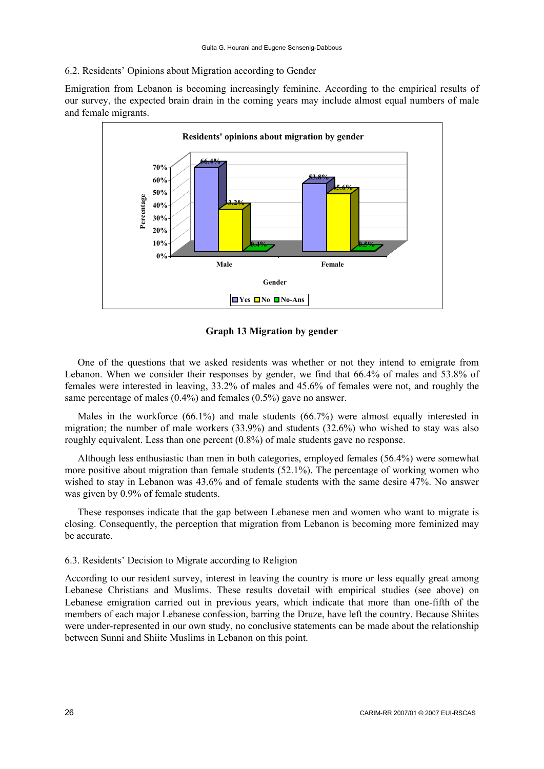### 6.2. Residents' Opinions about Migration according to Gender

Emigration from Lebanon is becoming increasingly feminine. According to the empirical results of our survey, the expected brain drain in the coming years may include almost equal numbers of male and female migrants.

**Residents' opinions about migration by gender**

| Gender | Yes | No | No-Ans |
|---|---|---|---|
| Male | 66.4% | 33.2% | 0.4% |
| Female | 53.8% | 45.6% | 0.5% |

**Graph 13 Migration by gender**

One of the questions that we asked residents was whether or not they intend to emigrate from Lebanon. When we consider their responses by gender, we find that 66.4% of males and 53.8% of females were interested in leaving, 33.2% of males and 45.6% of females were not, and roughly the same percentage of males (0.4%) and females (0.5%) gave no answer.

Males in the workforce (66.1%) and male students (66.7%) were almost equally interested in migration; the number of male workers (33.9%) and students (32.6%) who wished to stay was also roughly equivalent. Less than one percent (0.8%) of male students gave no response.

Although less enthusiastic than men in both categories, employed females (56.4%) were somewhat more positive about migration than female students (52.1%). The percentage of working women who wished to stay in Lebanon was 43.6% and of female students with the same desire 47%. No answer was given by 0.9% of female students.

These responses indicate that the gap between Lebanese men and women who want to migrate is closing. Consequently, the perception that migration from Lebanon is becoming more feminized may be accurate.

### 6.3. Residents' Decision to Migrate according to Religion

According to our resident survey, interest in leaving the country is more or less equally great among Lebanese Christians and Muslims. These results dovetail with empirical studies (see above) on Lebanese emigration carried out in previous years, which indicate that more than one-fifth of the members of each major Lebanese confession, barring the Druze, have left the country. Because Shiites were under-represented in our own study, no conclusive statements can be made about the relationship between Sunni and Shiite Muslims in Lebanon on this point.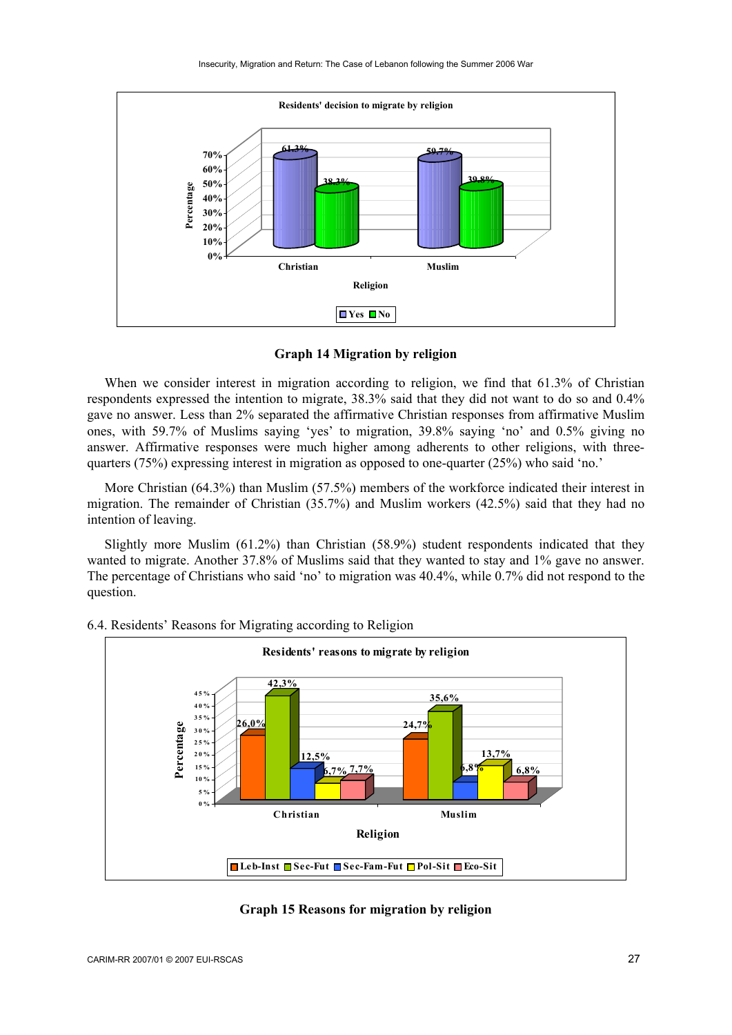**Graph 14 Migration by religion**

When we consider interest in migration according to religion, we find that 61.3% of Christian respondents expressed the intention to migrate, 38.3% said that they did not want to do so and 0.4% gave no answer. Less than 2% separated the affirmative Christian responses from affirmative Muslim ones, with 59.7% of Muslims saying 'yes' to migration, 39.8% saying 'no' and 0.5% giving no answer. Affirmative responses were much higher among adherents to other religions, with three-quarters (75%) expressing interest in migration as opposed to one-quarter (25%) who said 'no.'

More Christian (64.3%) than Muslim (57.5%) members of the workforce indicated their interest in migration. The remainder of Christian (35.7%) and Muslim workers (42.5%) said that they had no intention of leaving.

Slightly more Muslim (61.2%) than Christian (58.9%) student respondents indicated that they wanted to migrate. Another 37.8% of Muslims said that they wanted to stay and 1% gave no answer. The percentage of Christians who said 'no' to migration was 40.4%, while 0.7% did not respond to the question.

6.4. Residents' Reasons for Migrating according to Religion

**Graph 15 Reasons for migration by religion**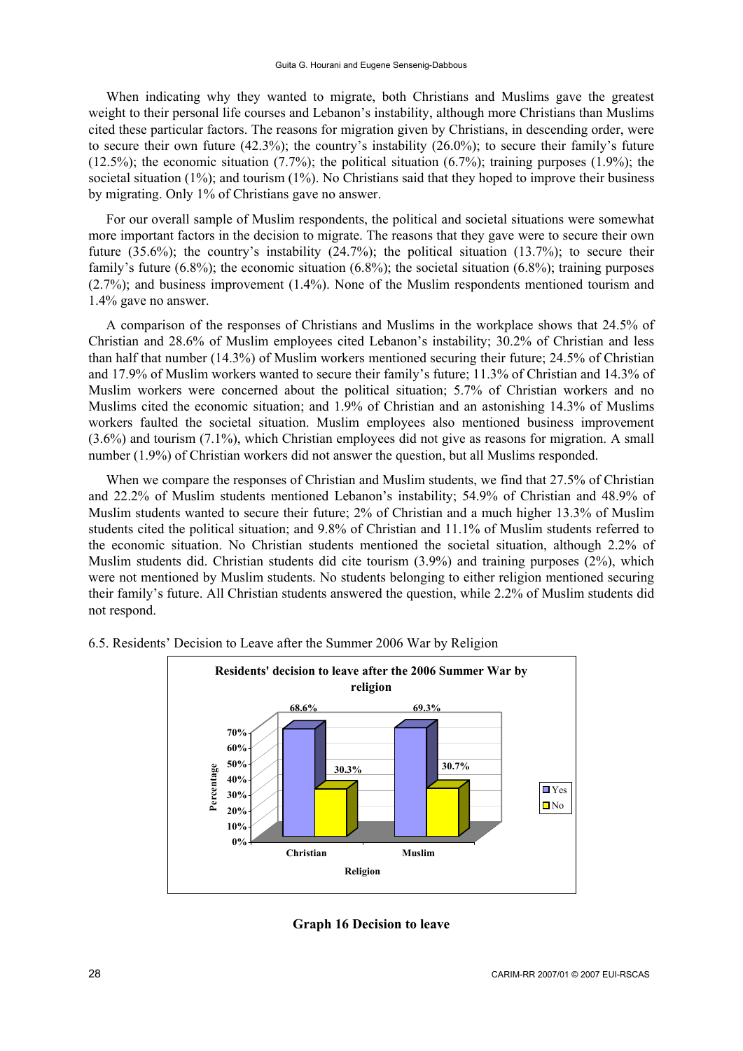When indicating why they wanted to migrate, both Christians and Muslims gave the greatest weight to their personal life courses and Lebanon's instability, although more Christians than Muslims cited these particular factors. The reasons for migration given by Christians, in descending order, were to secure their own future (42.3%); the country's instability (26.0%); to secure their family's future (12.5%); the economic situation (7.7%); the political situation (6.7%); training purposes (1.9%); the societal situation (1%); and tourism (1%). No Christians said that they hoped to improve their business by migrating. Only 1% of Christians gave no answer.

For our overall sample of Muslim respondents, the political and societal situations were somewhat more important factors in the decision to migrate. The reasons that they gave were to secure their own future (35.6%); the country's instability (24.7%); the political situation (13.7%); to secure their family's future (6.8%); the economic situation (6.8%); the societal situation (6.8%); training purposes (2.7%); and business improvement (1.4%). None of the Muslim respondents mentioned tourism and 1.4% gave no answer.

A comparison of the responses of Christians and Muslims in the workplace shows that 24.5% of Christian and 28.6% of Muslim employees cited Lebanon's instability; 30.2% of Christian and less than half that number (14.3%) of Muslim workers mentioned securing their future; 24.5% of Christian and 17.9% of Muslim workers wanted to secure their family's future; 11.3% of Christian and 14.3% of Muslim workers were concerned about the political situation; 5.7% of Christian workers and no Muslims cited the economic situation; and 1.9% of Christian and an astonishing 14.3% of Muslims workers faulted the societal situation. Muslim employees also mentioned business improvement (3.6%) and tourism (7.1%), which Christian employees did not give as reasons for migration. A small number (1.9%) of Christian workers did not answer the question, but all Muslims responded.

When we compare the responses of Christian and Muslim students, we find that 27.5% of Christian and 22.2% of Muslim students mentioned Lebanon's instability; 54.9% of Christian and 48.9% of Muslim students wanted to secure their future; 2% of Christian and a much higher 13.3% of Muslim students cited the political situation; and 9.8% of Christian and 11.1% of Muslim students referred to the economic situation. No Christian students mentioned the societal situation, although 2.2% of Muslim students did. Christian students did cite tourism (3.9%) and training purposes (2%), which were not mentioned by Muslim students. No students belonging to either religion mentioned securing their family's future. All Christian students answered the question, while 2.2% of Muslim students did not respond.

6.5. Residents' Decision to Leave after the Summer 2006 War by Religion

**Residents' decision to leave after the 2006 Summer War by religion**

| Religion | Yes | No |
|---|---|---|
| Christian | 68.6% | 30.3% |
| Muslim | 69.3% | 30.7% |

**Graph 16 Decision to leave**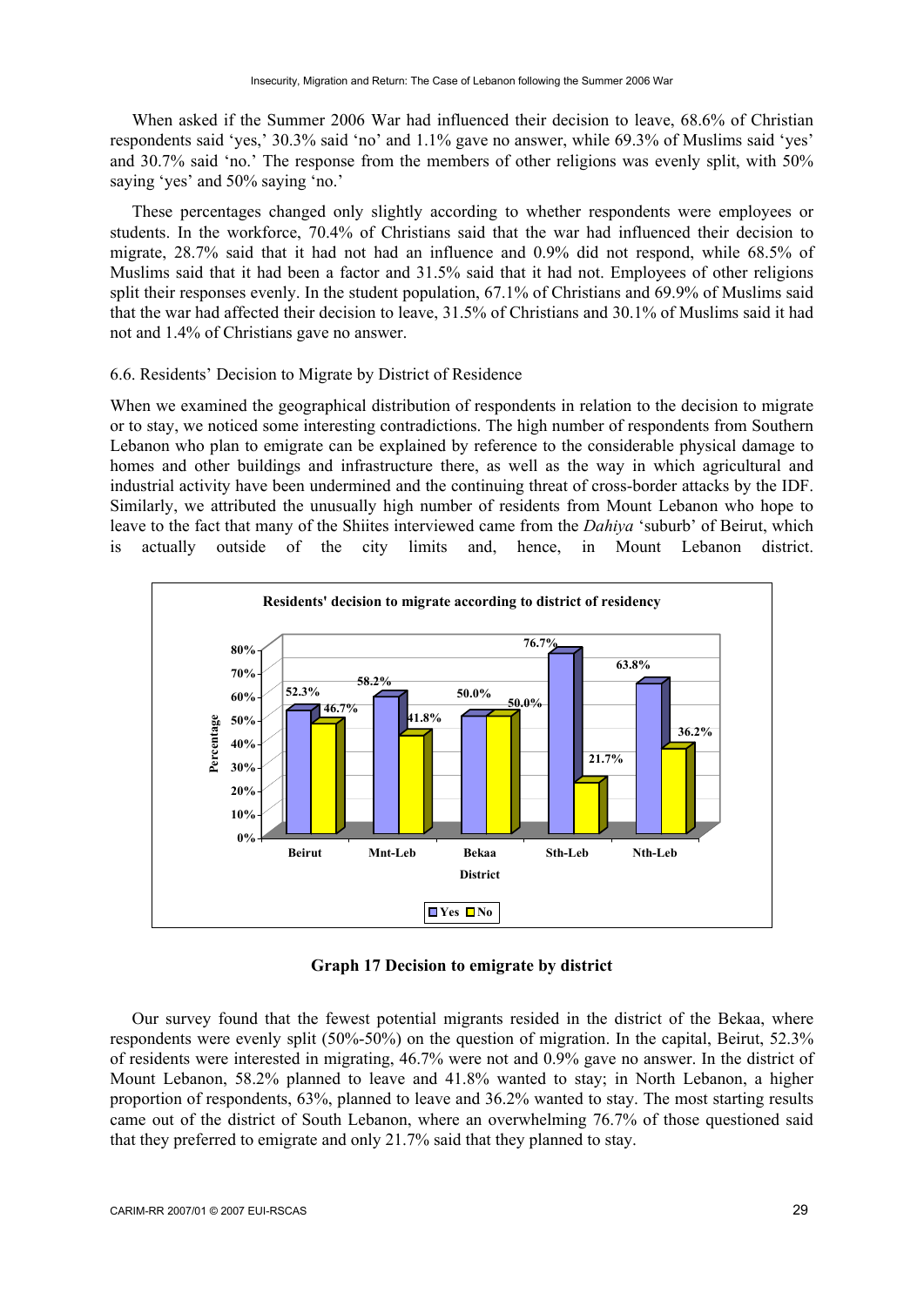When asked if the Summer 2006 War had influenced their decision to leave, 68.6% of Christian respondents said 'yes,' 30.3% said 'no' and 1.1% gave no answer, while 69.3% of Muslims said 'yes' and 30.7% said 'no.' The response from the members of other religions was evenly split, with 50% saying 'yes' and 50% saying 'no.'

These percentages changed only slightly according to whether respondents were employees or students. In the workforce, 70.4% of Christians said that the war had influenced their decision to migrate, 28.7% said that it had not had an influence and 0.9% did not respond, while 68.5% of Muslims said that it had been a factor and 31.5% said that it had not. Employees of other religions split their responses evenly. In the student population, 67.1% of Christians and 69.9% of Muslims said that the war had affected their decision to leave, 31.5% of Christians and 30.1% of Muslims said it had not and 1.4% of Christians gave no answer.

### 6.6. Residents' Decision to Migrate by District of Residence

When we examined the geographical distribution of respondents in relation to the decision to migrate or to stay, we noticed some interesting contradictions. The high number of respondents from Southern Lebanon who plan to emigrate can be explained by reference to the considerable physical damage to homes and other buildings and infrastructure there, as well as the way in which agricultural and industrial activity have been undermined and the continuing threat of cross-border attacks by the IDF. Similarly, we attributed the unusually high number of residents from Mount Lebanon who hope to leave to the fact that many of the Shiites interviewed came from the *Dahiya* 'suburb' of Beirut, which is actually outside of the city limits and, hence, in Mount Lebanon district.

**Residents' decision to migrate according to district of residency**

| District | Yes | No |
|---|---|---|
| Beirut | 52.3% | 46.7% |
| Mnt-Leb | 58.2% | 41.8% |
| Bekaa | 50.0% | 50.0% |
| Sth-Leb | 76.7% | 21.7% |
| Nth-Leb | 63.8% | 36.2% |

**Graph 17 Decision to emigrate by district**

Our survey found that the fewest potential migrants resided in the district of the Bekaa, where respondents were evenly split (50%-50%) on the question of migration. In the capital, Beirut, 52.3% of residents were interested in migrating, 46.7% were not and 0.9% gave no answer. In the district of Mount Lebanon, 58.2% planned to leave and 41.8% wanted to stay; in North Lebanon, a higher proportion of respondents, 63%, planned to leave and 36.2% wanted to stay. The most starting results came out of the district of South Lebanon, where an overwhelming 76.7% of those questioned said that they preferred to emigrate and only 21.7% said that they planned to stay.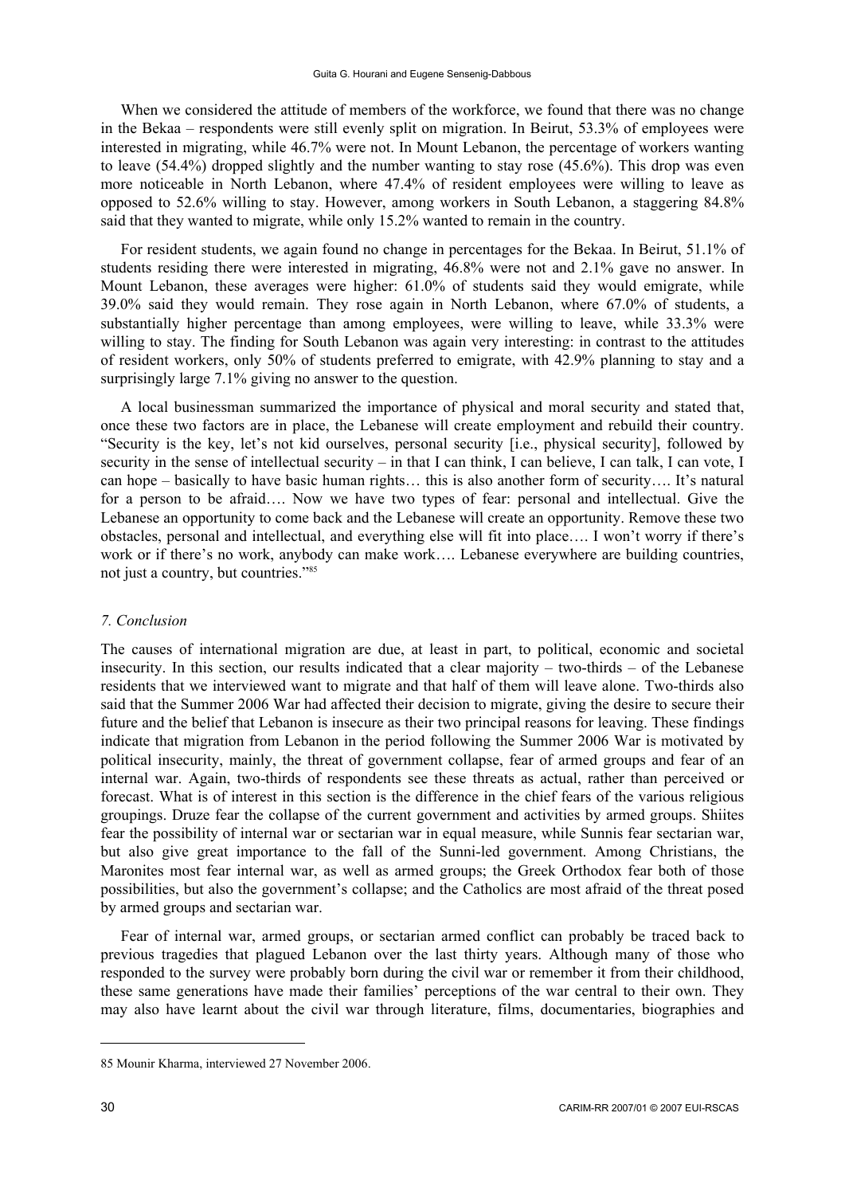When we considered the attitude of members of the workforce, we found that there was no change in the Bekaa – respondents were still evenly split on migration. In Beirut, 53.3% of employees were interested in migrating, while 46.7% were not. In Mount Lebanon, the percentage of workers wanting to leave (54.4%) dropped slightly and the number wanting to stay rose (45.6%). This drop was even more noticeable in North Lebanon, where 47.4% of resident employees were willing to leave as opposed to 52.6% willing to stay. However, among workers in South Lebanon, a staggering 84.8% said that they wanted to migrate, while only 15.2% wanted to remain in the country.

For resident students, we again found no change in percentages for the Bekaa. In Beirut, 51.1% of students residing there were interested in migrating, 46.8% were not and 2.1% gave no answer. In Mount Lebanon, these averages were higher: 61.0% of students said they would emigrate, while 39.0% said they would remain. They rose again in North Lebanon, where 67.0% of students, a substantially higher percentage than among employees, were willing to leave, while 33.3% were willing to stay. The finding for South Lebanon was again very interesting: in contrast to the attitudes of resident workers, only 50% of students preferred to emigrate, with 42.9% planning to stay and a surprisingly large 7.1% giving no answer to the question.

A local businessman summarized the importance of physical and moral security and stated that, once these two factors are in place, the Lebanese will create employment and rebuild their country. "Security is the key, let's not kid ourselves, personal security [i.e., physical security], followed by security in the sense of intellectual security – in that I can think, I can believe, I can talk, I can vote, I can hope – basically to have basic human rights… this is also another form of security…. It's natural for a person to be afraid…. Now we have two types of fear: personal and intellectual. Give the Lebanese an opportunity to come back and the Lebanese will create an opportunity. Remove these two obstacles, personal and intellectual, and everything else will fit into place…. I won't worry if there's work or if there's no work, anybody can make work…. Lebanese everywhere are building countries, not just a country, but countries."[85]

### *7. Conclusion*

The causes of international migration are due, at least in part, to political, economic and societal insecurity. In this section, our results indicated that a clear majority – two-thirds – of the Lebanese residents that we interviewed want to migrate and that half of them will leave alone. Two-thirds also said that the Summer 2006 War had affected their decision to migrate, giving the desire to secure their future and the belief that Lebanon is insecure as their two principal reasons for leaving. These findings indicate that migration from Lebanon in the period following the Summer 2006 War is motivated by political insecurity, mainly, the threat of government collapse, fear of armed groups and fear of an internal war. Again, two-thirds of respondents see these threats as actual, rather than perceived or forecast. What is of interest in this section is the difference in the chief fears of the various religious groupings. Druze fear the collapse of the current government and activities by armed groups. Shiites fear the possibility of internal war or sectarian war in equal measure, while Sunnis fear sectarian war, but also give great importance to the fall of the Sunni-led government. Among Christians, the Maronites most fear internal war, as well as armed groups; the Greek Orthodox fear both of those possibilities, but also the government's collapse; and the Catholics are most afraid of the threat posed by armed groups and sectarian war.

Fear of internal war, armed groups, or sectarian armed conflict can probably be traced back to previous tragedies that plagued Lebanon over the last thirty years. Although many of those who responded to the survey were probably born during the civil war or remember it from their childhood, these same generations have made their families' perceptions of the war central to their own. They may also have learnt about the civil war through literature, films, documentaries, biographies and

---

85 Mounir Kharma, interviewed 27 November 2006.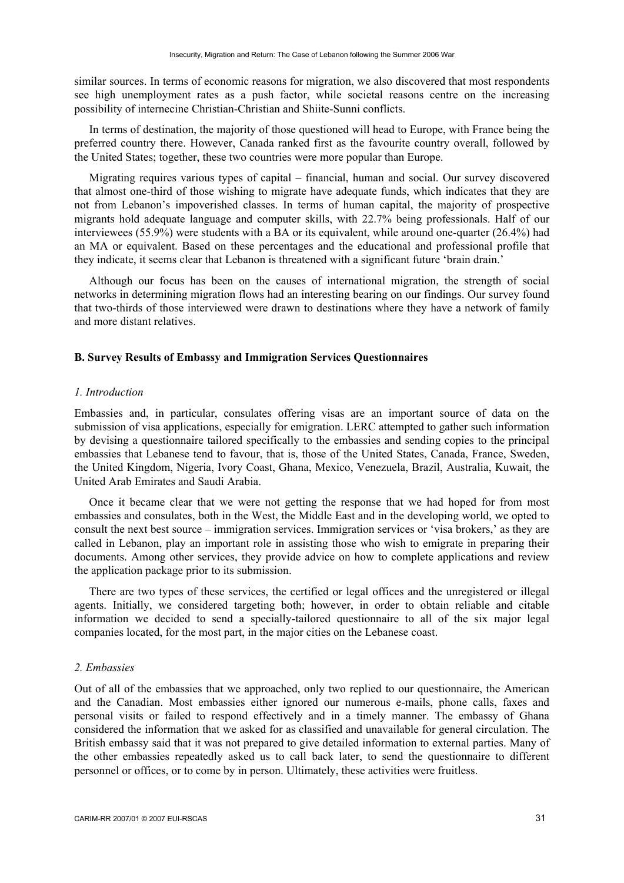similar sources. In terms of economic reasons for migration, we also discovered that most respondents see high unemployment rates as a push factor, while societal reasons centre on the increasing possibility of internecine Christian-Christian and Shiite-Sunni conflicts.

In terms of destination, the majority of those questioned will head to Europe, with France being the preferred country there. However, Canada ranked first as the favourite country overall, followed by the United States; together, these two countries were more popular than Europe.

Migrating requires various types of capital – financial, human and social. Our survey discovered that almost one-third of those wishing to migrate have adequate funds, which indicates that they are not from Lebanon's impoverished classes. In terms of human capital, the majority of prospective migrants hold adequate language and computer skills, with 22.7% being professionals. Half of our interviewees (55.9%) were students with a BA or its equivalent, while around one-quarter (26.4%) had an MA or equivalent. Based on these percentages and the educational and professional profile that they indicate, it seems clear that Lebanon is threatened with a significant future 'brain drain.'

Although our focus has been on the causes of international migration, the strength of social networks in determining migration flows had an interesting bearing on our findings. Our survey found that two-thirds of those interviewed were drawn to destinations where they have a network of family and more distant relatives.

### B. Survey Results of Embassy and Immigration Services Questionnaires

#### *1. Introduction*

Embassies and, in particular, consulates offering visas are an important source of data on the submission of visa applications, especially for emigration. LERC attempted to gather such information by devising a questionnaire tailored specifically to the embassies and sending copies to the principal embassies that Lebanese tend to favour, that is, those of the United States, Canada, France, Sweden, the United Kingdom, Nigeria, Ivory Coast, Ghana, Mexico, Venezuela, Brazil, Australia, Kuwait, the United Arab Emirates and Saudi Arabia.

Once it became clear that we were not getting the response that we had hoped for from most embassies and consulates, both in the West, the Middle East and in the developing world, we opted to consult the next best source – immigration services. Immigration services or 'visa brokers,' as they are called in Lebanon, play an important role in assisting those who wish to emigrate in preparing their documents. Among other services, they provide advice on how to complete applications and review the application package prior to its submission.

There are two types of these services, the certified or legal offices and the unregistered or illegal agents. Initially, we considered targeting both; however, in order to obtain reliable and citable information we decided to send a specially-tailored questionnaire to all of the six major legal companies located, for the most part, in the major cities on the Lebanese coast.

#### *2. Embassies*

Out of all of the embassies that we approached, only two replied to our questionnaire, the American and the Canadian. Most embassies either ignored our numerous e-mails, phone calls, faxes and personal visits or failed to respond effectively and in a timely manner. The embassy of Ghana considered the information that we asked for as classified and unavailable for general circulation. The British embassy said that it was not prepared to give detailed information to external parties. Many of the other embassies repeatedly asked us to call back later, to send the questionnaire to different personnel or offices, or to come by in person. Ultimately, these activities were fruitless.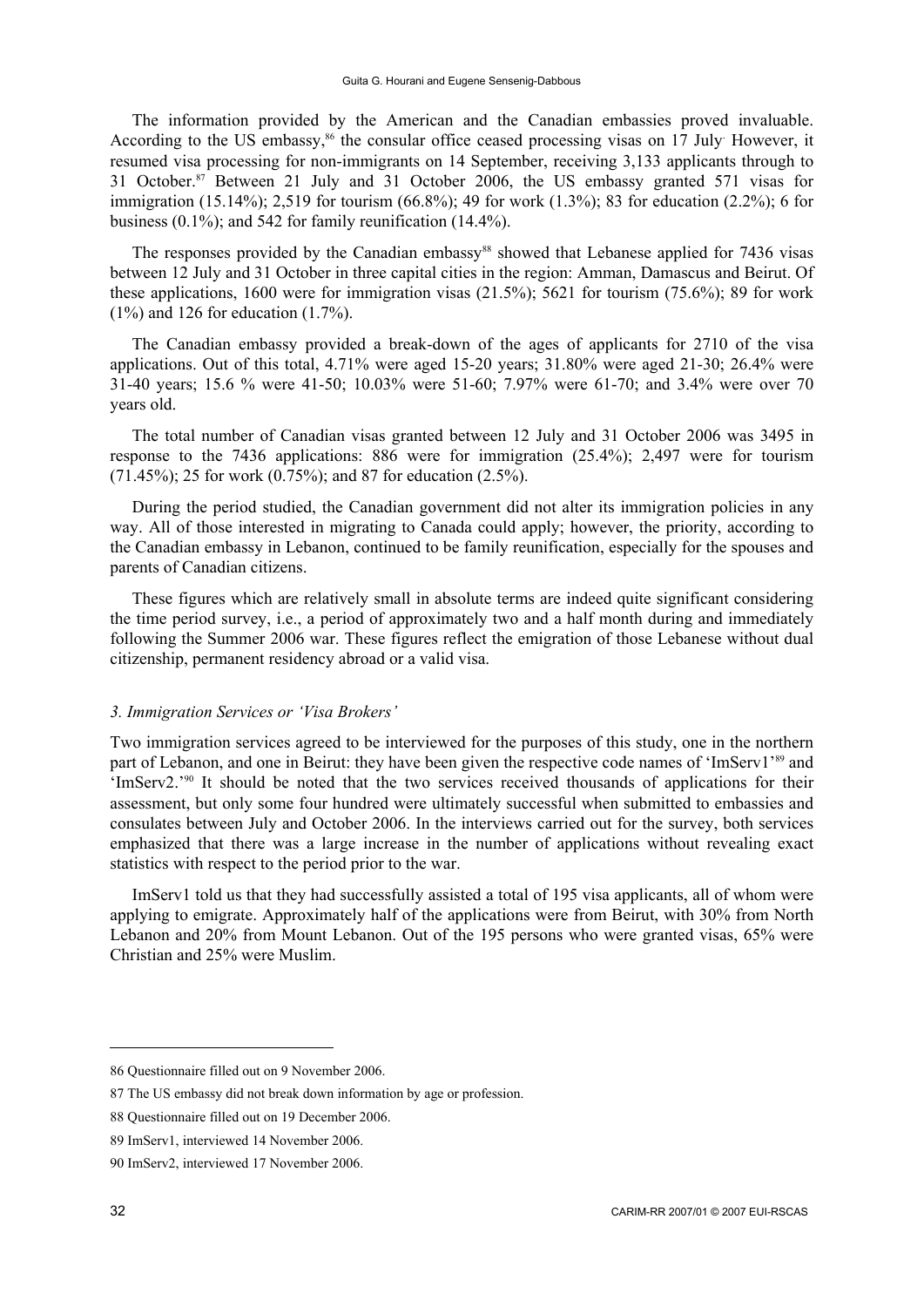The information provided by the American and the Canadian embassies proved invaluable. According to the US embassy,[86] the consular office ceased processing visas on 17 July. However, it resumed visa processing for non-immigrants on 14 September, receiving 3,133 applicants through to 31 October.[87] Between 21 July and 31 October 2006, the US embassy granted 571 visas for immigration (15.14%); 2,519 for tourism (66.8%); 49 for work (1.3%); 83 for education (2.2%); 6 for business (0.1%); and 542 for family reunification (14.4%).

The responses provided by the Canadian embassy[88] showed that Lebanese applied for 7436 visas between 12 July and 31 October in three capital cities in the region: Amman, Damascus and Beirut. Of these applications, 1600 were for immigration visas (21.5%); 5621 for tourism (75.6%); 89 for work (1%) and 126 for education (1.7%).

The Canadian embassy provided a break-down of the ages of applicants for 2710 of the visa applications. Out of this total, 4.71% were aged 15-20 years; 31.80% were aged 21-30; 26.4% were 31-40 years; 15.6 % were 41-50; 10.03% were 51-60; 7.97% were 61-70; and 3.4% were over 70 years old.

The total number of Canadian visas granted between 12 July and 31 October 2006 was 3495 in response to the 7436 applications: 886 were for immigration (25.4%); 2,497 were for tourism (71.45%); 25 for work (0.75%); and 87 for education (2.5%).

During the period studied, the Canadian government did not alter its immigration policies in any way. All of those interested in migrating to Canada could apply; however, the priority, according to the Canadian embassy in Lebanon, continued to be family reunification, especially for the spouses and parents of Canadian citizens.

These figures which are relatively small in absolute terms are indeed quite significant considering the time period survey, i.e., a period of approximately two and a half month during and immediately following the Summer 2006 war. These figures reflect the emigration of those Lebanese without dual citizenship, permanent residency abroad or a valid visa.

### *3. Immigration Services or 'Visa Brokers'*

Two immigration services agreed to be interviewed for the purposes of this study, one in the northern part of Lebanon, and one in Beirut: they have been given the respective code names of 'ImServ1'[89] and 'ImServ2.'[90] It should be noted that the two services received thousands of applications for their assessment, but only some four hundred were ultimately successful when submitted to embassies and consulates between July and October 2006. In the interviews carried out for the survey, both services emphasized that there was a large increase in the number of applications without revealing exact statistics with respect to the period prior to the war.

ImServ1 told us that they had successfully assisted a total of 195 visa applicants, all of whom were applying to emigrate. Approximately half of the applications were from Beirut, with 30% from North Lebanon and 20% from Mount Lebanon. Out of the 195 persons who were granted visas, 65% were Christian and 25% were Muslim.

---

86 Questionnaire filled out on 9 November 2006.

87 The US embassy did not break down information by age or profession.

88 Questionnaire filled out on 19 December 2006.

89 ImServ1, interviewed 14 November 2006.

90 ImServ2, interviewed 17 November 2006.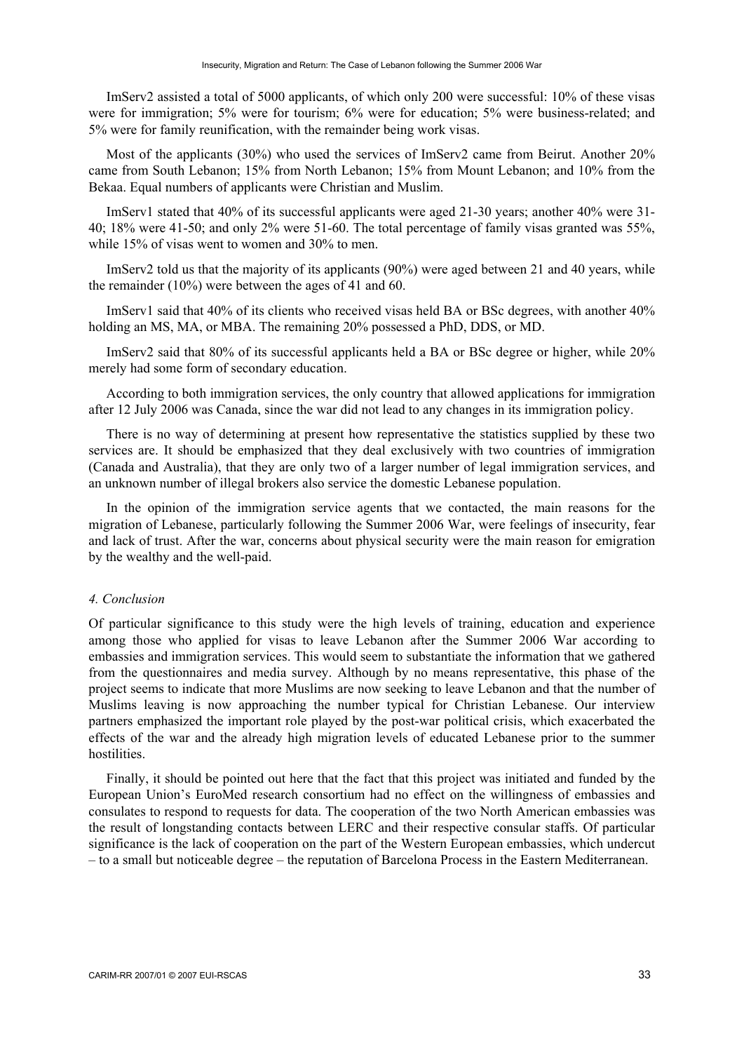ImServ2 assisted a total of 5000 applicants, of which only 200 were successful: 10% of these visas were for immigration; 5% were for tourism; 6% were for education; 5% were business-related; and 5% were for family reunification, with the remainder being work visas.

Most of the applicants (30%) who used the services of ImServ2 came from Beirut. Another 20% came from South Lebanon; 15% from North Lebanon; 15% from Mount Lebanon; and 10% from the Bekaa. Equal numbers of applicants were Christian and Muslim.

ImServ1 stated that 40% of its successful applicants were aged 21-30 years; another 40% were 31-40; 18% were 41-50; and only 2% were 51-60. The total percentage of family visas granted was 55%, while 15% of visas went to women and 30% to men.

ImServ2 told us that the majority of its applicants (90%) were aged between 21 and 40 years, while the remainder (10%) were between the ages of 41 and 60.

ImServ1 said that 40% of its clients who received visas held BA or BSc degrees, with another 40% holding an MS, MA, or MBA. The remaining 20% possessed a PhD, DDS, or MD.

ImServ2 said that 80% of its successful applicants held a BA or BSc degree or higher, while 20% merely had some form of secondary education.

According to both immigration services, the only country that allowed applications for immigration after 12 July 2006 was Canada, since the war did not lead to any changes in its immigration policy.

There is no way of determining at present how representative the statistics supplied by these two services are. It should be emphasized that they deal exclusively with two countries of immigration (Canada and Australia), that they are only two of a larger number of legal immigration services, and an unknown number of illegal brokers also service the domestic Lebanese population.

In the opinion of the immigration service agents that we contacted, the main reasons for the migration of Lebanese, particularly following the Summer 2006 War, were feelings of insecurity, fear and lack of trust. After the war, concerns about physical security were the main reason for emigration by the wealthy and the well-paid.

### *4. Conclusion*

Of particular significance to this study were the high levels of training, education and experience among those who applied for visas to leave Lebanon after the Summer 2006 War according to embassies and immigration services. This would seem to substantiate the information that we gathered from the questionnaires and media survey. Although by no means representative, this phase of the project seems to indicate that more Muslims are now seeking to leave Lebanon and that the number of Muslims leaving is now approaching the number typical for Christian Lebanese. Our interview partners emphasized the important role played by the post-war political crisis, which exacerbated the effects of the war and the already high migration levels of educated Lebanese prior to the summer hostilities.

Finally, it should be pointed out here that the fact that this project was initiated and funded by the European Union's EuroMed research consortium had no effect on the willingness of embassies and consulates to respond to requests for data. The cooperation of the two North American embassies was the result of longstanding contacts between LERC and their respective consular staffs. Of particular significance is the lack of cooperation on the part of the Western European embassies, which undercut – to a small but noticeable degree – the reputation of Barcelona Process in the Eastern Mediterranean.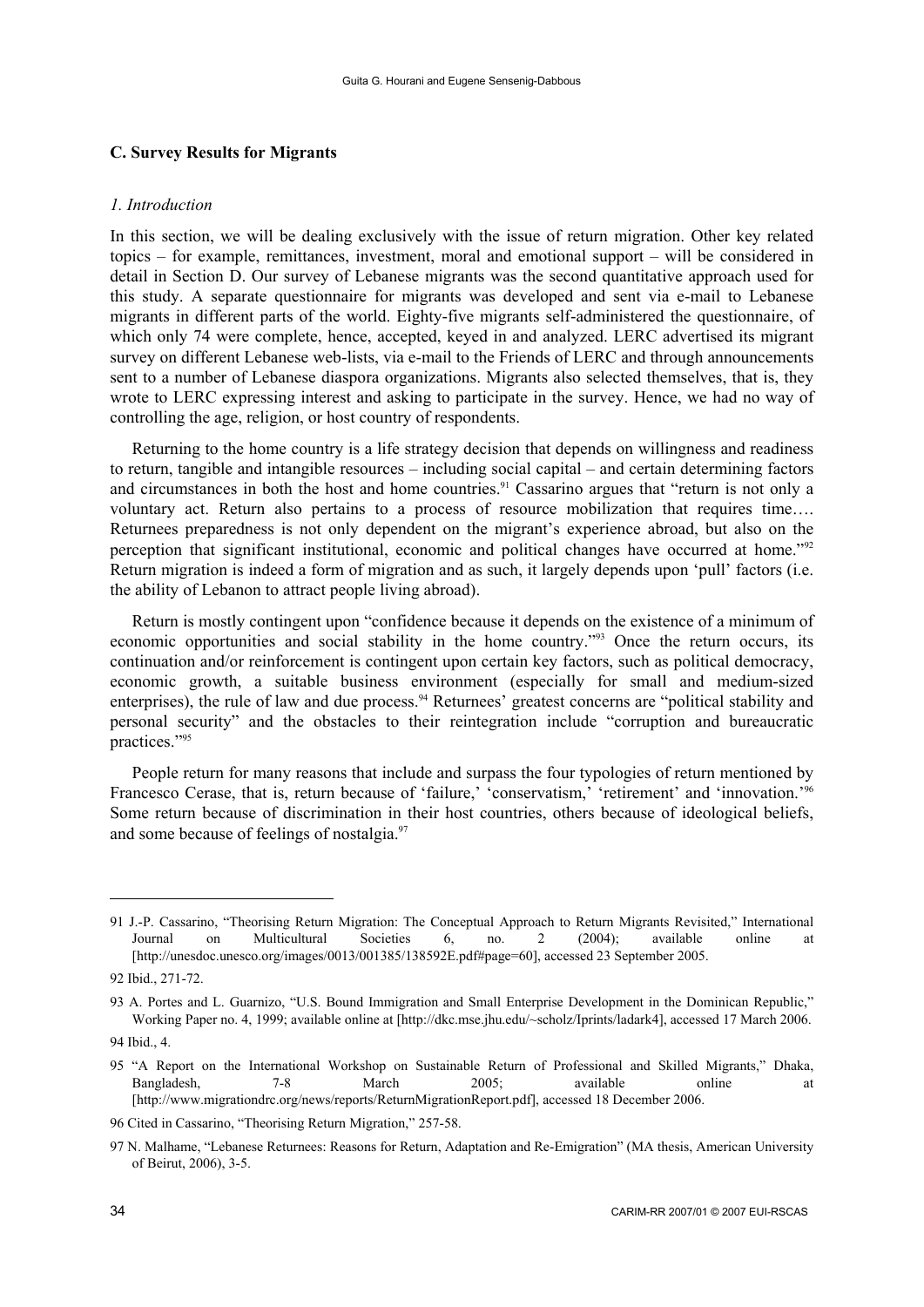### C. Survey Results for Migrants

#### *1. Introduction*

In this section, we will be dealing exclusively with the issue of return migration. Other key related topics – for example, remittances, investment, moral and emotional support – will be considered in detail in Section D. Our survey of Lebanese migrants was the second quantitative approach used for this study. A separate questionnaire for migrants was developed and sent via e-mail to Lebanese migrants in different parts of the world. Eighty-five migrants self-administered the questionnaire, of which only 74 were complete, hence, accepted, keyed in and analyzed. LERC advertised its migrant survey on different Lebanese web-lists, via e-mail to the Friends of LERC and through announcements sent to a number of Lebanese diaspora organizations. Migrants also selected themselves, that is, they wrote to LERC expressing interest and asking to participate in the survey. Hence, we had no way of controlling the age, religion, or host country of respondents.

Returning to the home country is a life strategy decision that depends on willingness and readiness to return, tangible and intangible resources – including social capital – and certain determining factors and circumstances in both the host and home countries.[91] Cassarino argues that "return is not only a voluntary act. Return also pertains to a process of resource mobilization that requires time…. Returnees preparedness is not only dependent on the migrant's experience abroad, but also on the perception that significant institutional, economic and political changes have occurred at home."[92] Return migration is indeed a form of migration and as such, it largely depends upon 'pull' factors (i.e. the ability of Lebanon to attract people living abroad).

Return is mostly contingent upon "confidence because it depends on the existence of a minimum of economic opportunities and social stability in the home country."[93] Once the return occurs, its continuation and/or reinforcement is contingent upon certain key factors, such as political democracy, economic growth, a suitable business environment (especially for small and medium-sized enterprises), the rule of law and due process.[94] Returnees' greatest concerns are "political stability and personal security" and the obstacles to their reintegration include "corruption and bureaucratic practices."[95]

People return for many reasons that include and surpass the four typologies of return mentioned by Francesco Cerase, that is, return because of 'failure,' 'conservatism,' 'retirement' and 'innovation.'[96] Some return because of discrimination in their host countries, others because of ideological beliefs, and some because of feelings of nostalgia.[97]

---

91 J.-P. Cassarino, "Theorising Return Migration: The Conceptual Approach to Return Migrants Revisited," International Journal on Multicultural Societies 6, no. 2 (2004); available online at [http://unesdoc.unesco.org/images/0013/001385/138592E.pdf#page=60], accessed 23 September 2005.

92 Ibid., 271-72.

93 A. Portes and L. Guarnizo, "U.S. Bound Immigration and Small Enterprise Development in the Dominican Republic," Working Paper no. 4, 1999; available online at [http://dkc.mse.jhu.edu/~scholz/Iprints/ladark4], accessed 17 March 2006.

94 Ibid., 4.

95 "A Report on the International Workshop on Sustainable Return of Professional and Skilled Migrants," Dhaka, Bangladesh, 7-8 March 2005; available online at [http://www.migrationdrc.org/news/reports/ReturnMigrationReport.pdf], accessed 18 December 2006.

96 Cited in Cassarino, "Theorising Return Migration," 257-58.

97 N. Malhame, "Lebanese Returnees: Reasons for Return, Adaptation and Re-Emigration" (MA thesis, American University of Beirut, 2006), 3-5.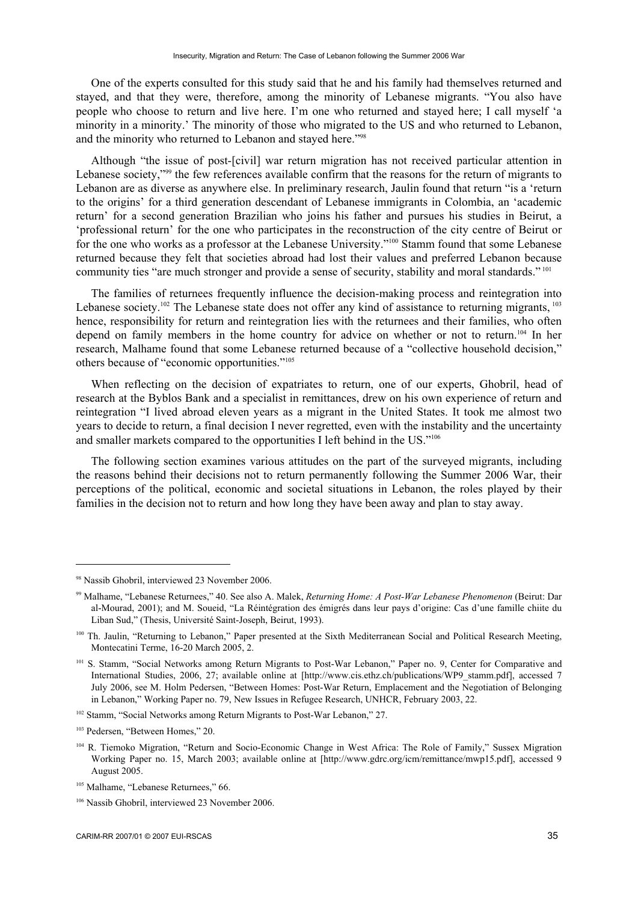One of the experts consulted for this study said that he and his family had themselves returned and stayed, and that they were, therefore, among the minority of Lebanese migrants. "You also have people who choose to return and live here. I'm one who returned and stayed here; I call myself 'a minority in a minority.' The minority of those who migrated to the US and who returned to Lebanon, and the minority who returned to Lebanon and stayed here."[98]

Although "the issue of post-[civil] war return migration has not received particular attention in Lebanese society,"[99] the few references available confirm that the reasons for the return of migrants to Lebanon are as diverse as anywhere else. In preliminary research, Jaulin found that return "is a 'return to the origins' for a third generation descendant of Lebanese immigrants in Colombia, an 'academic return' for a second generation Brazilian who joins his father and pursues his studies in Beirut, a 'professional return' for the one who participates in the reconstruction of the city centre of Beirut or for the one who works as a professor at the Lebanese University."[100] Stamm found that some Lebanese returned because they felt that societies abroad had lost their values and preferred Lebanon because community ties "are much stronger and provide a sense of security, stability and moral standards."[101]

The families of returnees frequently influence the decision-making process and reintegration into Lebanese society.[102] The Lebanese state does not offer any kind of assistance to returning migrants,[103] hence, responsibility for return and reintegration lies with the returnees and their families, who often depend on family members in the home country for advice on whether or not to return.[104] In her research, Malhame found that some Lebanese returned because of a "collective household decision," others because of "economic opportunities."[105]

When reflecting on the decision of expatriates to return, one of our experts, Ghobril, head of research at the Byblos Bank and a specialist in remittances, drew on his own experience of return and reintegration "I lived abroad eleven years as a migrant in the United States. It took me almost two years to decide to return, a final decision I never regretted, even with the instability and the uncertainty and smaller markets compared to the opportunities I left behind in the US."[106]

The following section examines various attitudes on the part of the surveyed migrants, including the reasons behind their decisions not to return permanently following the Summer 2006 War, their perceptions of the political, economic and societal situations in Lebanon, the roles played by their families in the decision not to return and how long they have been away and plan to stay away.

---

[98] Nassib Ghobril, interviewed 23 November 2006.

[99] Malhame, "Lebanese Returnees," 40. See also A. Malek, *Returning Home: A Post-War Lebanese Phenomenon* (Beirut: Dar al-Mourad, 2001); and M. Soueid, "La Réintégration des émigrés dans leur pays d'origine: Cas d'une famille chiite du Liban Sud," (Thesis, Université Saint-Joseph, Beirut, 1993).

[100] Th. Jaulin, "Returning to Lebanon," Paper presented at the Sixth Mediterranean Social and Political Research Meeting, Montecatini Terme, 16-20 March 2005, 2.

[101] S. Stamm, "Social Networks among Return Migrants to Post-War Lebanon," Paper no. 9, Center for Comparative and International Studies, 2006, 27; available online at [http://www.cis.ethz.ch/publications/WP9_stamm.pdf], accessed 7 July 2006, see M. Holm Pedersen, "Between Homes: Post-War Return, Emplacement and the Negotiation of Belonging in Lebanon," Working Paper no. 79, New Issues in Refugee Research, UNHCR, February 2003, 22.

[102] Stamm, "Social Networks among Return Migrants to Post-War Lebanon," 27.

[103] Pedersen, "Between Homes," 20.

[104] R. Tiemoko Migration, "Return and Socio-Economic Change in West Africa: The Role of Family," Sussex Migration Working Paper no. 15, March 2003; available online at [http://www.gdrc.org/icm/remittance/mwp15.pdf], accessed 9 August 2005.

[105] Malhame, "Lebanese Returnees," 66.

[106] Nassib Ghobril, interviewed 23 November 2006.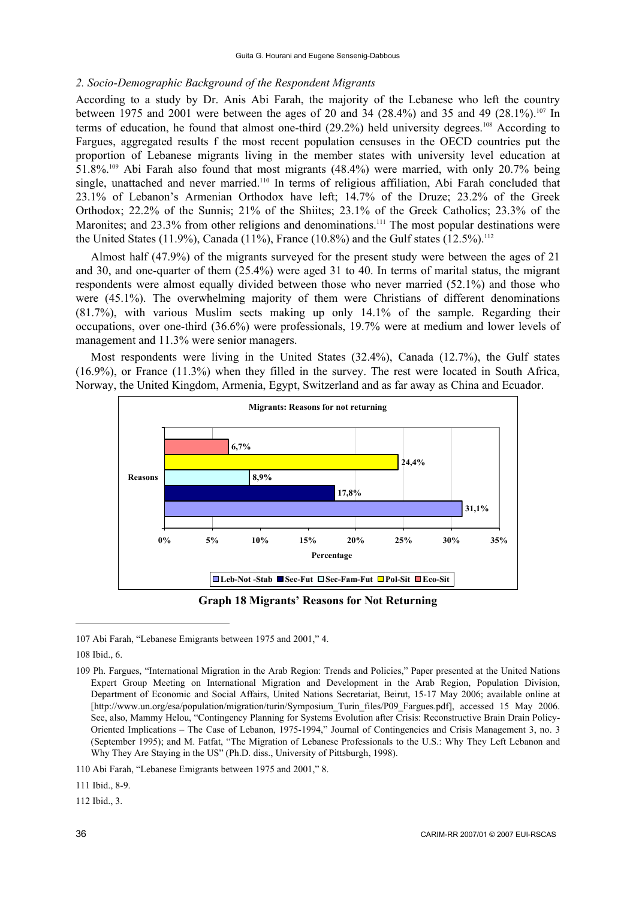*2. Socio-Demographic Background of the Respondent Migrants*

According to a study by Dr. Anis Abi Farah, the majority of the Lebanese who left the country between 1975 and 2001 were between the ages of 20 and 34 (28.4%) and 35 and 49 (28.1%).[107] In terms of education, he found that almost one-third (29.2%) held university degrees.[108] According to Fargues, aggregated results f the most recent population censuses in the OECD countries put the proportion of Lebanese migrants living in the member states with university level education at 51.8%.[109] Abi Farah also found that most migrants (48.4%) were married, with only 20.7% being single, unattached and never married.[110] In terms of religious affiliation, Abi Farah concluded that 23.1% of Lebanon's Armenian Orthodox have left; 14.7% of the Druze; 23.2% of the Greek Orthodox; 22.2% of the Sunnis; 21% of the Shiites; 23.1% of the Greek Catholics; 23.3% of the Maronites; and 23.3% from other religions and denominations.[111] The most popular destinations were the United States (11.9%), Canada (11%), France (10.8%) and the Gulf states (12.5%).[112]

Almost half (47.9%) of the migrants surveyed for the present study were between the ages of 21 and 30, and one-quarter of them (25.4%) were aged 31 to 40. In terms of marital status, the migrant respondents were almost equally divided between those who never married (52.1%) and those who were (45.1%). The overwhelming majority of them were Christians of different denominations (81.7%), with various Muslim sects making up only 14.1% of the sample. Regarding their occupations, over one-third (36.6%) were professionals, 19.7% were at medium and lower levels of management and 11.3% were senior managers.

Most respondents were living in the United States (32.4%), Canada (12.7%), the Gulf states (16.9%), or France (11.3%) when they filled in the survey. The rest were located in South Africa, Norway, the United Kingdom, Armenia, Egypt, Switzerland and as far away as China and Ecuador.

**Migrants: Reasons for not returning**

| Reasons | Percentage |
|---|---|
| Eco-Sit | 6,7% |
| Pol-Sit | 24,4% |
| Sec-Fam-Fut | 8,9% |
| Sec-Fut | 17,8% |
| Leb-Not -Stab | 31,1% |

**Graph 18 Migrants' Reasons for Not Returning**

---

107 Abi Farah, "Lebanese Emigrants between 1975 and 2001," 4.

108 Ibid., 6.

109 Ph. Fargues, "International Migration in the Arab Region: Trends and Policies," Paper presented at the United Nations Expert Group Meeting on International Migration and Development in the Arab Region, Population Division, Department of Economic and Social Affairs, United Nations Secretariat, Beirut, 15-17 May 2006; available online at [http://www.un.org/esa/population/migration/turin/Symposium_Turin_files/P09_Fargues.pdf], accessed 15 May 2006. See, also, Mammy Helou, "Contingency Planning for Systems Evolution after Crisis: Reconstructive Brain Drain Policy-Oriented Implications – The Case of Lebanon, 1975-1994," Journal of Contingencies and Crisis Management 3, no. 3 (September 1995); and M. Fatfat, "The Migration of Lebanese Professionals to the U.S.: Why They Left Lebanon and Why They Are Staying in the US" (Ph.D. diss., University of Pittsburgh, 1998).

110 Abi Farah, "Lebanese Emigrants between 1975 and 2001," 8.

111 Ibid., 8-9.

112 Ibid., 3.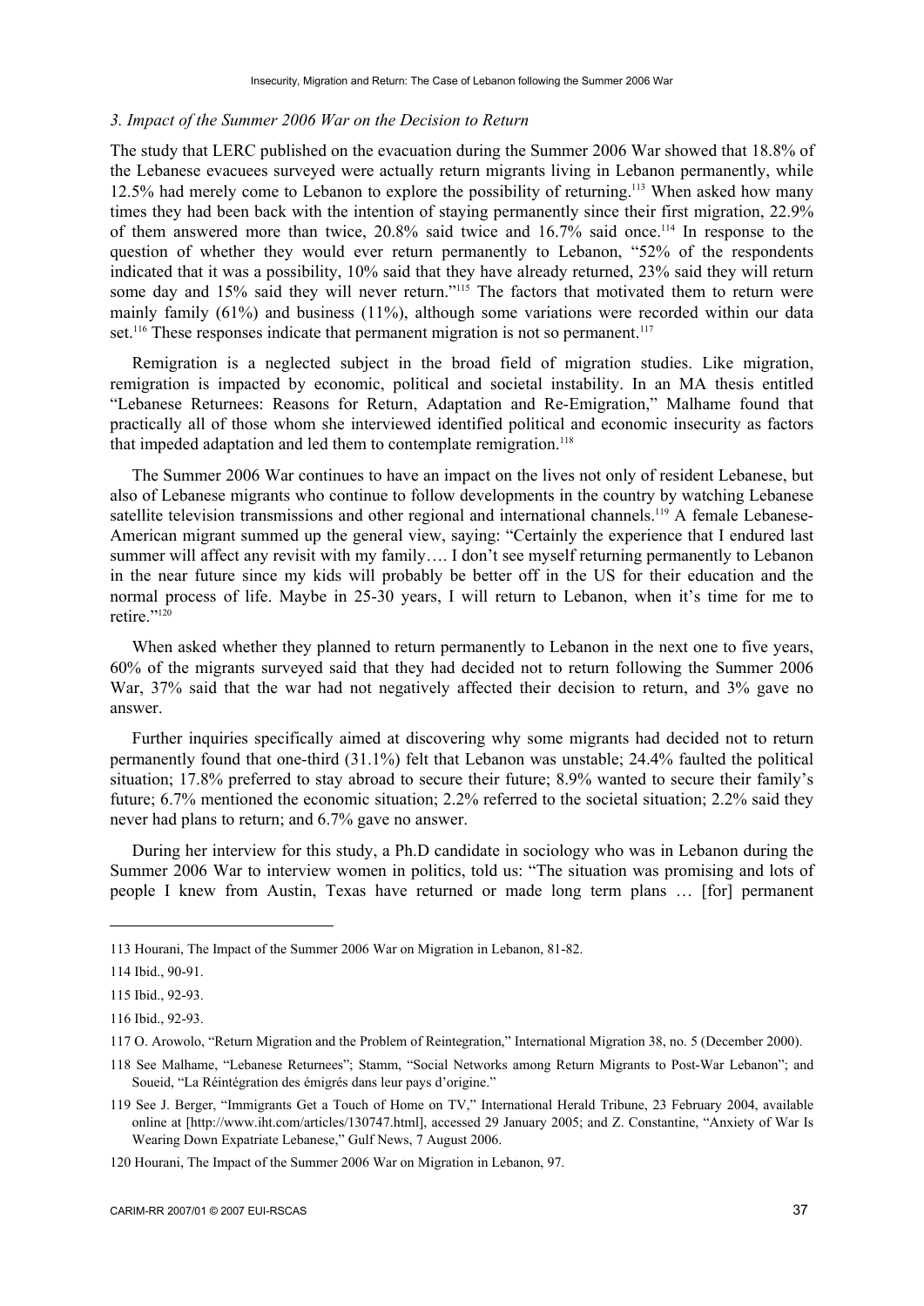### *3. Impact of the Summer 2006 War on the Decision to Return*

The study that LERC published on the evacuation during the Summer 2006 War showed that 18.8% of the Lebanese evacuees surveyed were actually return migrants living in Lebanon permanently, while 12.5% had merely come to Lebanon to explore the possibility of returning.[113] When asked how many times they had been back with the intention of staying permanently since their first migration, 22.9% of them answered more than twice, 20.8% said twice and 16.7% said once.[114] In response to the question of whether they would ever return permanently to Lebanon, "52% of the respondents indicated that it was a possibility, 10% said that they have already returned, 23% said they will return some day and 15% said they will never return."[115] The factors that motivated them to return were mainly family (61%) and business (11%), although some variations were recorded within our data set.[116] These responses indicate that permanent migration is not so permanent.[117]

Remigration is a neglected subject in the broad field of migration studies. Like migration, remigration is impacted by economic, political and societal instability. In an MA thesis entitled "Lebanese Returnees: Reasons for Return, Adaptation and Re-Emigration," Malhame found that practically all of those whom she interviewed identified political and economic insecurity as factors that impeded adaptation and led them to contemplate remigration.[118]

The Summer 2006 War continues to have an impact on the lives not only of resident Lebanese, but also of Lebanese migrants who continue to follow developments in the country by watching Lebanese satellite television transmissions and other regional and international channels.[119] A female Lebanese-American migrant summed up the general view, saying: "Certainly the experience that I endured last summer will affect any revisit with my family…. I don't see myself returning permanently to Lebanon in the near future since my kids will probably be better off in the US for their education and the normal process of life. Maybe in 25-30 years, I will return to Lebanon, when it's time for me to retire."[120]

When asked whether they planned to return permanently to Lebanon in the next one to five years, 60% of the migrants surveyed said that they had decided not to return following the Summer 2006 War, 37% said that the war had not negatively affected their decision to return, and 3% gave no answer.

Further inquiries specifically aimed at discovering why some migrants had decided not to return permanently found that one-third (31.1%) felt that Lebanon was unstable; 24.4% faulted the political situation; 17.8% preferred to stay abroad to secure their future; 8.9% wanted to secure their family's future; 6.7% mentioned the economic situation; 2.2% referred to the societal situation; 2.2% said they never had plans to return; and 6.7% gave no answer.

During her interview for this study, a Ph.D candidate in sociology who was in Lebanon during the Summer 2006 War to interview women in politics, told us: "The situation was promising and lots of people I knew from Austin, Texas have returned or made long term plans … [for] permanent

---

113 Hourani, The Impact of the Summer 2006 War on Migration in Lebanon, 81-82.

114 Ibid., 90-91.

115 Ibid., 92-93.

116 Ibid., 92-93.

117 O. Arowolo, "Return Migration and the Problem of Reintegration," International Migration 38, no. 5 (December 2000).

118 See Malhame, "Lebanese Returnees"; Stamm, "Social Networks among Return Migrants to Post-War Lebanon"; and Soueid, "La Réintégration des émigrés dans leur pays d'origine."

119 See J. Berger, "Immigrants Get a Touch of Home on TV," International Herald Tribune, 23 February 2004, available online at [http://www.iht.com/articles/130747.html], accessed 29 January 2005; and Z. Constantine, "Anxiety of War Is Wearing Down Expatriate Lebanese," Gulf News, 7 August 2006.

120 Hourani, The Impact of the Summer 2006 War on Migration in Lebanon, 97.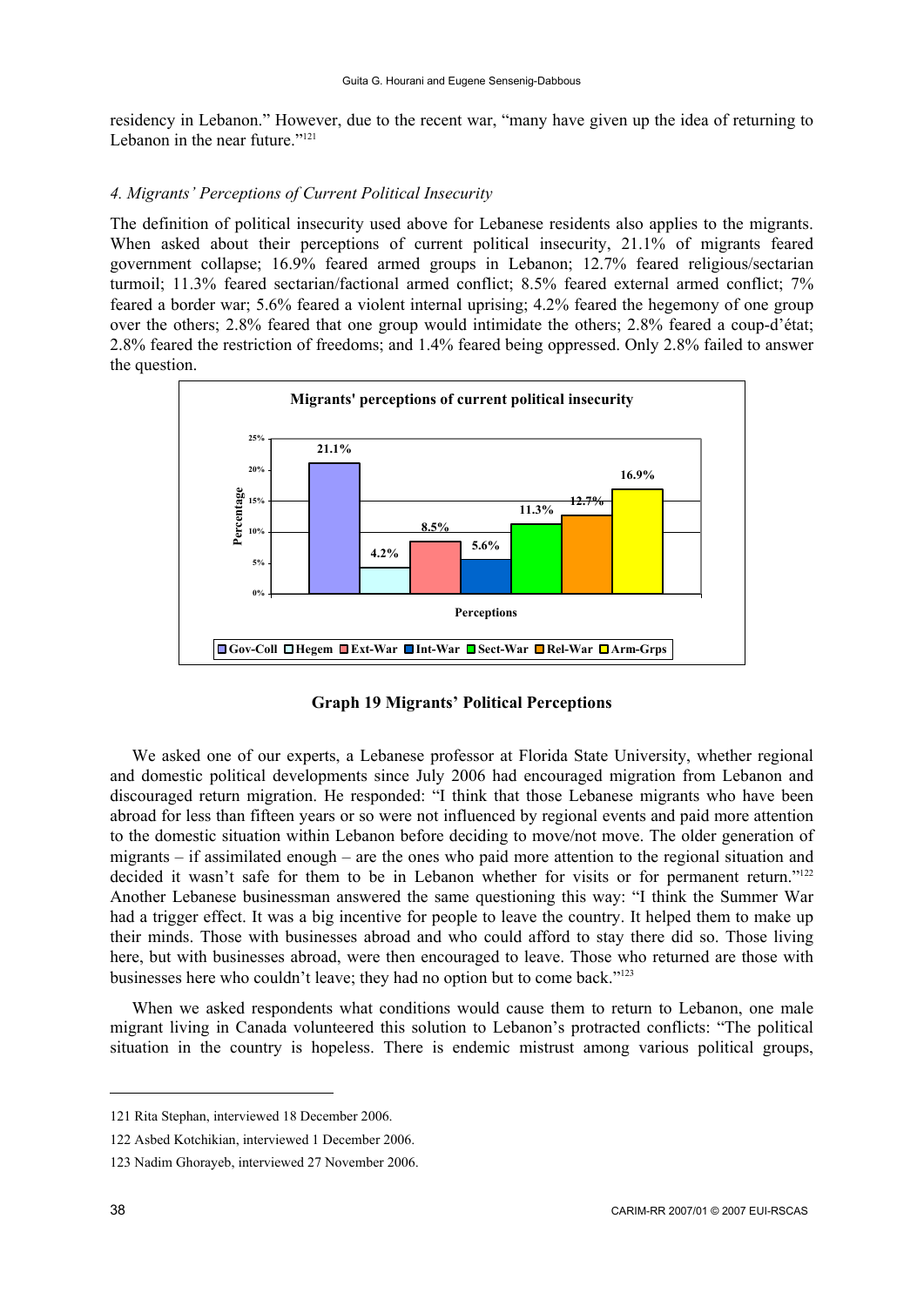residency in Lebanon." However, due to the recent war, "many have given up the idea of returning to Lebanon in the near future."[121]

### *4. Migrants' Perceptions of Current Political Insecurity*

The definition of political insecurity used above for Lebanese residents also applies to the migrants. When asked about their perceptions of current political insecurity, 21.1% of migrants feared government collapse; 16.9% feared armed groups in Lebanon; 12.7% feared religious/sectarian turmoil; 11.3% feared sectarian/factional armed conflict; 8.5% feared external armed conflict; 7% feared a border war; 5.6% feared a violent internal uprising; 4.2% feared the hegemony of one group over the others; 2.8% feared that one group would intimidate the others; 2.8% feared a coup-d'état; 2.8% feared the restriction of freedoms; and 1.4% feared being oppressed. Only 2.8% failed to answer the question.

**Migrants' perceptions of current political insecurity**

| Perceptions | Percentage |
|---|---|
| Gov-Coll | 21.1% |
| Hegem | 4.2% |
| Ext-War | 8.5% |
| Int-War | 5.6% |
| Sect-War | 11.3% |
| Rel-War | 12.7% |
| Arm-Grps | 16.9% |

**Graph 19 Migrants' Political Perceptions**

We asked one of our experts, a Lebanese professor at Florida State University, whether regional and domestic political developments since July 2006 had encouraged migration from Lebanon and discouraged return migration. He responded: "I think that those Lebanese migrants who have been abroad for less than fifteen years or so were not influenced by regional events and paid more attention to the domestic situation within Lebanon before deciding to move/not move. The older generation of migrants – if assimilated enough – are the ones who paid more attention to the regional situation and decided it wasn't safe for them to be in Lebanon whether for visits or for permanent return."[122] Another Lebanese businessman answered the same questioning this way: "I think the Summer War had a trigger effect. It was a big incentive for people to leave the country. It helped them to make up their minds. Those with businesses abroad and who could afford to stay there did so. Those living here, but with businesses abroad, were then encouraged to leave. Those who returned are those with businesses here who couldn't leave; they had no option but to come back."[123]

When we asked respondents what conditions would cause them to return to Lebanon, one male migrant living in Canada volunteered this solution to Lebanon's protracted conflicts: "The political situation in the country is hopeless. There is endemic mistrust among various political groups,

---

121 Rita Stephan, interviewed 18 December 2006.

122 Asbed Kotchikian, interviewed 1 December 2006.

123 Nadim Ghorayeb, interviewed 27 November 2006.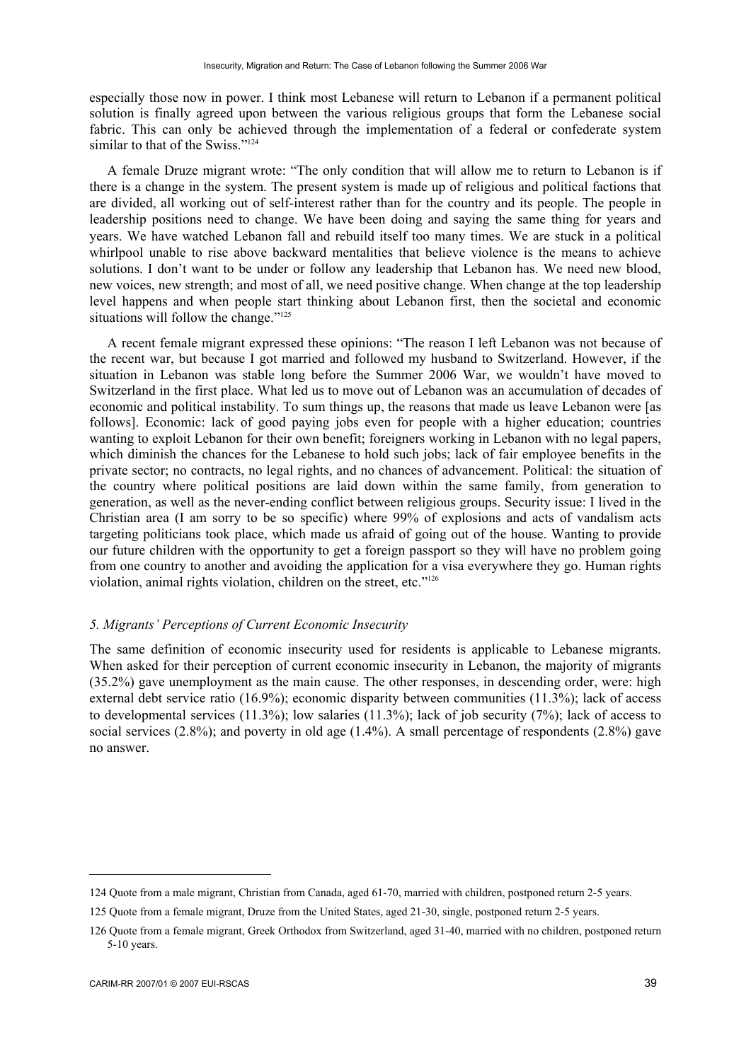especially those now in power. I think most Lebanese will return to Lebanon if a permanent political solution is finally agreed upon between the various religious groups that form the Lebanese social fabric. This can only be achieved through the implementation of a federal or confederate system similar to that of the Swiss."[124]

A female Druze migrant wrote: "The only condition that will allow me to return to Lebanon is if there is a change in the system. The present system is made up of religious and political factions that are divided, all working out of self-interest rather than for the country and its people. The people in leadership positions need to change. We have been doing and saying the same thing for years and years. We have watched Lebanon fall and rebuild itself too many times. We are stuck in a political whirlpool unable to rise above backward mentalities that believe violence is the means to achieve solutions. I don't want to be under or follow any leadership that Lebanon has. We need new blood, new voices, new strength; and most of all, we need positive change. When change at the top leadership level happens and when people start thinking about Lebanon first, then the societal and economic situations will follow the change."[125]

A recent female migrant expressed these opinions: "The reason I left Lebanon was not because of the recent war, but because I got married and followed my husband to Switzerland. However, if the situation in Lebanon was stable long before the Summer 2006 War, we wouldn't have moved to Switzerland in the first place. What led us to move out of Lebanon was an accumulation of decades of economic and political instability. To sum things up, the reasons that made us leave Lebanon were [as follows]. Economic: lack of good paying jobs even for people with a higher education; countries wanting to exploit Lebanon for their own benefit; foreigners working in Lebanon with no legal papers, which diminish the chances for the Lebanese to hold such jobs; lack of fair employee benefits in the private sector; no contracts, no legal rights, and no chances of advancement. Political: the situation of the country where political positions are laid down within the same family, from generation to generation, as well as the never-ending conflict between religious groups. Security issue: I lived in the Christian area (I am sorry to be so specific) where 99% of explosions and acts of vandalism acts targeting politicians took place, which made us afraid of going out of the house. Wanting to provide our future children with the opportunity to get a foreign passport so they will have no problem going from one country to another and avoiding the application for a visa everywhere they go. Human rights violation, animal rights violation, children on the street, etc."[126]

### *5. Migrants' Perceptions of Current Economic Insecurity*

The same definition of economic insecurity used for residents is applicable to Lebanese migrants. When asked for their perception of current economic insecurity in Lebanon, the majority of migrants (35.2%) gave unemployment as the main cause. The other responses, in descending order, were: high external debt service ratio (16.9%); economic disparity between communities (11.3%); lack of access to developmental services (11.3%); low salaries (11.3%); lack of job security (7%); lack of access to social services (2.8%); and poverty in old age (1.4%). A small percentage of respondents (2.8%) gave no answer.

---

124 Quote from a male migrant, Christian from Canada, aged 61-70, married with children, postponed return 2-5 years.

125 Quote from a female migrant, Druze from the United States, aged 21-30, single, postponed return 2-5 years.

126 Quote from a female migrant, Greek Orthodox from Switzerland, aged 31-40, married with no children, postponed return 5-10 years.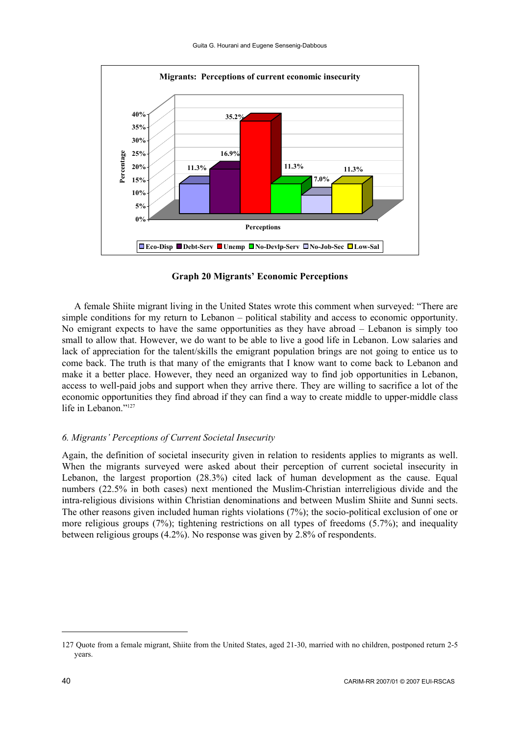**Migrants: Perceptions of current economic insecurity**

| Perceptions | Percentage |
|---|---|
| Eco-Disp | 11.3% |
| Debt-Serv | 16.9% |
| Unemp | 35.2% |
| No-Devlp-Serv | 11.3% |
| No-Job-Sec | 7.0% |
| Low-Sal | 11.3% |

**Graph 20 Migrants' Economic Perceptions**

A female Shiite migrant living in the United States wrote this comment when surveyed: "There are simple conditions for my return to Lebanon – political stability and access to economic opportunity. No emigrant expects to have the same opportunities as they have abroad – Lebanon is simply too small to allow that. However, we do want to be able to live a good life in Lebanon. Low salaries and lack of appreciation for the talent/skills the emigrant population brings are not going to entice us to come back. The truth is that many of the emigrants that I know want to come back to Lebanon and make it a better place. However, they need an organized way to find job opportunities in Lebanon, access to well-paid jobs and support when they arrive there. They are willing to sacrifice a lot of the economic opportunities they find abroad if they can find a way to create middle to upper-middle class life in Lebanon."[127]

### *6. Migrants' Perceptions of Current Societal Insecurity*

Again, the definition of societal insecurity given in relation to residents applies to migrants as well. When the migrants surveyed were asked about their perception of current societal insecurity in Lebanon, the largest proportion (28.3%) cited lack of human development as the cause. Equal numbers (22.5% in both cases) next mentioned the Muslim-Christian interreligious divide and the intra-religious divisions within Christian denominations and between Muslim Shiite and Sunni sects. The other reasons given included human rights violations (7%); the socio-political exclusion of one or more religious groups (7%); tightening restrictions on all types of freedoms (5.7%); and inequality between religious groups (4.2%). No response was given by 2.8% of respondents.

127 Quote from a female migrant, Shiite from the United States, aged 21-30, married with no children, postponed return 2-5 years.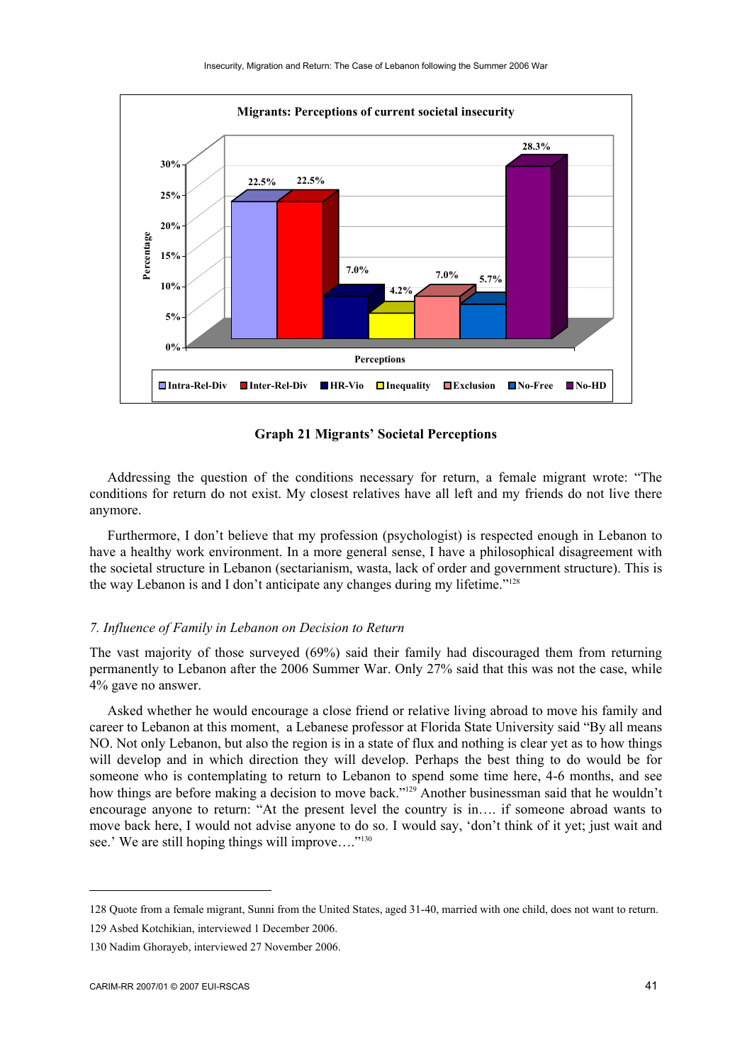**Migrants: Perceptions of current societal insecurity**

| Perceptions | Percentage |
|---|---|
| Intra-Rel-Div | 22.5% |
| Inter-Rel-Div | 22.5% |
| HR-Vio | 7.0% |
| Inequality | 4.2% |
| Exclusion | 7.0% |
| No-Free | 5.7% |
| No-HD | 28.3% |

**Graph 21 Migrants' Societal Perceptions**

Addressing the question of the conditions necessary for return, a female migrant wrote: "The conditions for return do not exist. My closest relatives have all left and my friends do not live there anymore.

Furthermore, I don't believe that my profession (psychologist) is respected enough in Lebanon to have a healthy work environment. In a more general sense, I have a philosophical disagreement with the societal structure in Lebanon (sectarianism, wasta, lack of order and government structure). This is the way Lebanon is and I don't anticipate any changes during my lifetime."[128]

### *7. Influence of Family in Lebanon on Decision to Return*

The vast majority of those surveyed (69%) said their family had discouraged them from returning permanently to Lebanon after the 2006 Summer War. Only 27% said that this was not the case, while 4% gave no answer.

Asked whether he would encourage a close friend or relative living abroad to move his family and career to Lebanon at this moment, a Lebanese professor at Florida State University said "By all means NO. Not only Lebanon, but also the region is in a state of flux and nothing is clear yet as to how things will develop and in which direction they will develop. Perhaps the best thing to do would be for someone who is contemplating to return to Lebanon to spend some time here, 4-6 months, and see how things are before making a decision to move back."[129] Another businessman said that he wouldn't encourage anyone to return: "At the present level the country is in…. if someone abroad wants to move back here, I would not advise anyone to do so. I would say, 'don't think of it yet; just wait and see.' We are still hoping things will improve…."[130]

---

128 Quote from a female migrant, Sunni from the United States, aged 31-40, married with one child, does not want to return.

129 Asbed Kotchikian, interviewed 1 December 2006.

130 Nadim Ghorayeb, interviewed 27 November 2006.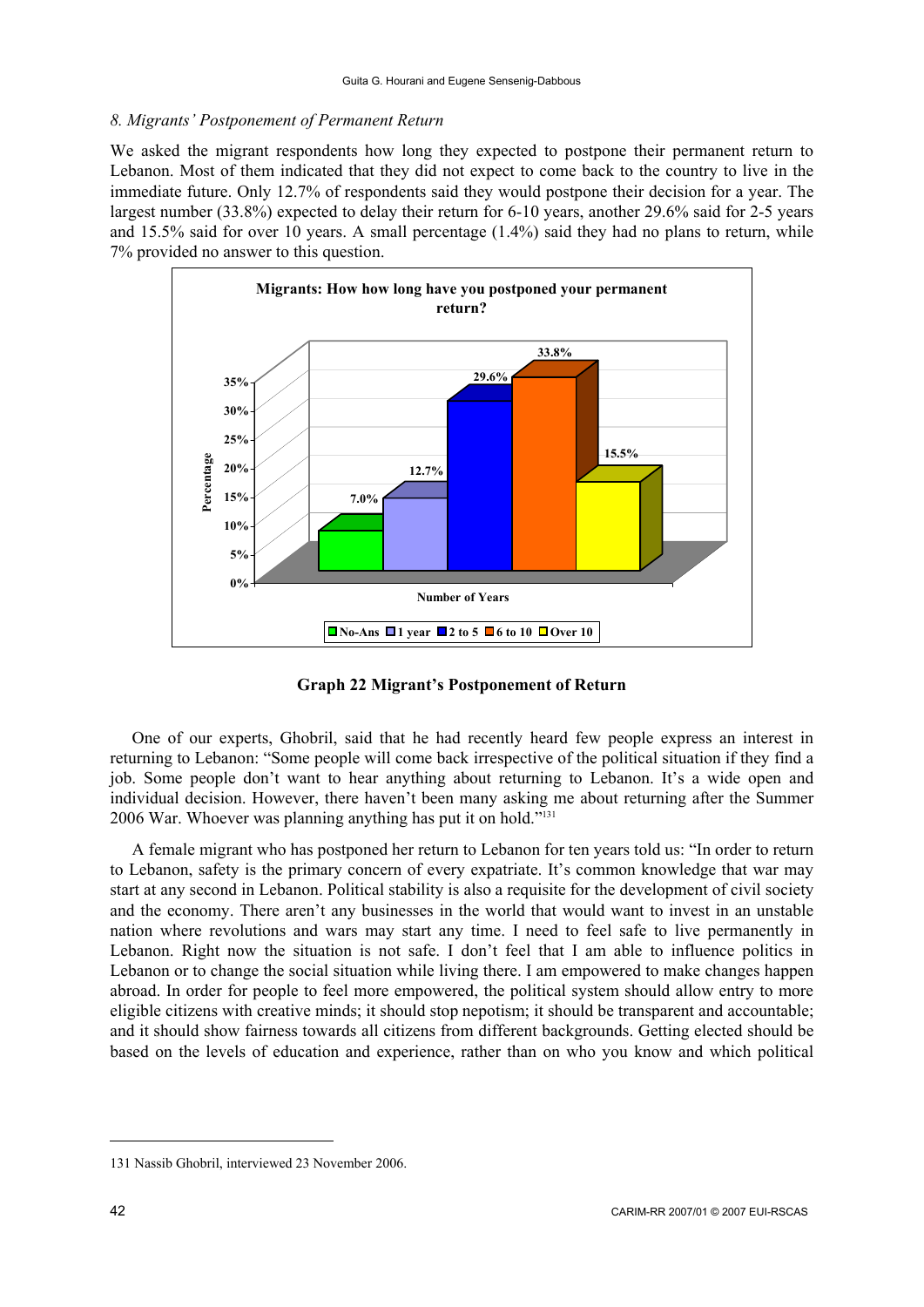*8. Migrants' Postponement of Permanent Return*

We asked the migrant respondents how long they expected to postpone their permanent return to Lebanon. Most of them indicated that they did not expect to come back to the country to live in the immediate future. Only 12.7% of respondents said they would postpone their decision for a year. The largest number (33.8%) expected to delay their return for 6-10 years, another 29.6% said for 2-5 years and 15.5% said for over 10 years. A small percentage (1.4%) said they had no plans to return, while 7% provided no answer to this question.

**Migrants: How how long have you postponed your permanent return?**

| Number of Years | Percentage |
|---|---|
| No-Ans | 7.0% |
| 1 year | 12.7% |
| 2 to 5 | 29.6% |
| 6 to 10 | 33.8% |
| Over 10 | 15.5% |

**Graph 22 Migrant's Postponement of Return**

One of our experts, Ghobril, said that he had recently heard few people express an interest in returning to Lebanon: "Some people will come back irrespective of the political situation if they find a job. Some people don't want to hear anything about returning to Lebanon. It's a wide open and individual decision. However, there haven't been many asking me about returning after the Summer 2006 War. Whoever was planning anything has put it on hold."[131]

A female migrant who has postponed her return to Lebanon for ten years told us: "In order to return to Lebanon, safety is the primary concern of every expatriate. It's common knowledge that war may start at any second in Lebanon. Political stability is also a requisite for the development of civil society and the economy. There aren't any businesses in the world that would want to invest in an unstable nation where revolutions and wars may start any time. I need to feel safe to live permanently in Lebanon. Right now the situation is not safe. I don't feel that I am able to influence politics in Lebanon or to change the social situation while living there. I am empowered to make changes happen abroad. In order for people to feel more empowered, the political system should allow entry to more eligible citizens with creative minds; it should stop nepotism; it should be transparent and accountable; and it should show fairness towards all citizens from different backgrounds. Getting elected should be based on the levels of education and experience, rather than on who you know and which political

131 Nassib Ghobril, interviewed 23 November 2006.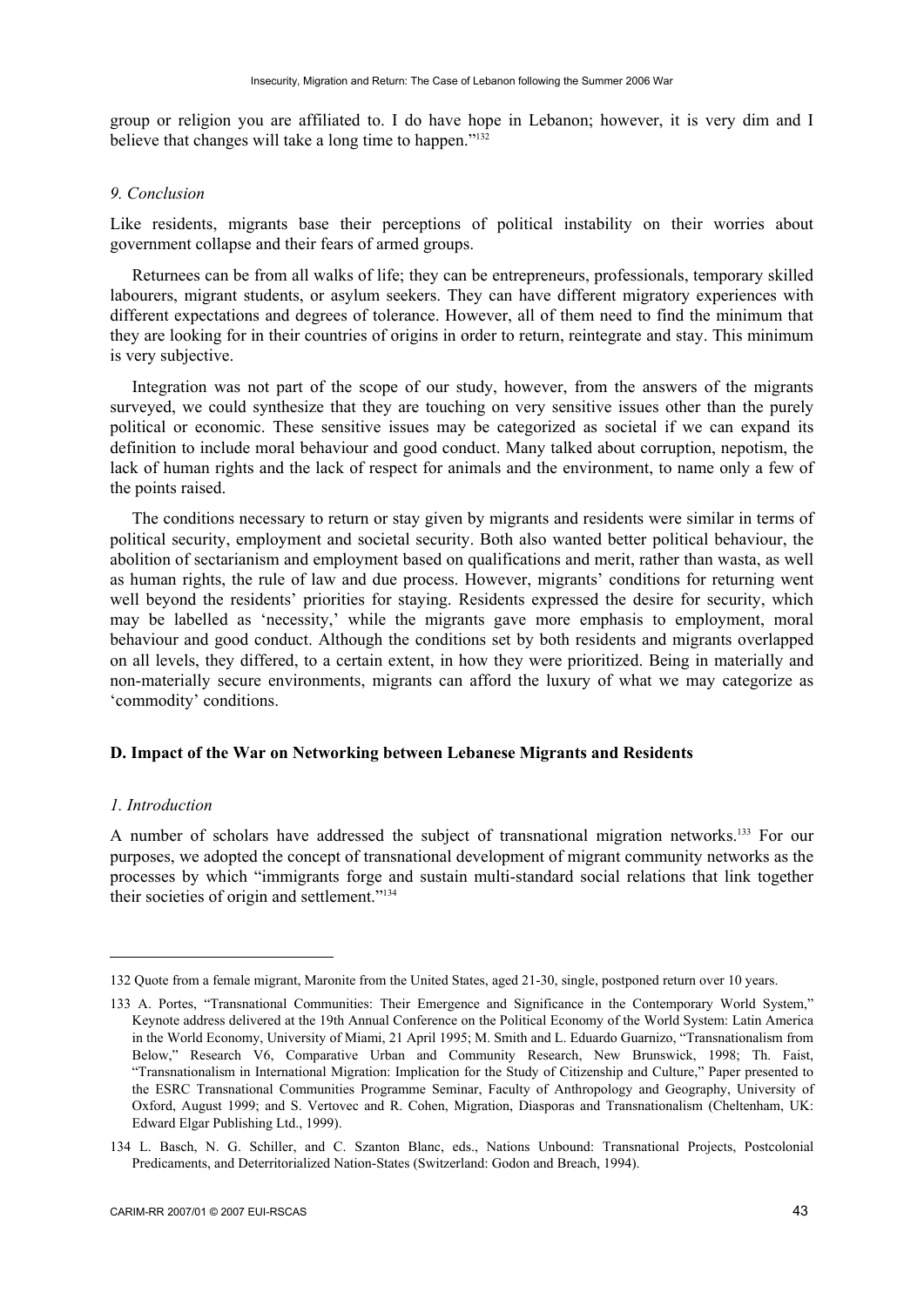group or religion you are affiliated to. I do have hope in Lebanon; however, it is very dim and I believe that changes will take a long time to happen."[132]

### *9. Conclusion*

Like residents, migrants base their perceptions of political instability on their worries about government collapse and their fears of armed groups.

Returnees can be from all walks of life; they can be entrepreneurs, professionals, temporary skilled labourers, migrant students, or asylum seekers. They can have different migratory experiences with different expectations and degrees of tolerance. However, all of them need to find the minimum that they are looking for in their countries of origins in order to return, reintegrate and stay. This minimum is very subjective.

Integration was not part of the scope of our study, however, from the answers of the migrants surveyed, we could synthesize that they are touching on very sensitive issues other than the purely political or economic. These sensitive issues may be categorized as societal if we can expand its definition to include moral behaviour and good conduct. Many talked about corruption, nepotism, the lack of human rights and the lack of respect for animals and the environment, to name only a few of the points raised.

The conditions necessary to return or stay given by migrants and residents were similar in terms of political security, employment and societal security. Both also wanted better political behaviour, the abolition of sectarianism and employment based on qualifications and merit, rather than wasta, as well as human rights, the rule of law and due process. However, migrants' conditions for returning went well beyond the residents' priorities for staying. Residents expressed the desire for security, which may be labelled as 'necessity,' while the migrants gave more emphasis to employment, moral behaviour and good conduct. Although the conditions set by both residents and migrants overlapped on all levels, they differed, to a certain extent, in how they were prioritized. Being in materially and non-materially secure environments, migrants can afford the luxury of what we may categorize as 'commodity' conditions.

## D. Impact of the War on Networking between Lebanese Migrants and Residents

### *1. Introduction*

A number of scholars have addressed the subject of transnational migration networks.[133] For our purposes, we adopted the concept of transnational development of migrant community networks as the processes by which "immigrants forge and sustain multi-standard social relations that link together their societies of origin and settlement."[134]

---

132 Quote from a female migrant, Maronite from the United States, aged 21-30, single, postponed return over 10 years.

133 A. Portes, "Transnational Communities: Their Emergence and Significance in the Contemporary World System," Keynote address delivered at the 19th Annual Conference on the Political Economy of the World System: Latin America in the World Economy, University of Miami, 21 April 1995; M. Smith and L. Eduardo Guarnizo, "Transnationalism from Below," Research V6, Comparative Urban and Community Research, New Brunswick, 1998; Th. Faist, "Transnationalism in International Migration: Implication for the Study of Citizenship and Culture," Paper presented to the ESRC Transnational Communities Programme Seminar, Faculty of Anthropology and Geography, University of Oxford, August 1999; and S. Vertovec and R. Cohen, Migration, Diasporas and Transnationalism (Cheltenham, UK: Edward Elgar Publishing Ltd., 1999).

134 L. Basch, N. G. Schiller, and C. Szanton Blanc, eds., Nations Unbound: Transnational Projects, Postcolonial Predicaments, and Deterritorialized Nation-States (Switzerland: Godon and Breach, 1994).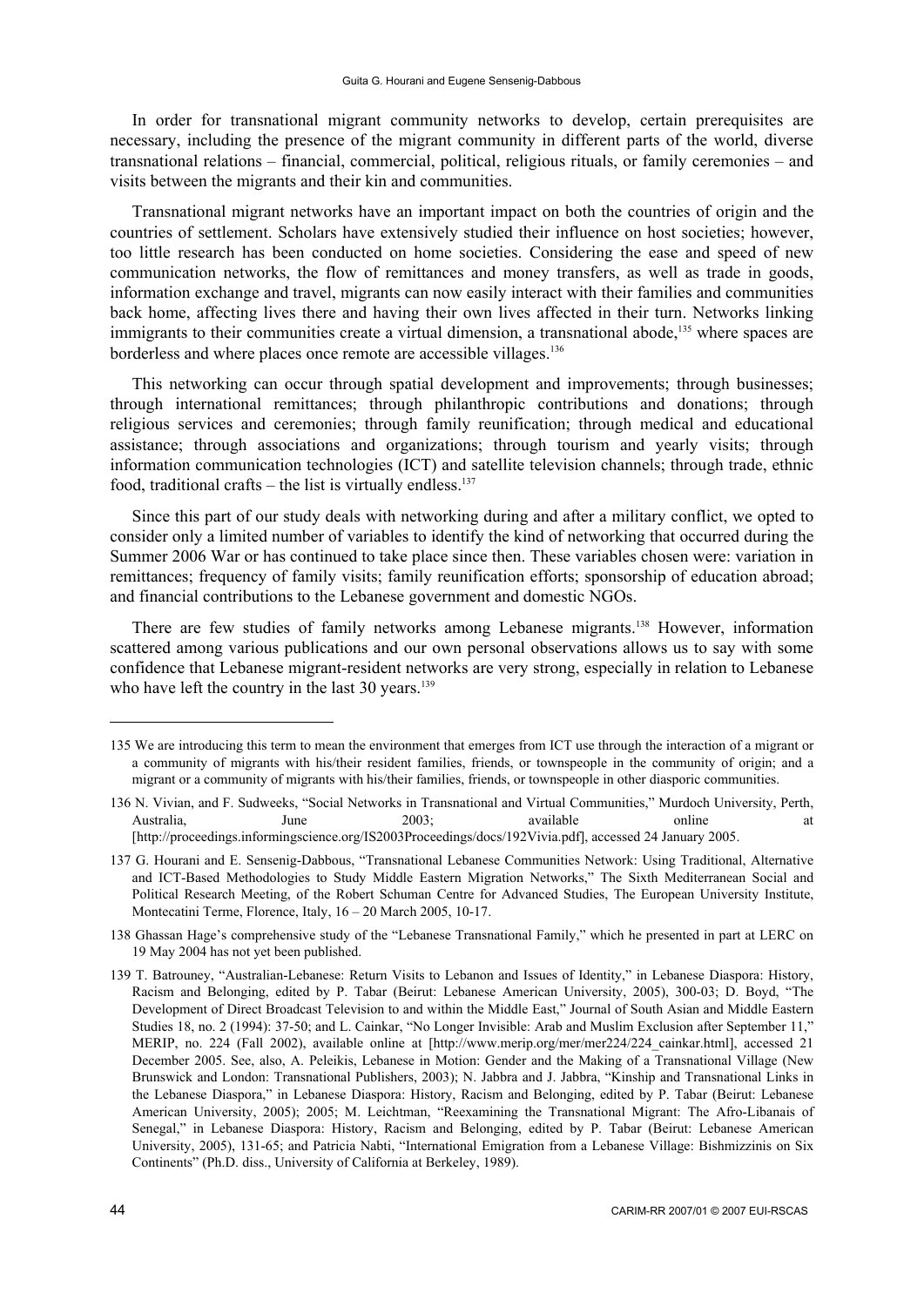In order for transnational migrant community networks to develop, certain prerequisites are necessary, including the presence of the migrant community in different parts of the world, diverse transnational relations – financial, commercial, political, religious rituals, or family ceremonies – and visits between the migrants and their kin and communities.

Transnational migrant networks have an important impact on both the countries of origin and the countries of settlement. Scholars have extensively studied their influence on host societies; however, too little research has been conducted on home societies. Considering the ease and speed of new communication networks, the flow of remittances and money transfers, as well as trade in goods, information exchange and travel, migrants can now easily interact with their families and communities back home, affecting lives there and having their own lives affected in their turn. Networks linking immigrants to their communities create a virtual dimension, a transnational abode,[135] where spaces are borderless and where places once remote are accessible villages.[136]

This networking can occur through spatial development and improvements; through businesses; through international remittances; through philanthropic contributions and donations; through religious services and ceremonies; through family reunification; through medical and educational assistance; through associations and organizations; through tourism and yearly visits; through information communication technologies (ICT) and satellite television channels; through trade, ethnic food, traditional crafts – the list is virtually endless.[137]

Since this part of our study deals with networking during and after a military conflict, we opted to consider only a limited number of variables to identify the kind of networking that occurred during the Summer 2006 War or has continued to take place since then. These variables chosen were: variation in remittances; frequency of family visits; family reunification efforts; sponsorship of education abroad; and financial contributions to the Lebanese government and domestic NGOs.

There are few studies of family networks among Lebanese migrants.[138] However, information scattered among various publications and our own personal observations allows us to say with some confidence that Lebanese migrant-resident networks are very strong, especially in relation to Lebanese who have left the country in the last 30 years.[139]

---

135 We are introducing this term to mean the environment that emerges from ICT use through the interaction of a migrant or a community of migrants with his/their resident families, friends, or townspeople in the community of origin; and a migrant or a community of migrants with his/their families, friends, or townspeople in other diasporic communities.

136 N. Vivian, and F. Sudweeks, "Social Networks in Transnational and Virtual Communities," Murdoch University, Perth, Australia, June 2003; available online at [http://proceedings.informingscience.org/IS2003Proceedings/docs/192Vivia.pdf], accessed 24 January 2005.

137 G. Hourani and E. Sensenig-Dabbous, "Transnational Lebanese Communities Network: Using Traditional, Alternative and ICT-Based Methodologies to Study Middle Eastern Migration Networks," The Sixth Mediterranean Social and Political Research Meeting, of the Robert Schuman Centre for Advanced Studies, The European University Institute, Montecatini Terme, Florence, Italy, 16 – 20 March 2005, 10-17.

138 Ghassan Hage's comprehensive study of the "Lebanese Transnational Family," which he presented in part at LERC on 19 May 2004 has not yet been published.

139 T. Batrouney, "Australian-Lebanese: Return Visits to Lebanon and Issues of Identity," in Lebanese Diaspora: History, Racism and Belonging, edited by P. Tabar (Beirut: Lebanese American University, 2005), 300-03; D. Boyd, "The Development of Direct Broadcast Television to and within the Middle East," Journal of South Asian and Middle Eastern Studies 18, no. 2 (1994): 37-50; and L. Cainkar, "No Longer Invisible: Arab and Muslim Exclusion after September 11," MERIP, no. 224 (Fall 2002), available online at [http://www.merip.org/mer/mer224/224_cainkar.html], accessed 21 December 2005. See, also, A. Peleikis, Lebanese in Motion: Gender and the Making of a Transnational Village (New Brunswick and London: Transnational Publishers, 2003); N. Jabbra and J. Jabbra, "Kinship and Transnational Links in the Lebanese Diaspora," in Lebanese Diaspora: History, Racism and Belonging, edited by P. Tabar (Beirut: Lebanese American University, 2005); 2005; M. Leichtman, "Reexamining the Transnational Migrant: The Afro-Libanais of Senegal," in Lebanese Diaspora: History, Racism and Belonging, edited by P. Tabar (Beirut: Lebanese American University, 2005), 131-65; and Patricia Nabti, "International Emigration from a Lebanese Village: Bishmizzinis on Six Continents" (Ph.D. diss., University of California at Berkeley, 1989).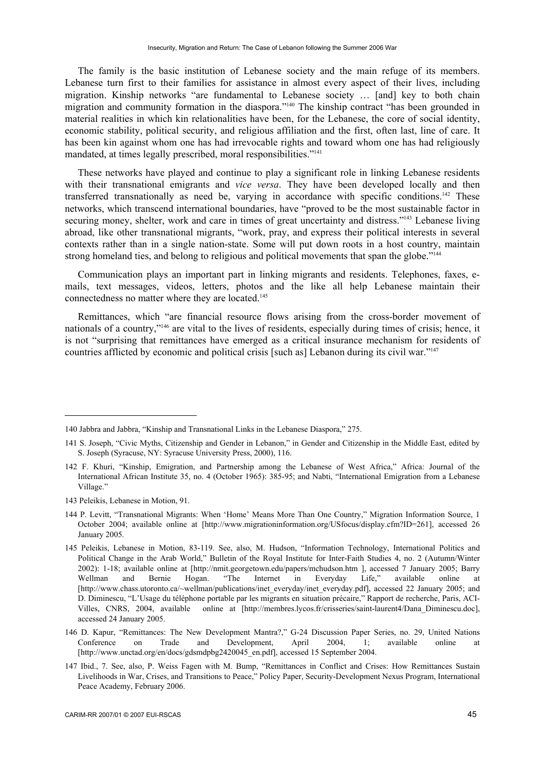The family is the basic institution of Lebanese society and the main refuge of its members. Lebanese turn first to their families for assistance in almost every aspect of their lives, including migration. Kinship networks "are fundamental to Lebanese society … [and] key to both chain migration and community formation in the diaspora."[140] The kinship contract "has been grounded in material realities in which kin relationalities have been, for the Lebanese, the core of social identity, economic stability, political security, and religious affiliation and the first, often last, line of care. It has been kin against whom one has had irrevocable rights and toward whom one has had religiously mandated, at times legally prescribed, moral responsibilities."[141]

These networks have played and continue to play a significant role in linking Lebanese residents with their transnational emigrants and *vice versa*. They have been developed locally and then transferred transnationally as need be, varying in accordance with specific conditions.[142] These networks, which transcend international boundaries, have "proved to be the most sustainable factor in securing money, shelter, work and care in times of great uncertainty and distress."[143] Lebanese living abroad, like other transnational migrants, "work, pray, and express their political interests in several contexts rather than in a single nation-state. Some will put down roots in a host country, maintain strong homeland ties, and belong to religious and political movements that span the globe."[144]

Communication plays an important part in linking migrants and residents. Telephones, faxes, e-mails, text messages, videos, letters, photos and the like all help Lebanese maintain their connectedness no matter where they are located.[145]

Remittances, which "are financial resource flows arising from the cross-border movement of nationals of a country,"[146] are vital to the lives of residents, especially during times of crisis; hence, it is not "surprising that remittances have emerged as a critical insurance mechanism for residents of countries afflicted by economic and political crisis [such as] Lebanon during its civil war."[147]

---

140 Jabbra and Jabbra, "Kinship and Transnational Links in the Lebanese Diaspora," 275.

141 S. Joseph, "Civic Myths, Citizenship and Gender in Lebanon," in Gender and Citizenship in the Middle East, edited by S. Joseph (Syracuse, NY: Syracuse University Press, 2000), 116.

142 F. Khuri, "Kinship, Emigration, and Partnership among the Lebanese of West Africa," Africa: Journal of the International African Institute 35, no. 4 (October 1965): 385-95; and Nabti, "International Emigration from a Lebanese Village."

143 Peleikis, Lebanese in Motion, 91.

144 P. Levitt, "Transnational Migrants: When 'Home' Means More Than One Country," Migration Information Source, 1 October 2004; available online at [http://www.migrationinformation.org/USfocus/display.cfm?ID=261], accessed 26 January 2005.

145 Peleikis, Lebanese in Motion, 83-119. See, also, M. Hudson, "Information Technology, International Politics and Political Change in the Arab World," Bulletin of the Royal Institute for Inter-Faith Studies 4, no. 2 (Autumn/Winter 2002): 1-18; available online at [http://nmit.georgetown.edu/papers/mchudson.htm ], accessed 7 January 2005; Barry Wellman and Bernie Hogan. "The Internet in Everyday Life," available online at [http://www.chass.utoronto.ca/~wellman/publications/inet_everyday/inet_everyday.pdf], accessed 22 January 2005; and D. Diminescu, "L'Usage du téléphone portable par les migrants en situation précaire," Rapport de recherche, Paris, ACI-Villes, CNRS, 2004, available online at [http://membres.lycos.fr/crisseries/saint-laurent4/Dana_Diminescu.doc], accessed 24 January 2005.

146 D. Kapur, "Remittances: The New Development Mantra?," G-24 Discussion Paper Series, no. 29, United Nations Conference on Trade and Development, April 2004, 1; available online at [http://www.unctad.org/en/docs/gdsmdpbg2420045_en.pdf], accessed 15 September 2004.

147 Ibid., 7. See, also, P. Weiss Fagen with M. Bump, "Remittances in Conflict and Crises: How Remittances Sustain Livelihoods in War, Crises, and Transitions to Peace," Policy Paper, Security-Development Nexus Program, International Peace Academy, February 2006.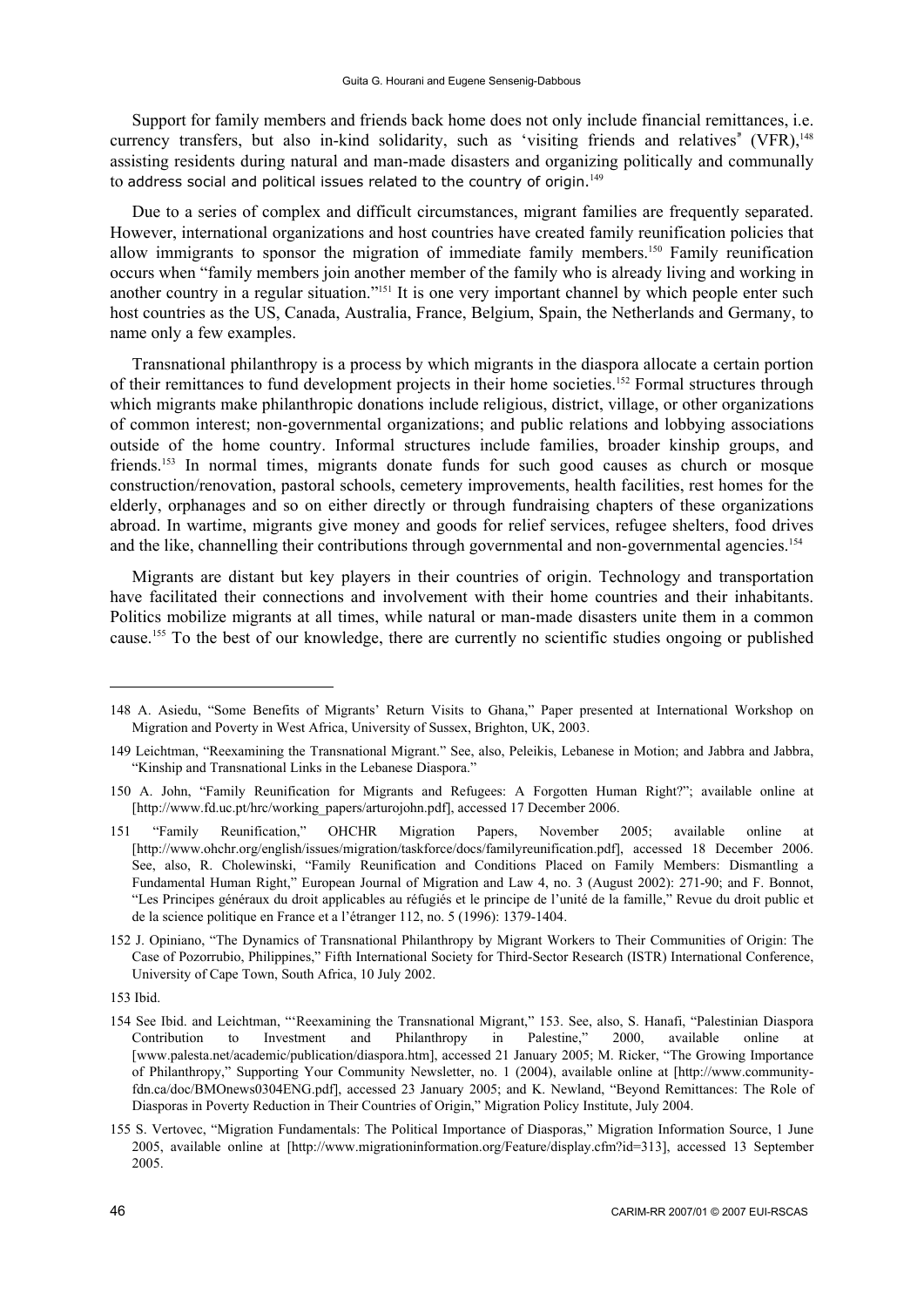Support for family members and friends back home does not only include financial remittances, i.e. currency transfers, but also in-kind solidarity, such as 'visiting friends and relatives' (VFR),[148] assisting residents during natural and man-made disasters and organizing politically and communally to address social and political issues related to the country of origin.[149]

Due to a series of complex and difficult circumstances, migrant families are frequently separated. However, international organizations and host countries have created family reunification policies that allow immigrants to sponsor the migration of immediate family members.[150] Family reunification occurs when "family members join another member of the family who is already living and working in another country in a regular situation."[151] It is one very important channel by which people enter such host countries as the US, Canada, Australia, France, Belgium, Spain, the Netherlands and Germany, to name only a few examples.

Transnational philanthropy is a process by which migrants in the diaspora allocate a certain portion of their remittances to fund development projects in their home societies.[152] Formal structures through which migrants make philanthropic donations include religious, district, village, or other organizations of common interest; non-governmental organizations; and public relations and lobbying associations outside of the home country. Informal structures include families, broader kinship groups, and friends.[153] In normal times, migrants donate funds for such good causes as church or mosque construction/renovation, pastoral schools, cemetery improvements, health facilities, rest homes for the elderly, orphanages and so on either directly or through fundraising chapters of these organizations abroad. In wartime, migrants give money and goods for relief services, refugee shelters, food drives and the like, channelling their contributions through governmental and non-governmental agencies.[154]

Migrants are distant but key players in their countries of origin. Technology and transportation have facilitated their connections and involvement with their home countries and their inhabitants. Politics mobilize migrants at all times, while natural or man-made disasters unite them in a common cause.[155] To the best of our knowledge, there are currently no scientific studies ongoing or published

---

148 A. Asiedu, "Some Benefits of Migrants' Return Visits to Ghana," Paper presented at International Workshop on Migration and Poverty in West Africa, University of Sussex, Brighton, UK, 2003.

149 Leichtman, "Reexamining the Transnational Migrant." See, also, Peleikis, Lebanese in Motion; and Jabbra and Jabbra, "Kinship and Transnational Links in the Lebanese Diaspora."

150 A. John, "Family Reunification for Migrants and Refugees: A Forgotten Human Right?"; available online at [http://www.fd.uc.pt/hrc/working_papers/arturojohn.pdf], accessed 17 December 2006.

151 "Family Reunification," OHCHR Migration Papers, November 2005; available online at [http://www.ohchr.org/english/issues/migration/taskforce/docs/familyreunification.pdf], accessed 18 December 2006. See, also, R. Cholewinski, "Family Reunification and Conditions Placed on Family Members: Dismantling a Fundamental Human Right," European Journal of Migration and Law 4, no. 3 (August 2002): 271-90; and F. Bonnot, "Les Principes généraux du droit applicables au réfugiés et le principe de l'unité de la famille," Revue du droit public et de la science politique en France et a l'étranger 112, no. 5 (1996): 1379-1404.

152 J. Opiniano, "The Dynamics of Transnational Philanthropy by Migrant Workers to Their Communities of Origin: The Case of Pozorrubio, Philippines," Fifth International Society for Third-Sector Research (ISTR) International Conference, University of Cape Town, South Africa, 10 July 2002.

153 Ibid.

154 See Ibid. and Leichtman, "'Reexamining the Transnational Migrant," 153. See, also, S. Hanafi, "Palestinian Diaspora Contribution to Investment and Philanthropy in Palestine," 2000, available online at [www.palesta.net/academic/publication/diaspora.htm], accessed 21 January 2005; M. Ricker, "The Growing Importance of Philanthropy," Supporting Your Community Newsletter, no. 1 (2004), available online at [http://www.community-fdn.ca/doc/BMOnews0304ENG.pdf], accessed 23 January 2005; and K. Newland, "Beyond Remittances: The Role of Diasporas in Poverty Reduction in Their Countries of Origin," Migration Policy Institute, July 2004.

155 S. Vertovec, "Migration Fundamentals: The Political Importance of Diasporas," Migration Information Source, 1 June 2005, available online at [http://www.migrationinformation.org/Feature/display.cfm?id=313], accessed 13 September 2005.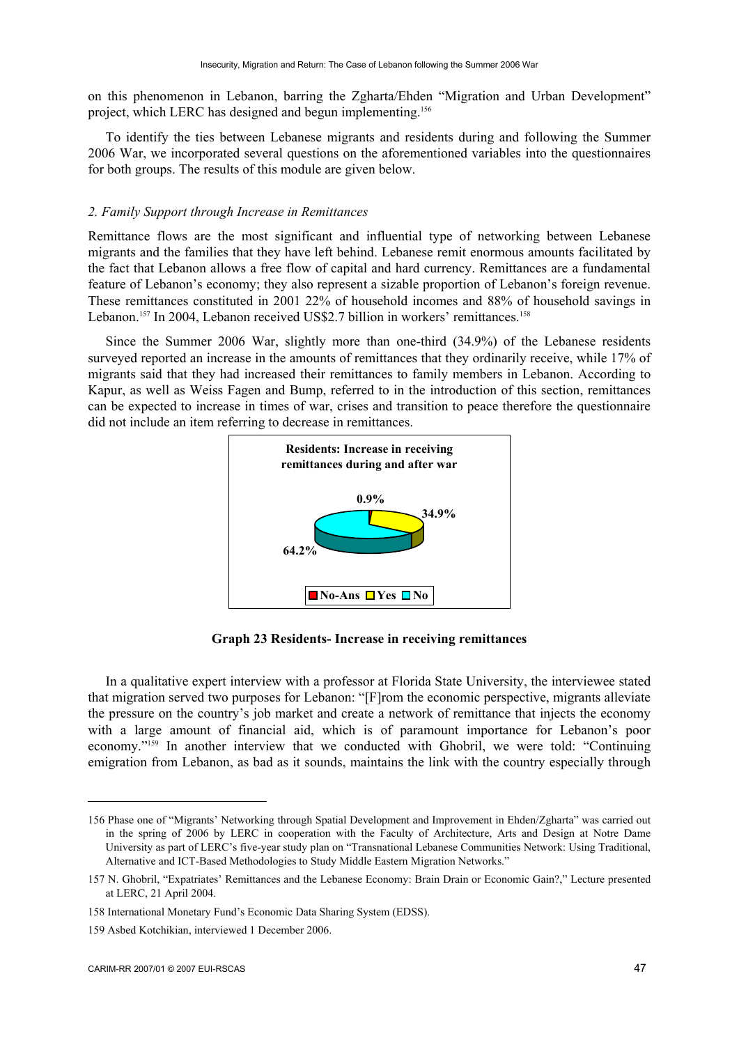on this phenomenon in Lebanon, barring the Zgharta/Ehden "Migration and Urban Development" project, which LERC has designed and begun implementing.[156]

To identify the ties between Lebanese migrants and residents during and following the Summer 2006 War, we incorporated several questions on the aforementioned variables into the questionnaires for both groups. The results of this module are given below.

*2. Family Support through Increase in Remittances*

Remittance flows are the most significant and influential type of networking between Lebanese migrants and the families that they have left behind. Lebanese remit enormous amounts facilitated by the fact that Lebanon allows a free flow of capital and hard currency. Remittances are a fundamental feature of Lebanon's economy; they also represent a sizable proportion of Lebanon's foreign revenue. These remittances constituted in 2001 22% of household incomes and 88% of household savings in Lebanon.[157] In 2004, Lebanon received US$2.7 billion in workers' remittances.[158]

Since the Summer 2006 War, slightly more than one-third (34.9%) of the Lebanese residents surveyed reported an increase in the amounts of remittances that they ordinarily receive, while 17% of migrants said that they had increased their remittances to family members in Lebanon. According to Kapur, as well as Weiss Fagen and Bump, referred to in the introduction of this section, remittances can be expected to increase in times of war, crises and transition to peace therefore the questionnaire did not include an item referring to decrease in remittances.

**Residents: Increase in receiving remittances during and after war**

| Response | Percentage |
|---|---|
| No-Ans | 0.9% |
| Yes | 34.9% |
| No | 64.2% |

**Graph 23 Residents- Increase in receiving remittances**

In a qualitative expert interview with a professor at Florida State University, the interviewee stated that migration served two purposes for Lebanon: "[F]rom the economic perspective, migrants alleviate the pressure on the country's job market and create a network of remittance that injects the economy with a large amount of financial aid, which is of paramount importance for Lebanon's poor economy."[159] In another interview that we conducted with Ghobril, we were told: "Continuing emigration from Lebanon, as bad as it sounds, maintains the link with the country especially through

156 Phase one of "Migrants' Networking through Spatial Development and Improvement in Ehden/Zgharta" was carried out in the spring of 2006 by LERC in cooperation with the Faculty of Architecture, Arts and Design at Notre Dame University as part of LERC's five-year study plan on "Transnational Lebanese Communities Network: Using Traditional, Alternative and ICT-Based Methodologies to Study Middle Eastern Migration Networks."

157 N. Ghobril, "Expatriates' Remittances and the Lebanese Economy: Brain Drain or Economic Gain?," Lecture presented at LERC, 21 April 2004.

158 International Monetary Fund's Economic Data Sharing System (EDSS).

159 Asbed Kotchikian, interviewed 1 December 2006.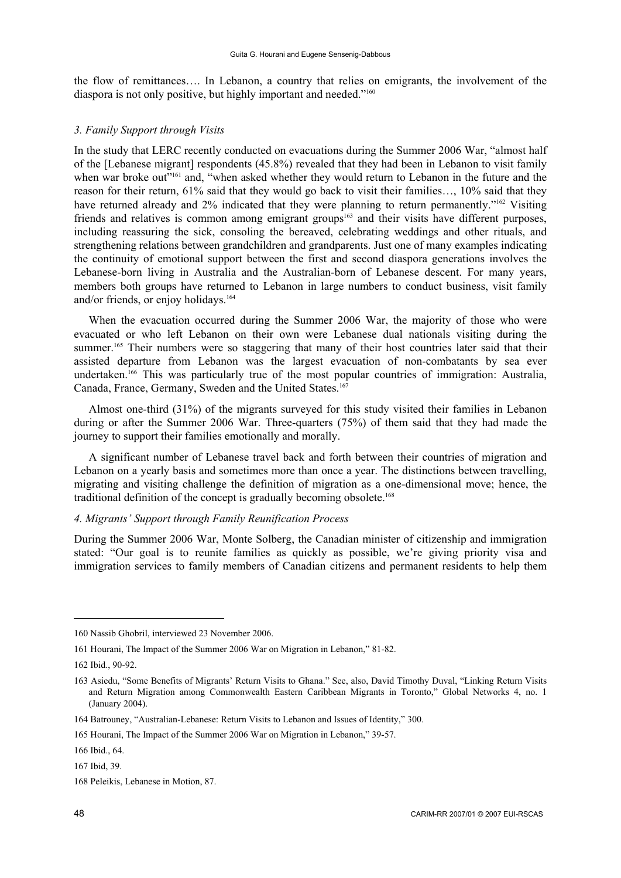the flow of remittances…. In Lebanon, a country that relies on emigrants, the involvement of the diaspora is not only positive, but highly important and needed."[160]

### *3. Family Support through Visits*

In the study that LERC recently conducted on evacuations during the Summer 2006 War, "almost half of the [Lebanese migrant] respondents (45.8%) revealed that they had been in Lebanon to visit family when war broke out"[161] and, "when asked whether they would return to Lebanon in the future and the reason for their return, 61% said that they would go back to visit their families…, 10% said that they have returned already and 2% indicated that they were planning to return permanently."[162] Visiting friends and relatives is common among emigrant groups[163] and their visits have different purposes, including reassuring the sick, consoling the bereaved, celebrating weddings and other rituals, and strengthening relations between grandchildren and grandparents. Just one of many examples indicating the continuity of emotional support between the first and second diaspora generations involves the Lebanese-born living in Australia and the Australian-born of Lebanese descent. For many years, members both groups have returned to Lebanon in large numbers to conduct business, visit family and/or friends, or enjoy holidays.[164]

When the evacuation occurred during the Summer 2006 War, the majority of those who were evacuated or who left Lebanon on their own were Lebanese dual nationals visiting during the summer.[165] Their numbers were so staggering that many of their host countries later said that their assisted departure from Lebanon was the largest evacuation of non-combatants by sea ever undertaken.[166] This was particularly true of the most popular countries of immigration: Australia, Canada, France, Germany, Sweden and the United States.[167]

Almost one-third (31%) of the migrants surveyed for this study visited their families in Lebanon during or after the Summer 2006 War. Three-quarters (75%) of them said that they had made the journey to support their families emotionally and morally.

A significant number of Lebanese travel back and forth between their countries of migration and Lebanon on a yearly basis and sometimes more than once a year. The distinctions between travelling, migrating and visiting challenge the definition of migration as a one-dimensional move; hence, the traditional definition of the concept is gradually becoming obsolete.[168]

### *4. Migrants' Support through Family Reunification Process*

During the Summer 2006 War, Monte Solberg, the Canadian minister of citizenship and immigration stated: "Our goal is to reunite families as quickly as possible, we're giving priority visa and immigration services to family members of Canadian citizens and permanent residents to help them

---

160 Nassib Ghobril, interviewed 23 November 2006.

161 Hourani, The Impact of the Summer 2006 War on Migration in Lebanon," 81-82.

162 Ibid., 90-92.

163 Asiedu, "Some Benefits of Migrants' Return Visits to Ghana." See, also, David Timothy Duval, "Linking Return Visits and Return Migration among Commonwealth Eastern Caribbean Migrants in Toronto," Global Networks 4, no. 1 (January 2004).

164 Batrouney, "Australian-Lebanese: Return Visits to Lebanon and Issues of Identity," 300.

165 Hourani, The Impact of the Summer 2006 War on Migration in Lebanon," 39-57.

166 Ibid., 64.

167 Ibid, 39.

168 Peleikis, Lebanese in Motion, 87.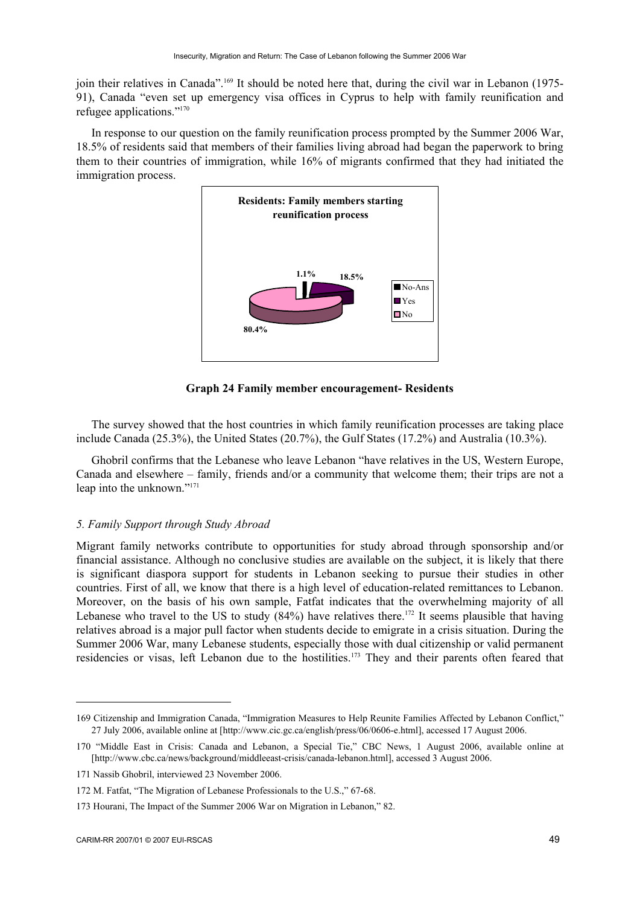join their relatives in Canada".[169] It should be noted here that, during the civil war in Lebanon (1975-91), Canada "even set up emergency visa offices in Cyprus to help with family reunification and refugee applications."[170]

In response to our question on the family reunification process prompted by the Summer 2006 War, 18.5% of residents said that members of their families living abroad had began the paperwork to bring them to their countries of immigration, while 16% of migrants confirmed that they had initiated the immigration process.

**Residents: Family members starting reunification process**

| Response | Percentage |
|---|---|
| No-Ans | 1.1% |
| Yes | 18.5% |
| No | 80.4% |

**Graph 24 Family member encouragement- Residents**

The survey showed that the host countries in which family reunification processes are taking place include Canada (25.3%), the United States (20.7%), the Gulf States (17.2%) and Australia (10.3%).

Ghobril confirms that the Lebanese who leave Lebanon "have relatives in the US, Western Europe, Canada and elsewhere – family, friends and/or a community that welcome them; their trips are not a leap into the unknown."[171]

*5. Family Support through Study Abroad*

Migrant family networks contribute to opportunities for study abroad through sponsorship and/or financial assistance. Although no conclusive studies are available on the subject, it is likely that there is significant diaspora support for students in Lebanon seeking to pursue their studies in other countries. First of all, we know that there is a high level of education-related remittances to Lebanon. Moreover, on the basis of his own sample, Fatfat indicates that the overwhelming majority of all Lebanese who travel to the US to study (84%) have relatives there.[172] It seems plausible that having relatives abroad is a major pull factor when students decide to emigrate in a crisis situation. During the Summer 2006 War, many Lebanese students, especially those with dual citizenship or valid permanent residencies or visas, left Lebanon due to the hostilities.[173] They and their parents often feared that

---

169 Citizenship and Immigration Canada, "Immigration Measures to Help Reunite Families Affected by Lebanon Conflict," 27 July 2006, available online at [http://www.cic.gc.ca/english/press/06/0606-e.html], accessed 17 August 2006.

170 "Middle East in Crisis: Canada and Lebanon, a Special Tie," CBC News, 1 August 2006, available online at [http://www.cbc.ca/news/background/middleeast-crisis/canada-lebanon.html], accessed 3 August 2006.

171 Nassib Ghobril, interviewed 23 November 2006.

172 M. Fatfat, "The Migration of Lebanese Professionals to the U.S.," 67-68.

173 Hourani, The Impact of the Summer 2006 War on Migration in Lebanon," 82.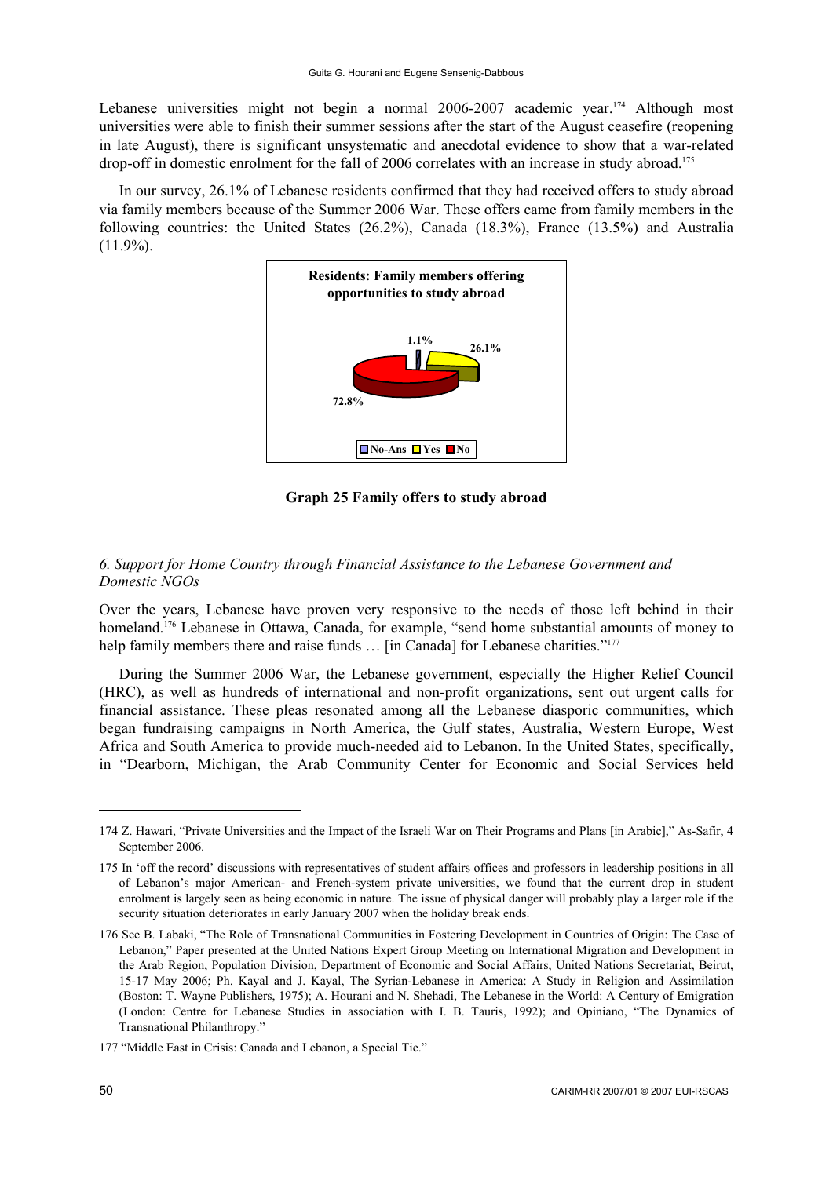Lebanese universities might not begin a normal 2006-2007 academic year.[174] Although most universities were able to finish their summer sessions after the start of the August ceasefire (reopening in late August), there is significant unsystematic and anecdotal evidence to show that a war-related drop-off in domestic enrolment for the fall of 2006 correlates with an increase in study abroad.[175]

In our survey, 26.1% of Lebanese residents confirmed that they had received offers to study abroad via family members because of the Summer 2006 War. These offers came from family members in the following countries: the United States (26.2%), Canada (18.3%), France (13.5%) and Australia (11.9%).

**Residents: Family members offering opportunities to study abroad**

| No-Ans | Yes | No |
|---|---|---|
| 1.1% | 26.1% | 72.8% |

**Graph 25 Family offers to study abroad**

### *6. Support for Home Country through Financial Assistance to the Lebanese Government and Domestic NGOs*

Over the years, Lebanese have proven very responsive to the needs of those left behind in their homeland.[176] Lebanese in Ottawa, Canada, for example, "send home substantial amounts of money to help family members there and raise funds … [in Canada] for Lebanese charities."[177]

During the Summer 2006 War, the Lebanese government, especially the Higher Relief Council (HRC), as well as hundreds of international and non-profit organizations, sent out urgent calls for financial assistance. These pleas resonated among all the Lebanese diasporic communities, which began fundraising campaigns in North America, the Gulf states, Australia, Western Europe, West Africa and South America to provide much-needed aid to Lebanon. In the United States, specifically, in "Dearborn, Michigan, the Arab Community Center for Economic and Social Services held

---

174 Z. Hawari, "Private Universities and the Impact of the Israeli War on Their Programs and Plans [in Arabic]," As-Safir, 4 September 2006.

175 In 'off the record' discussions with representatives of student affairs offices and professors in leadership positions in all of Lebanon's major American- and French-system private universities, we found that the current drop in student enrolment is largely seen as being economic in nature. The issue of physical danger will probably play a larger role if the security situation deteriorates in early January 2007 when the holiday break ends.

176 See B. Labaki, "The Role of Transnational Communities in Fostering Development in Countries of Origin: The Case of Lebanon," Paper presented at the United Nations Expert Group Meeting on International Migration and Development in the Arab Region, Population Division, Department of Economic and Social Affairs, United Nations Secretariat, Beirut, 15-17 May 2006; Ph. Kayal and J. Kayal, The Syrian-Lebanese in America: A Study in Religion and Assimilation (Boston: T. Wayne Publishers, 1975); A. Hourani and N. Shehadi, The Lebanese in the World: A Century of Emigration (London: Centre for Lebanese Studies in association with I. B. Tauris, 1992); and Opiniano, "The Dynamics of Transnational Philanthropy."

177 "Middle East in Crisis: Canada and Lebanon, a Special Tie."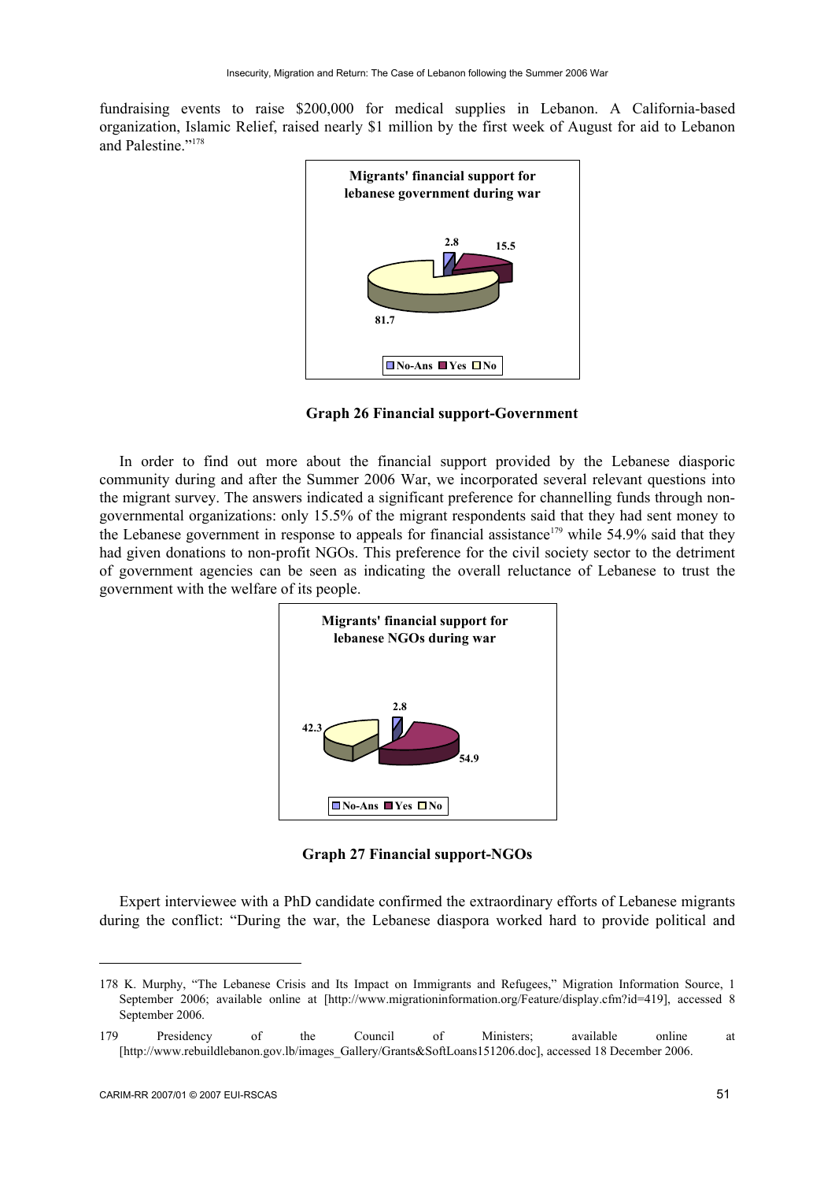fundraising events to raise $200,000 for medical supplies in Lebanon. A California-based organization, Islamic Relief, raised nearly $1 million by the first week of August for aid to Lebanon and Palestine."[178]

**Graph 26 Financial support-Government**

In order to find out more about the financial support provided by the Lebanese diasporic community during and after the Summer 2006 War, we incorporated several relevant questions into the migrant survey. The answers indicated a significant preference for channelling funds through non-governmental organizations: only 15.5% of the migrant respondents said that they had sent money to the Lebanese government in response to appeals for financial assistance[179] while 54.9% said that they had given donations to non-profit NGOs. This preference for the civil society sector to the detriment of government agencies can be seen as indicating the overall reluctance of Lebanese to trust the government with the welfare of its people.

**Graph 27 Financial support-NGOs**

Expert interviewee with a PhD candidate confirmed the extraordinary efforts of Lebanese migrants during the conflict: "During the war, the Lebanese diaspora worked hard to provide political and

---

178 K. Murphy, "The Lebanese Crisis and Its Impact on Immigrants and Refugees," Migration Information Source, 1 September 2006; available online at [http://www.migrationinformation.org/Feature/display.cfm?id=419], accessed 8 September 2006.

179 Presidency of the Council of Ministers; available online at [http://www.rebuildlebanon.gov.lb/images_Gallery/Grants&SoftLoans151206.doc], accessed 18 December 2006.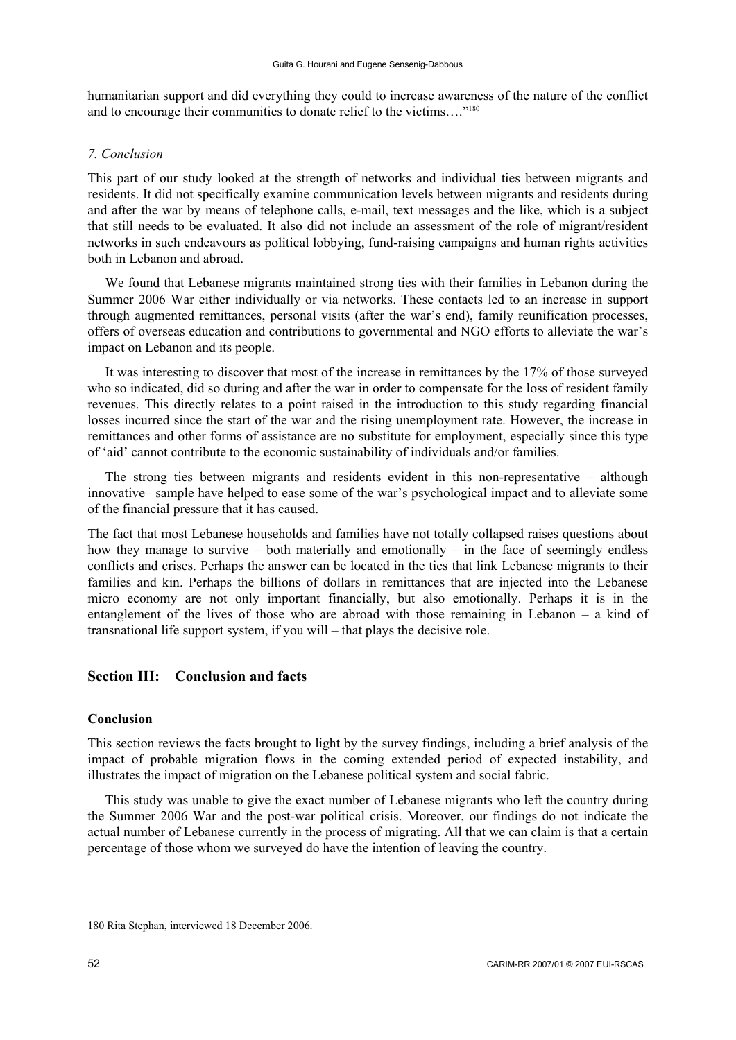humanitarian support and did everything they could to increase awareness of the nature of the conflict and to encourage their communities to donate relief to the victims…."[180]

### *7. Conclusion*

This part of our study looked at the strength of networks and individual ties between migrants and residents. It did not specifically examine communication levels between migrants and residents during and after the war by means of telephone calls, e-mail, text messages and the like, which is a subject that still needs to be evaluated. It also did not include an assessment of the role of migrant/resident networks in such endeavours as political lobbying, fund-raising campaigns and human rights activities both in Lebanon and abroad.

We found that Lebanese migrants maintained strong ties with their families in Lebanon during the Summer 2006 War either individually or via networks. These contacts led to an increase in support through augmented remittances, personal visits (after the war's end), family reunification processes, offers of overseas education and contributions to governmental and NGO efforts to alleviate the war's impact on Lebanon and its people.

It was interesting to discover that most of the increase in remittances by the 17% of those surveyed who so indicated, did so during and after the war in order to compensate for the loss of resident family revenues. This directly relates to a point raised in the introduction to this study regarding financial losses incurred since the start of the war and the rising unemployment rate. However, the increase in remittances and other forms of assistance are no substitute for employment, especially since this type of 'aid' cannot contribute to the economic sustainability of individuals and/or families.

The strong ties between migrants and residents evident in this non-representative – although innovative– sample have helped to ease some of the war's psychological impact and to alleviate some of the financial pressure that it has caused.

The fact that most Lebanese households and families have not totally collapsed raises questions about how they manage to survive – both materially and emotionally – in the face of seemingly endless conflicts and crises. Perhaps the answer can be located in the ties that link Lebanese migrants to their families and kin. Perhaps the billions of dollars in remittances that are injected into the Lebanese micro economy are not only important financially, but also emotionally. Perhaps it is in the entanglement of the lives of those who are abroad with those remaining in Lebanon – a kind of transnational life support system, if you will – that plays the decisive role.

## Section III: Conclusion and facts

### Conclusion

This section reviews the facts brought to light by the survey findings, including a brief analysis of the impact of probable migration flows in the coming extended period of expected instability, and illustrates the impact of migration on the Lebanese political system and social fabric.

This study was unable to give the exact number of Lebanese migrants who left the country during the Summer 2006 War and the post-war political crisis. Moreover, our findings do not indicate the actual number of Lebanese currently in the process of migrating. All that we can claim is that a certain percentage of those whom we surveyed do have the intention of leaving the country.

---

180 Rita Stephan, interviewed 18 December 2006.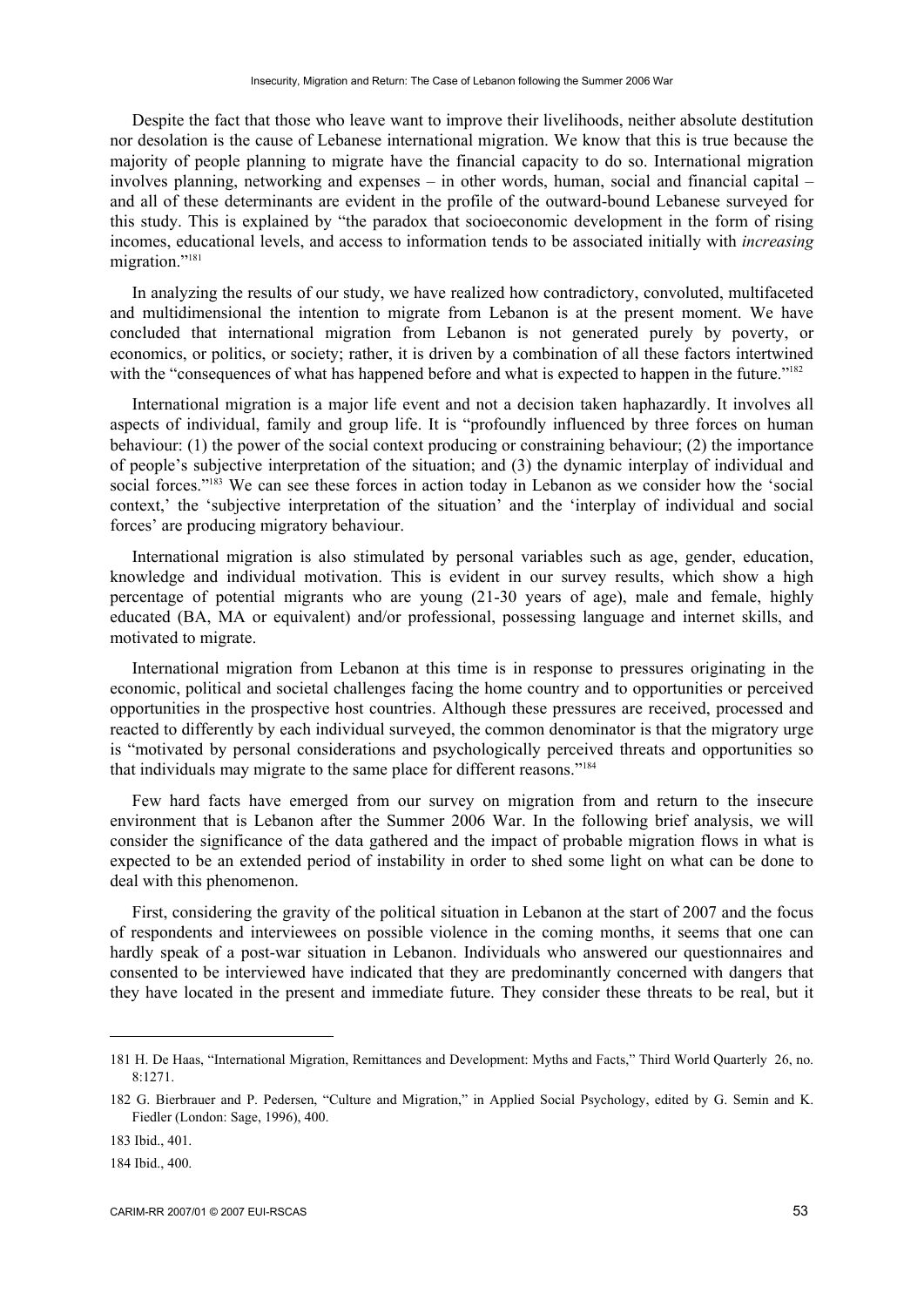Despite the fact that those who leave want to improve their livelihoods, neither absolute destitution nor desolation is the cause of Lebanese international migration. We know that this is true because the majority of people planning to migrate have the financial capacity to do so. International migration involves planning, networking and expenses – in other words, human, social and financial capital – and all of these determinants are evident in the profile of the outward-bound Lebanese surveyed for this study. This is explained by "the paradox that socioeconomic development in the form of rising incomes, educational levels, and access to information tends to be associated initially with *increasing* migration."[181]

In analyzing the results of our study, we have realized how contradictory, convoluted, multifaceted and multidimensional the intention to migrate from Lebanon is at the present moment. We have concluded that international migration from Lebanon is not generated purely by poverty, or economics, or politics, or society; rather, it is driven by a combination of all these factors intertwined with the "consequences of what has happened before and what is expected to happen in the future."[182]

International migration is a major life event and not a decision taken haphazardly. It involves all aspects of individual, family and group life. It is "profoundly influenced by three forces on human behaviour: (1) the power of the social context producing or constraining behaviour; (2) the importance of people's subjective interpretation of the situation; and (3) the dynamic interplay of individual and social forces."[183] We can see these forces in action today in Lebanon as we consider how the 'social context,' the 'subjective interpretation of the situation' and the 'interplay of individual and social forces' are producing migratory behaviour.

International migration is also stimulated by personal variables such as age, gender, education, knowledge and individual motivation. This is evident in our survey results, which show a high percentage of potential migrants who are young (21-30 years of age), male and female, highly educated (BA, MA or equivalent) and/or professional, possessing language and internet skills, and motivated to migrate.

International migration from Lebanon at this time is in response to pressures originating in the economic, political and societal challenges facing the home country and to opportunities or perceived opportunities in the prospective host countries. Although these pressures are received, processed and reacted to differently by each individual surveyed, the common denominator is that the migratory urge is "motivated by personal considerations and psychologically perceived threats and opportunities so that individuals may migrate to the same place for different reasons."[184]

Few hard facts have emerged from our survey on migration from and return to the insecure environment that is Lebanon after the Summer 2006 War. In the following brief analysis, we will consider the significance of the data gathered and the impact of probable migration flows in what is expected to be an extended period of instability in order to shed some light on what can be done to deal with this phenomenon.

First, considering the gravity of the political situation in Lebanon at the start of 2007 and the focus of respondents and interviewees on possible violence in the coming months, it seems that one can hardly speak of a post-war situation in Lebanon. Individuals who answered our questionnaires and consented to be interviewed have indicated that they are predominantly concerned with dangers that they have located in the present and immediate future. They consider these threats to be real, but it

---

181 H. De Haas, "International Migration, Remittances and Development: Myths and Facts," Third World Quarterly 26, no. 8:1271.

182 G. Bierbrauer and P. Pedersen, "Culture and Migration," in Applied Social Psychology, edited by G. Semin and K. Fiedler (London: Sage, 1996), 400.

183 Ibid., 401.

184 Ibid., 400.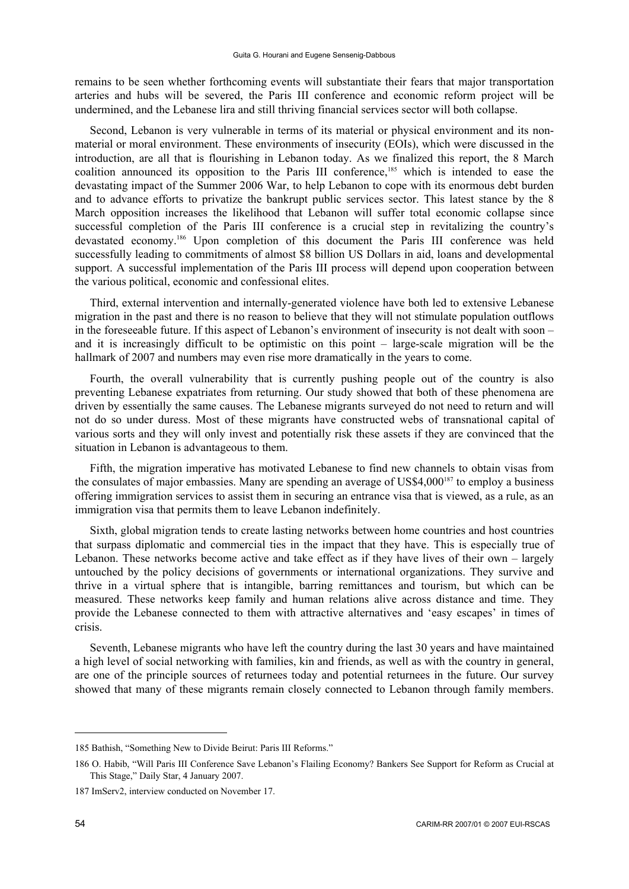remains to be seen whether forthcoming events will substantiate their fears that major transportation arteries and hubs will be severed, the Paris III conference and economic reform project will be undermined, and the Lebanese lira and still thriving financial services sector will both collapse.

Second, Lebanon is very vulnerable in terms of its material or physical environment and its non-material or moral environment. These environments of insecurity (EOIs), which were discussed in the introduction, are all that is flourishing in Lebanon today. As we finalized this report, the 8 March coalition announced its opposition to the Paris III conference,[185] which is intended to ease the devastating impact of the Summer 2006 War, to help Lebanon to cope with its enormous debt burden and to advance efforts to privatize the bankrupt public services sector. This latest stance by the 8 March opposition increases the likelihood that Lebanon will suffer total economic collapse since successful completion of the Paris III conference is a crucial step in revitalizing the country's devastated economy.[186] Upon completion of this document the Paris III conference was held successfully leading to commitments of almost $8 billion US Dollars in aid, loans and developmental support. A successful implementation of the Paris III process will depend upon cooperation between the various political, economic and confessional elites.

Third, external intervention and internally-generated violence have both led to extensive Lebanese migration in the past and there is no reason to believe that they will not stimulate population outflows in the foreseeable future. If this aspect of Lebanon's environment of insecurity is not dealt with soon – and it is increasingly difficult to be optimistic on this point – large-scale migration will be the hallmark of 2007 and numbers may even rise more dramatically in the years to come.

Fourth, the overall vulnerability that is currently pushing people out of the country is also preventing Lebanese expatriates from returning. Our study showed that both of these phenomena are driven by essentially the same causes. The Lebanese migrants surveyed do not need to return and will not do so under duress. Most of these migrants have constructed webs of transnational capital of various sorts and they will only invest and potentially risk these assets if they are convinced that the situation in Lebanon is advantageous to them.

Fifth, the migration imperative has motivated Lebanese to find new channels to obtain visas from the consulates of major embassies. Many are spending an average of US$4,000[187] to employ a business offering immigration services to assist them in securing an entrance visa that is viewed, as a rule, as an immigration visa that permits them to leave Lebanon indefinitely.

Sixth, global migration tends to create lasting networks between home countries and host countries that surpass diplomatic and commercial ties in the impact that they have. This is especially true of Lebanon. These networks become active and take effect as if they have lives of their own – largely untouched by the policy decisions of governments or international organizations. They survive and thrive in a virtual sphere that is intangible, barring remittances and tourism, but which can be measured. These networks keep family and human relations alive across distance and time. They provide the Lebanese connected to them with attractive alternatives and 'easy escapes' in times of crisis.

Seventh, Lebanese migrants who have left the country during the last 30 years and have maintained a high level of social networking with families, kin and friends, as well as with the country in general, are one of the principle sources of returnees today and potential returnees in the future. Our survey showed that many of these migrants remain closely connected to Lebanon through family members.

---

185 Bathish, "Something New to Divide Beirut: Paris III Reforms."

186 O. Habib, "Will Paris III Conference Save Lebanon's Flailing Economy? Bankers See Support for Reform as Crucial at This Stage," Daily Star, 4 January 2007.

187 ImServ2, interview conducted on November 17.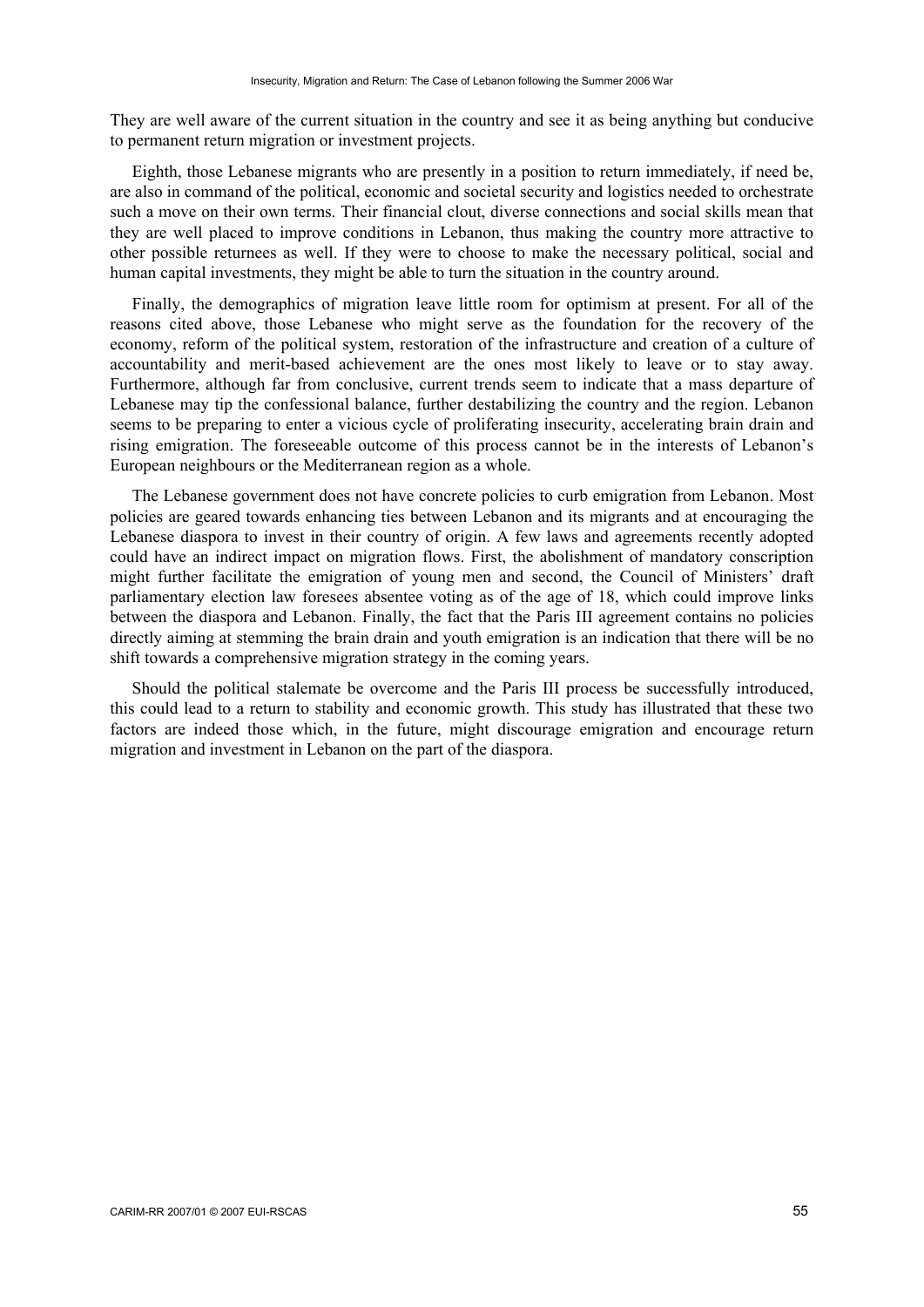They are well aware of the current situation in the country and see it as being anything but conducive to permanent return migration or investment projects.

Eighth, those Lebanese migrants who are presently in a position to return immediately, if need be, are also in command of the political, economic and societal security and logistics needed to orchestrate such a move on their own terms. Their financial clout, diverse connections and social skills mean that they are well placed to improve conditions in Lebanon, thus making the country more attractive to other possible returnees as well. If they were to choose to make the necessary political, social and human capital investments, they might be able to turn the situation in the country around.

Finally, the demographics of migration leave little room for optimism at present. For all of the reasons cited above, those Lebanese who might serve as the foundation for the recovery of the economy, reform of the political system, restoration of the infrastructure and creation of a culture of accountability and merit-based achievement are the ones most likely to leave or to stay away. Furthermore, although far from conclusive, current trends seem to indicate that a mass departure of Lebanese may tip the confessional balance, further destabilizing the country and the region. Lebanon seems to be preparing to enter a vicious cycle of proliferating insecurity, accelerating brain drain and rising emigration. The foreseeable outcome of this process cannot be in the interests of Lebanon's European neighbours or the Mediterranean region as a whole.

The Lebanese government does not have concrete policies to curb emigration from Lebanon. Most policies are geared towards enhancing ties between Lebanon and its migrants and at encouraging the Lebanese diaspora to invest in their country of origin. A few laws and agreements recently adopted could have an indirect impact on migration flows. First, the abolishment of mandatory conscription might further facilitate the emigration of young men and second, the Council of Ministers' draft parliamentary election law foresees absentee voting as of the age of 18, which could improve links between the diaspora and Lebanon. Finally, the fact that the Paris III agreement contains no policies directly aiming at stemming the brain drain and youth emigration is an indication that there will be no shift towards a comprehensive migration strategy in the coming years.

Should the political stalemate be overcome and the Paris III process be successfully introduced, this could lead to a return to stability and economic growth. This study has illustrated that these two factors are indeed those which, in the future, might discourage emigration and encourage return migration and investment in Lebanon on the part of the diaspora.